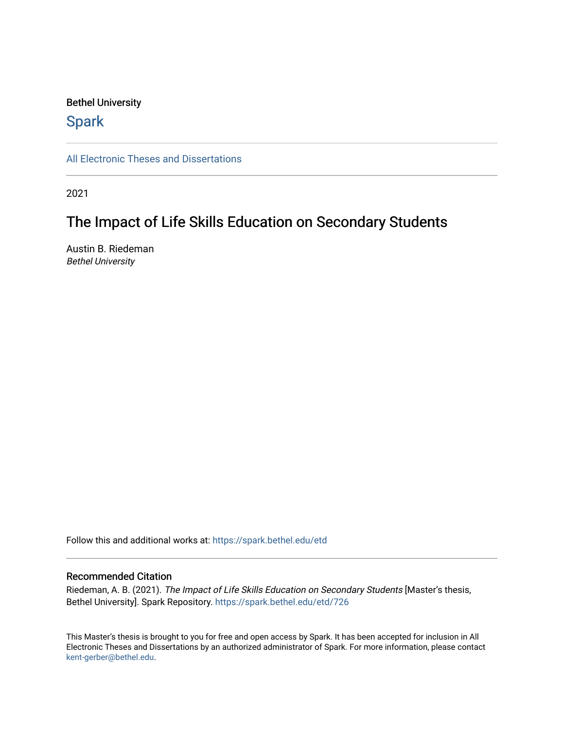Bethel University

## Spark

All Electronic Theses and Dissertations

2021

# The Impact of Life Skills Education on Secondary Students

Austin B. Riedeman
*Bethel University*

Follow this and additional works at: https://spark.bethel.edu/etd

### Recommended Citation

Riedeman, A. B. (2021). *The Impact of Life Skills Education on Secondary Students* [Master's thesis, Bethel University]. Spark Repository. https://spark.bethel.edu/etd/726

This Master's thesis is brought to you for free and open access by Spark. It has been accepted for inclusion in All Electronic Theses and Dissertations by an authorized administrator of Spark. For more information, please contact kent-gerber@bethel.edu.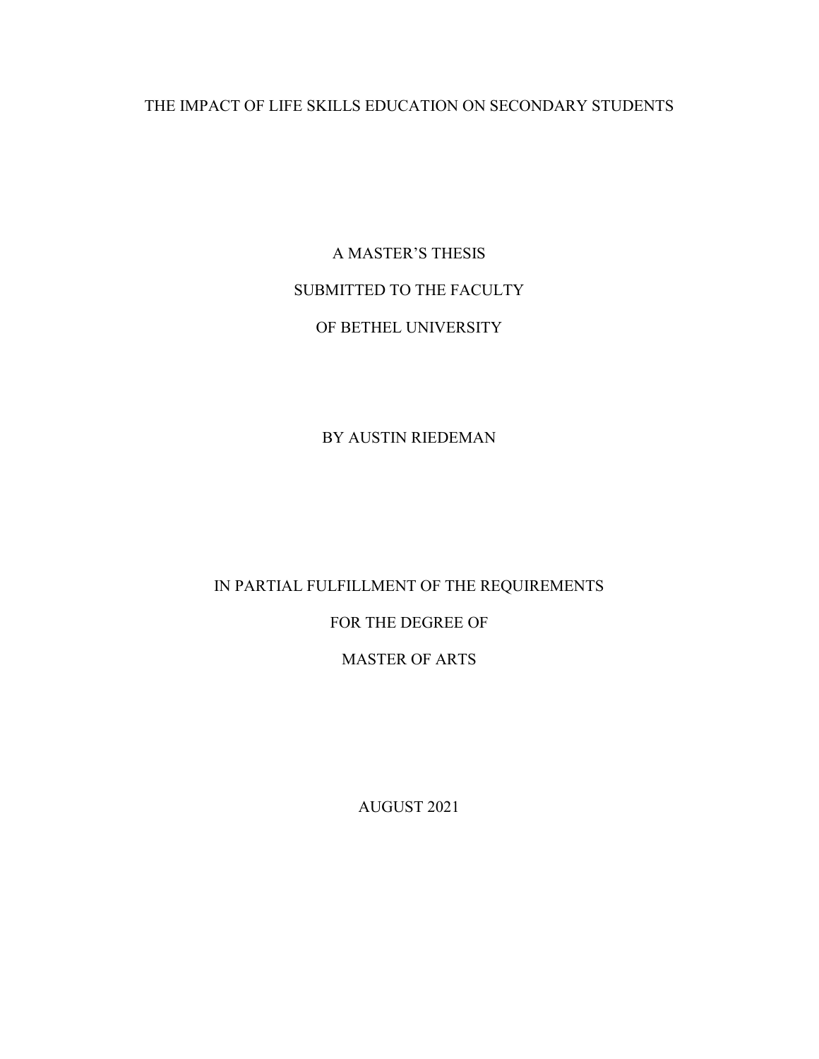# THE IMPACT OF LIFE SKILLS EDUCATION ON SECONDARY STUDENTS

A MASTER'S THESIS

SUBMITTED TO THE FACULTY

OF BETHEL UNIVERSITY

BY AUSTIN RIEDEMAN

IN PARTIAL FULFILLMENT OF THE REQUIREMENTS

FOR THE DEGREE OF

MASTER OF ARTS

AUGUST 2021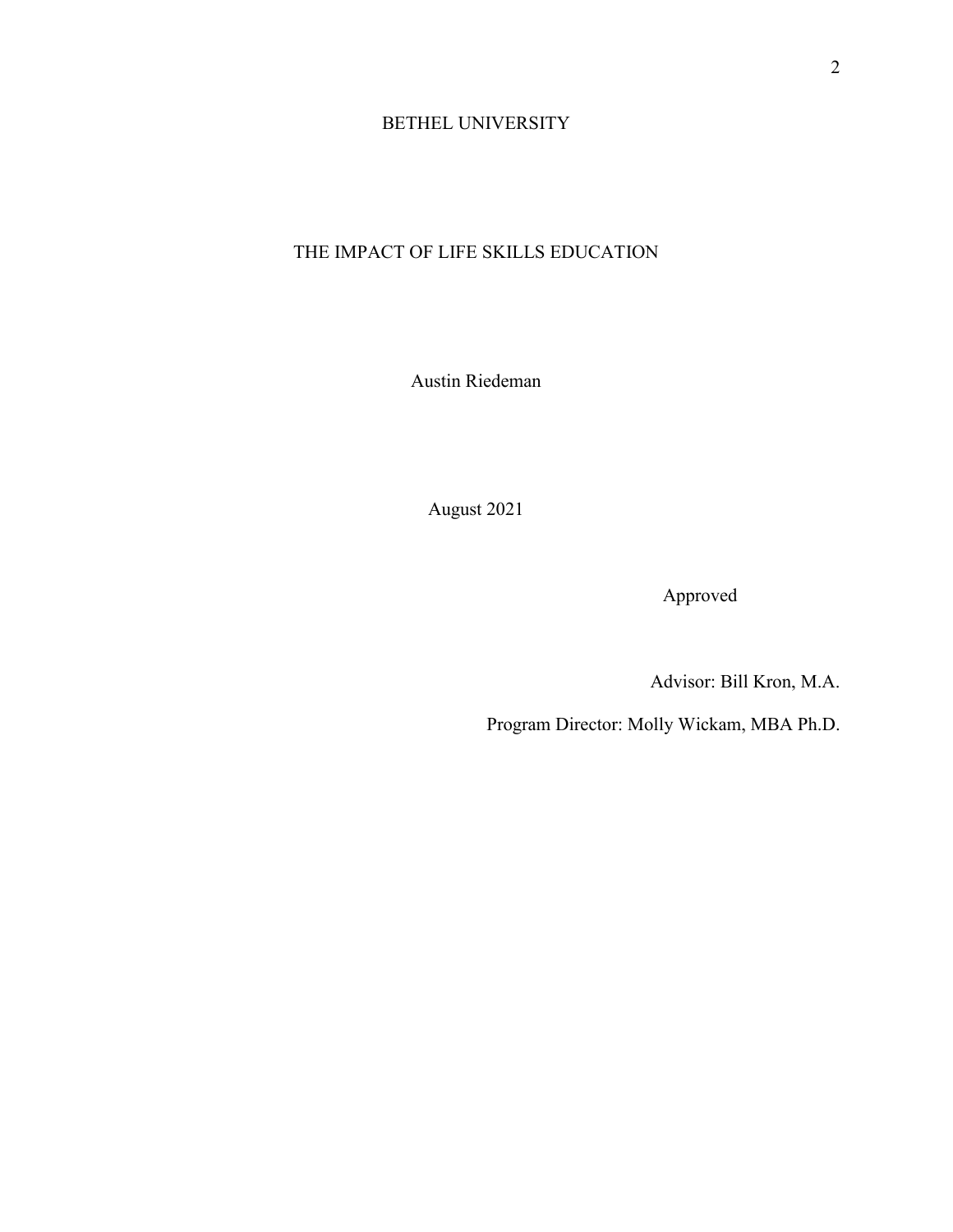BETHEL UNIVERSITY

THE IMPACT OF LIFE SKILLS EDUCATION

Austin Riedeman

August 2021

Approved

Advisor: Bill Kron, M.A.

Program Director: Molly Wickam, MBA Ph.D.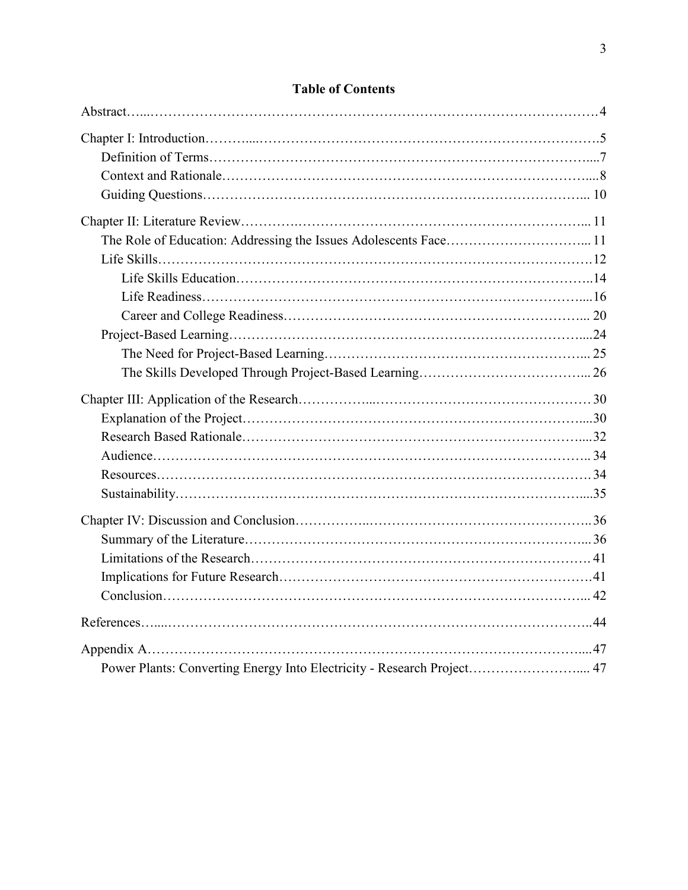# Table of Contents

Abstract … 4

Chapter I: Introduction … 5

- Definition of Terms … 7
- Context and Rationale … 8
- Guiding Questions … 10

Chapter II: Literature Review … 11

- The Role of Education: Addressing the Issues Adolescents Face … 11
- Life Skills … 12
  - Life Skills Education … 14
  - Life Readiness … 16
  - Career and College Readiness … 20
- Project-Based Learning … 24
  - The Need for Project-Based Learning … 25
  - The Skills Developed Through Project-Based Learning … 26

Chapter III: Application of the Research … 30

- Explanation of the Project … 30
- Research Based Rationale … 32
- Audience … 34
- Resources … 34
- Sustainability … 35

Chapter IV: Discussion and Conclusion … 36

- Summary of the Literature … 36
- Limitations of the Research … 41
- Implications for Future Research … 41
- Conclusion … 42

References … 44

Appendix A … 47

- Power Plants: Converting Energy Into Electricity - Research Project … 47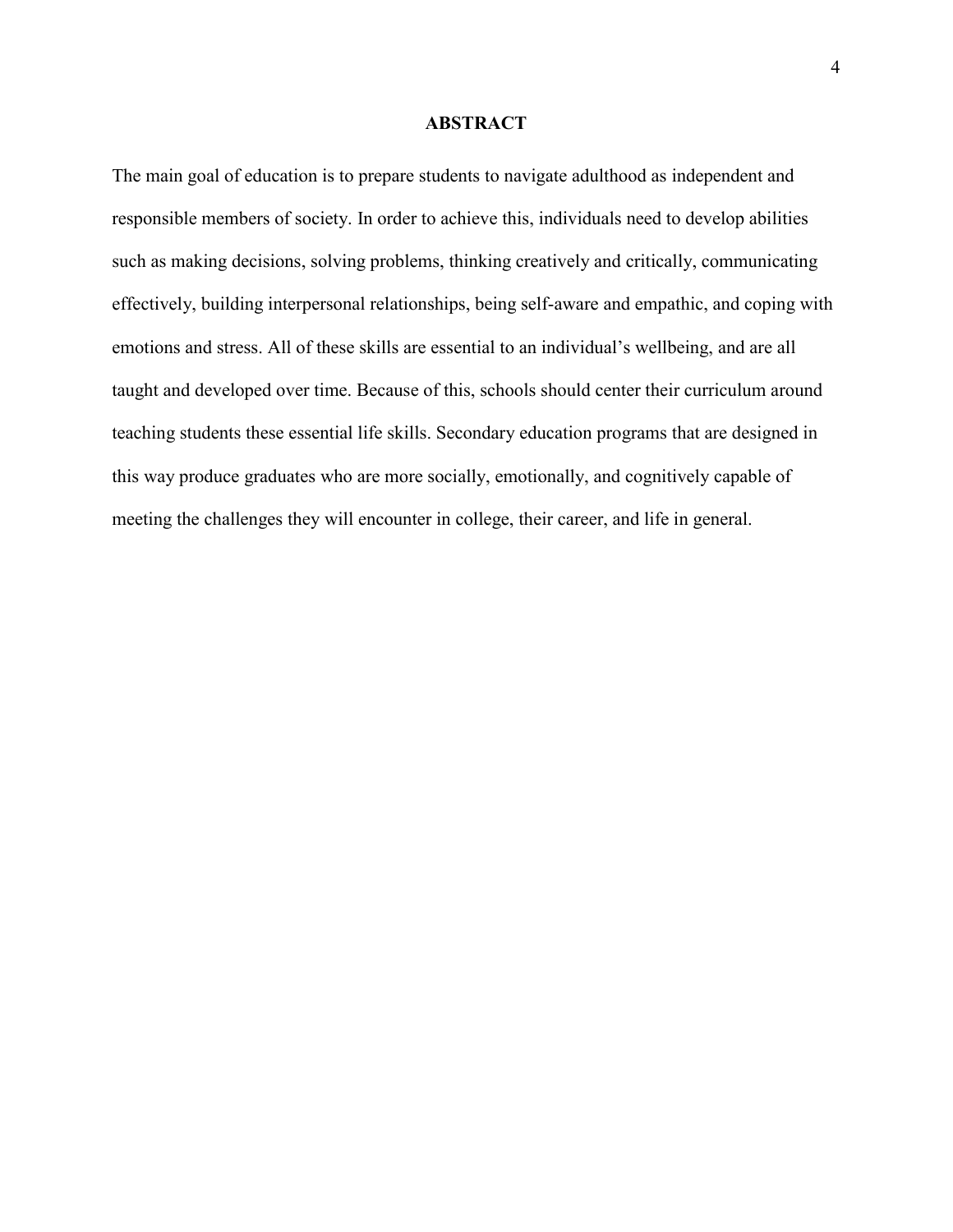## ABSTRACT

The main goal of education is to prepare students to navigate adulthood as independent and responsible members of society. In order to achieve this, individuals need to develop abilities such as making decisions, solving problems, thinking creatively and critically, communicating effectively, building interpersonal relationships, being self-aware and empathic, and coping with emotions and stress. All of these skills are essential to an individual's wellbeing, and are all taught and developed over time. Because of this, schools should center their curriculum around teaching students these essential life skills. Secondary education programs that are designed in this way produce graduates who are more socially, emotionally, and cognitively capable of meeting the challenges they will encounter in college, their career, and life in general.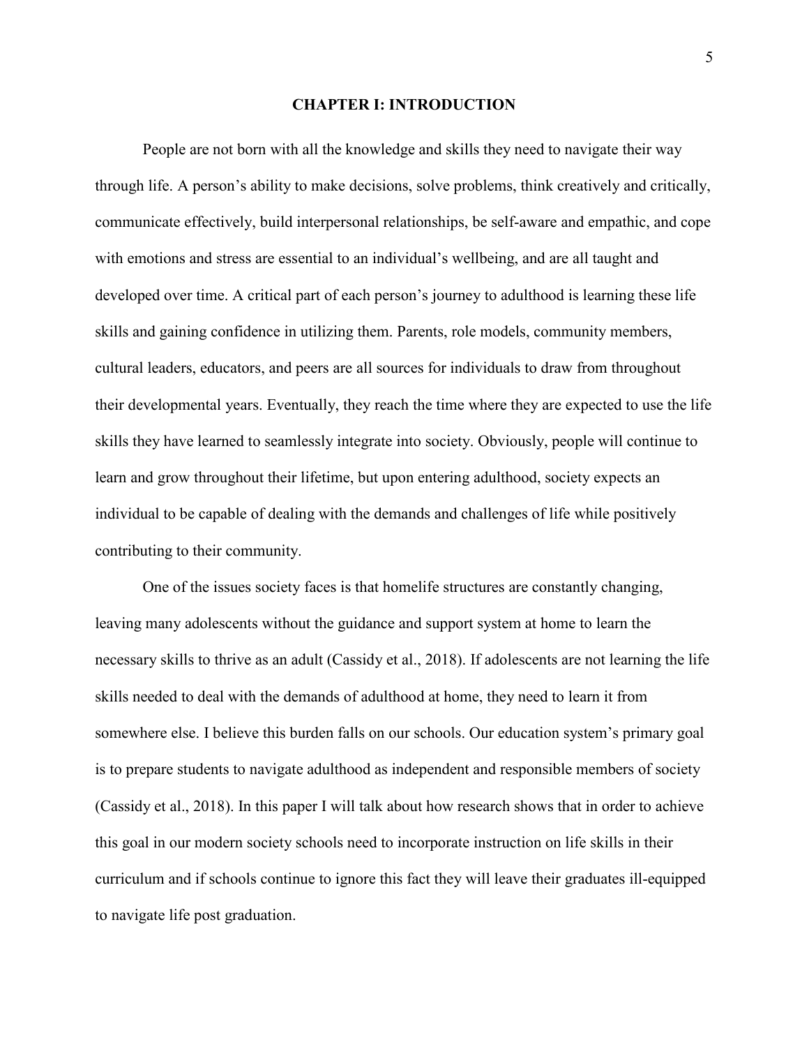# CHAPTER I: INTRODUCTION

People are not born with all the knowledge and skills they need to navigate their way through life. A person's ability to make decisions, solve problems, think creatively and critically, communicate effectively, build interpersonal relationships, be self-aware and empathic, and cope with emotions and stress are essential to an individual's wellbeing, and are all taught and developed over time. A critical part of each person's journey to adulthood is learning these life skills and gaining confidence in utilizing them. Parents, role models, community members, cultural leaders, educators, and peers are all sources for individuals to draw from throughout their developmental years. Eventually, they reach the time where they are expected to use the life skills they have learned to seamlessly integrate into society. Obviously, people will continue to learn and grow throughout their lifetime, but upon entering adulthood, society expects an individual to be capable of dealing with the demands and challenges of life while positively contributing to their community.

One of the issues society faces is that homelife structures are constantly changing, leaving many adolescents without the guidance and support system at home to learn the necessary skills to thrive as an adult (Cassidy et al., 2018). If adolescents are not learning the life skills needed to deal with the demands of adulthood at home, they need to learn it from somewhere else. I believe this burden falls on our schools. Our education system's primary goal is to prepare students to navigate adulthood as independent and responsible members of society (Cassidy et al., 2018). In this paper I will talk about how research shows that in order to achieve this goal in our modern society schools need to incorporate instruction on life skills in their curriculum and if schools continue to ignore this fact they will leave their graduates ill-equipped to navigate life post graduation.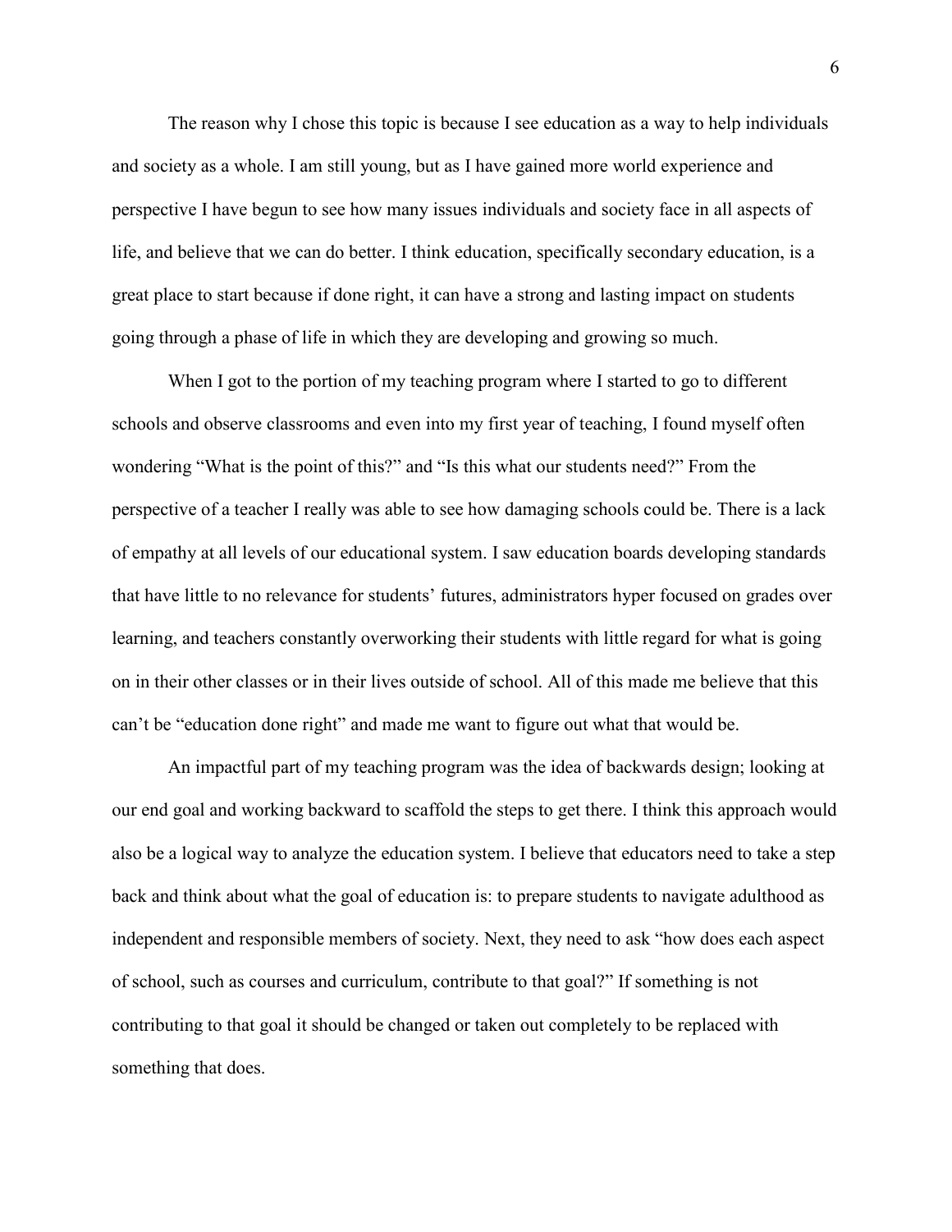The reason why I chose this topic is because I see education as a way to help individuals and society as a whole. I am still young, but as I have gained more world experience and perspective I have begun to see how many issues individuals and society face in all aspects of life, and believe that we can do better. I think education, specifically secondary education, is a great place to start because if done right, it can have a strong and lasting impact on students going through a phase of life in which they are developing and growing so much.

When I got to the portion of my teaching program where I started to go to different schools and observe classrooms and even into my first year of teaching, I found myself often wondering "What is the point of this?" and "Is this what our students need?" From the perspective of a teacher I really was able to see how damaging schools could be. There is a lack of empathy at all levels of our educational system. I saw education boards developing standards that have little to no relevance for students' futures, administrators hyper focused on grades over learning, and teachers constantly overworking their students with little regard for what is going on in their other classes or in their lives outside of school. All of this made me believe that this can't be "education done right" and made me want to figure out what that would be.

An impactful part of my teaching program was the idea of backwards design; looking at our end goal and working backward to scaffold the steps to get there. I think this approach would also be a logical way to analyze the education system. I believe that educators need to take a step back and think about what the goal of education is: to prepare students to navigate adulthood as independent and responsible members of society. Next, they need to ask "how does each aspect of school, such as courses and curriculum, contribute to that goal?" If something is not contributing to that goal it should be changed or taken out completely to be replaced with something that does.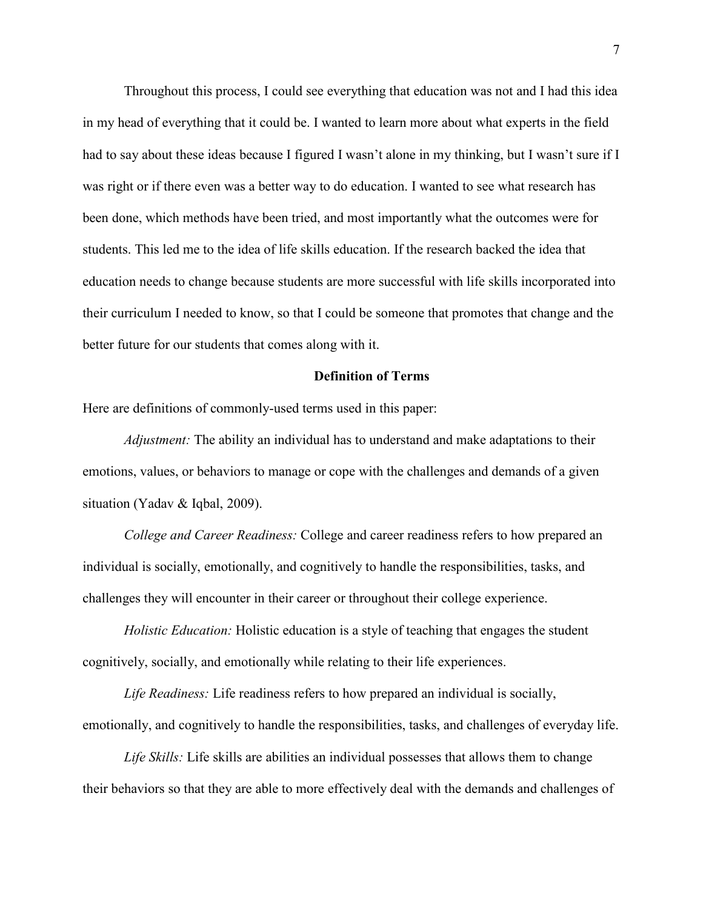Throughout this process, I could see everything that education was not and I had this idea in my head of everything that it could be. I wanted to learn more about what experts in the field had to say about these ideas because I figured I wasn't alone in my thinking, but I wasn't sure if I was right or if there even was a better way to do education. I wanted to see what research has been done, which methods have been tried, and most importantly what the outcomes were for students. This led me to the idea of life skills education. If the research backed the idea that education needs to change because students are more successful with life skills incorporated into their curriculum I needed to know, so that I could be someone that promotes that change and the better future for our students that comes along with it.

## Definition of Terms

Here are definitions of commonly-used terms used in this paper:

*Adjustment:* The ability an individual has to understand and make adaptations to their emotions, values, or behaviors to manage or cope with the challenges and demands of a given situation (Yadav & Iqbal, 2009).

*College and Career Readiness:* College and career readiness refers to how prepared an individual is socially, emotionally, and cognitively to handle the responsibilities, tasks, and challenges they will encounter in their career or throughout their college experience.

*Holistic Education:* Holistic education is a style of teaching that engages the student cognitively, socially, and emotionally while relating to their life experiences.

*Life Readiness:* Life readiness refers to how prepared an individual is socially, emotionally, and cognitively to handle the responsibilities, tasks, and challenges of everyday life.

*Life Skills:* Life skills are abilities an individual possesses that allows them to change their behaviors so that they are able to more effectively deal with the demands and challenges of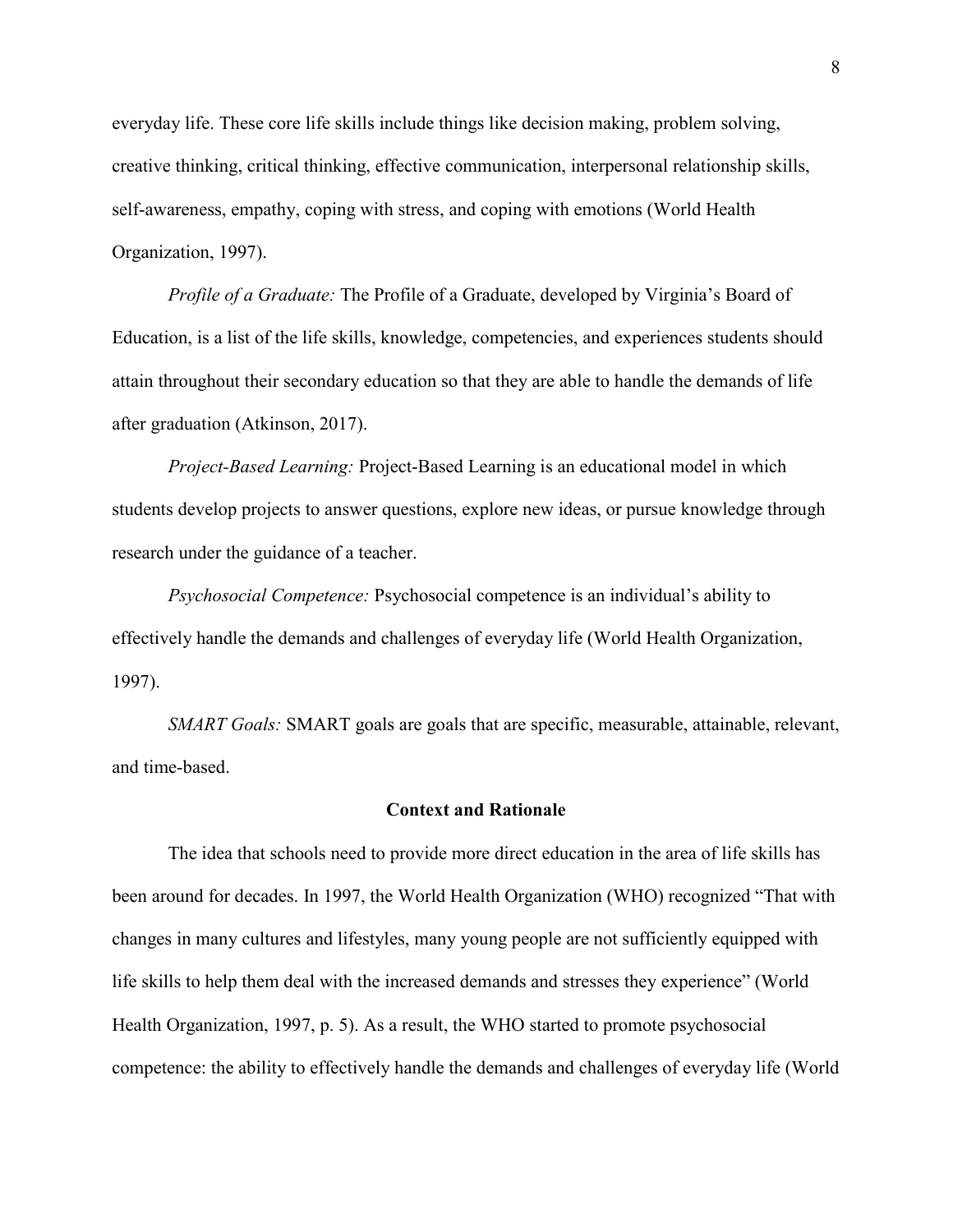everyday life. These core life skills include things like decision making, problem solving, creative thinking, critical thinking, effective communication, interpersonal relationship skills, self-awareness, empathy, coping with stress, and coping with emotions (World Health Organization, 1997).

*Profile of a Graduate:* The Profile of a Graduate, developed by Virginia's Board of Education, is a list of the life skills, knowledge, competencies, and experiences students should attain throughout their secondary education so that they are able to handle the demands of life after graduation (Atkinson, 2017).

*Project-Based Learning:* Project-Based Learning is an educational model in which students develop projects to answer questions, explore new ideas, or pursue knowledge through research under the guidance of a teacher.

*Psychosocial Competence:* Psychosocial competence is an individual's ability to effectively handle the demands and challenges of everyday life (World Health Organization, 1997).

*SMART Goals:* SMART goals are goals that are specific, measurable, attainable, relevant, and time-based.

## Context and Rationale

The idea that schools need to provide more direct education in the area of life skills has been around for decades. In 1997, the World Health Organization (WHO) recognized "That with changes in many cultures and lifestyles, many young people are not sufficiently equipped with life skills to help them deal with the increased demands and stresses they experience" (World Health Organization, 1997, p. 5). As a result, the WHO started to promote psychosocial competence: the ability to effectively handle the demands and challenges of everyday life (World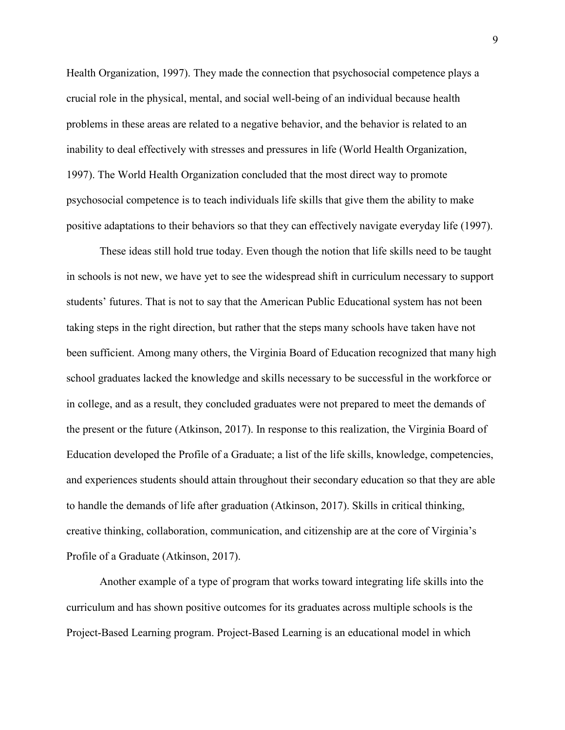Health Organization, 1997). They made the connection that psychosocial competence plays a crucial role in the physical, mental, and social well-being of an individual because health problems in these areas are related to a negative behavior, and the behavior is related to an inability to deal effectively with stresses and pressures in life (World Health Organization, 1997). The World Health Organization concluded that the most direct way to promote psychosocial competence is to teach individuals life skills that give them the ability to make positive adaptations to their behaviors so that they can effectively navigate everyday life (1997).

These ideas still hold true today. Even though the notion that life skills need to be taught in schools is not new, we have yet to see the widespread shift in curriculum necessary to support students' futures. That is not to say that the American Public Educational system has not been taking steps in the right direction, but rather that the steps many schools have taken have not been sufficient. Among many others, the Virginia Board of Education recognized that many high school graduates lacked the knowledge and skills necessary to be successful in the workforce or in college, and as a result, they concluded graduates were not prepared to meet the demands of the present or the future (Atkinson, 2017). In response to this realization, the Virginia Board of Education developed the Profile of a Graduate; a list of the life skills, knowledge, competencies, and experiences students should attain throughout their secondary education so that they are able to handle the demands of life after graduation (Atkinson, 2017). Skills in critical thinking, creative thinking, collaboration, communication, and citizenship are at the core of Virginia's Profile of a Graduate (Atkinson, 2017).

Another example of a type of program that works toward integrating life skills into the curriculum and has shown positive outcomes for its graduates across multiple schools is the Project-Based Learning program. Project-Based Learning is an educational model in which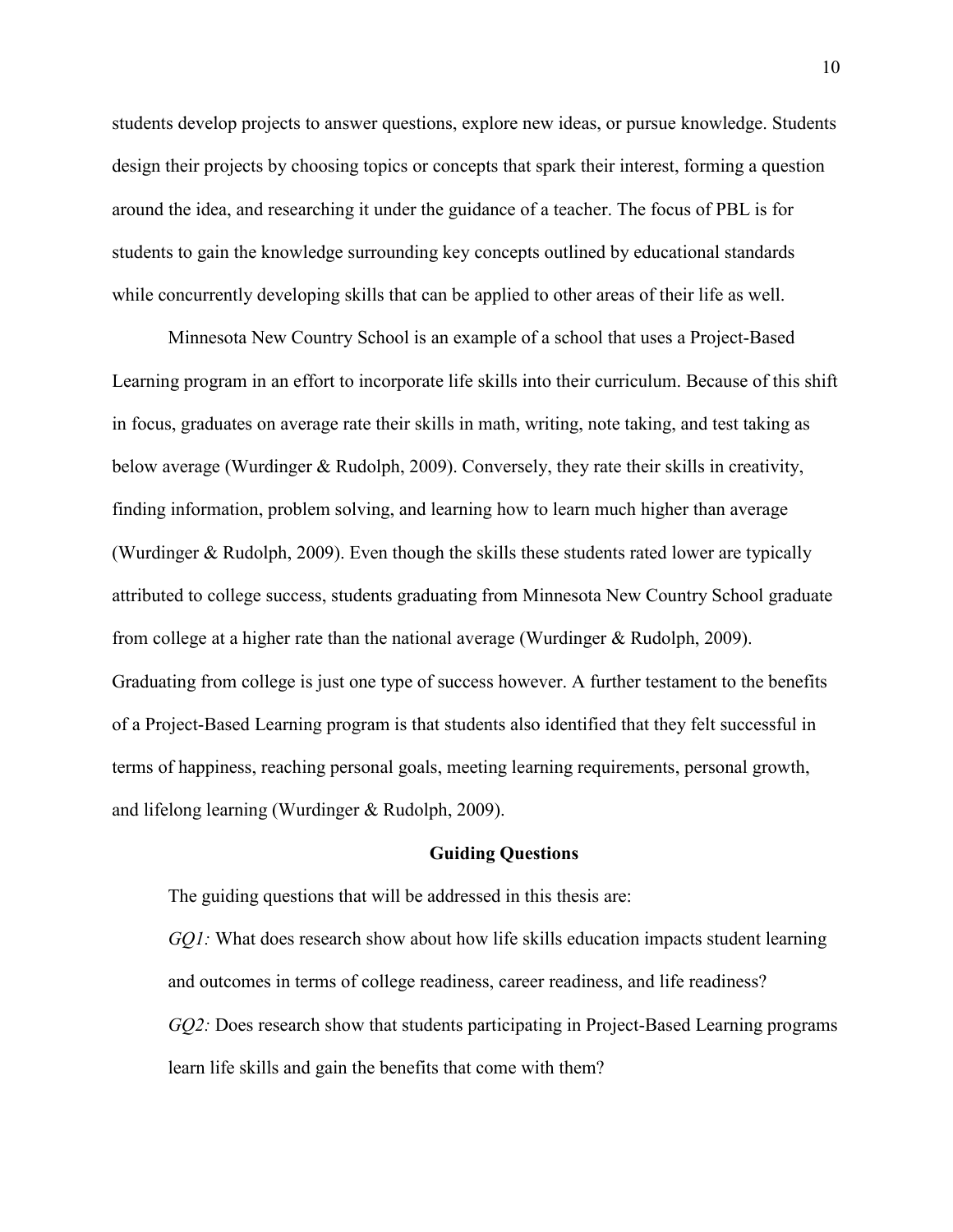students develop projects to answer questions, explore new ideas, or pursue knowledge. Students design their projects by choosing topics or concepts that spark their interest, forming a question around the idea, and researching it under the guidance of a teacher. The focus of PBL is for students to gain the knowledge surrounding key concepts outlined by educational standards while concurrently developing skills that can be applied to other areas of their life as well.

Minnesota New Country School is an example of a school that uses a Project-Based Learning program in an effort to incorporate life skills into their curriculum. Because of this shift in focus, graduates on average rate their skills in math, writing, note taking, and test taking as below average (Wurdinger & Rudolph, 2009). Conversely, they rate their skills in creativity, finding information, problem solving, and learning how to learn much higher than average (Wurdinger & Rudolph, 2009). Even though the skills these students rated lower are typically attributed to college success, students graduating from Minnesota New Country School graduate from college at a higher rate than the national average (Wurdinger & Rudolph, 2009). Graduating from college is just one type of success however. A further testament to the benefits of a Project-Based Learning program is that students also identified that they felt successful in terms of happiness, reaching personal goals, meeting learning requirements, personal growth, and lifelong learning (Wurdinger & Rudolph, 2009).

## Guiding Questions

The guiding questions that will be addressed in this thesis are:

*GQ1:* What does research show about how life skills education impacts student learning and outcomes in terms of college readiness, career readiness, and life readiness?

*GQ2:* Does research show that students participating in Project-Based Learning programs learn life skills and gain the benefits that come with them?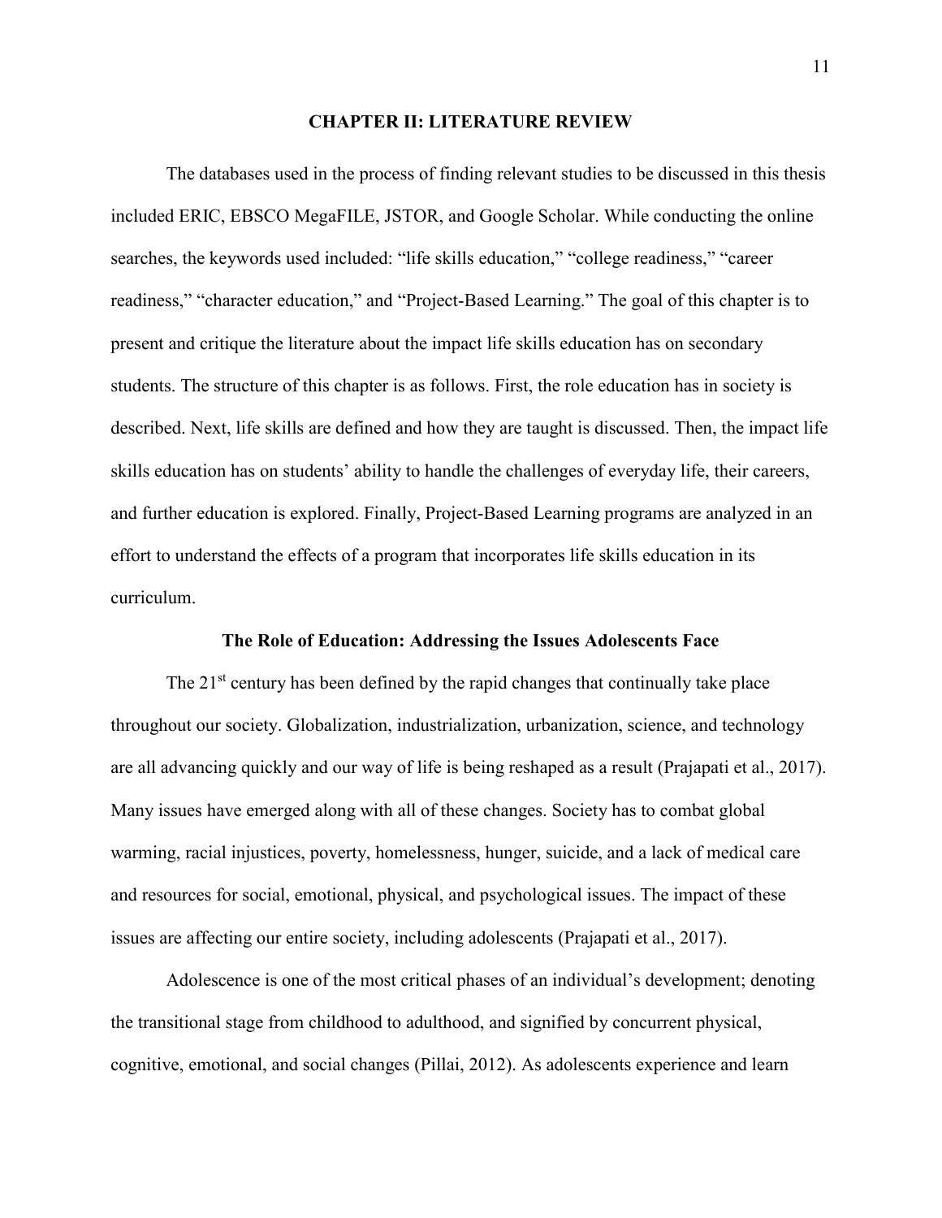# CHAPTER II: LITERATURE REVIEW

The databases used in the process of finding relevant studies to be discussed in this thesis included ERIC, EBSCO MegaFILE, JSTOR, and Google Scholar. While conducting the online searches, the keywords used included: "life skills education," "college readiness," "career readiness," "character education," and "Project-Based Learning." The goal of this chapter is to present and critique the literature about the impact life skills education has on secondary students. The structure of this chapter is as follows. First, the role education has in society is described. Next, life skills are defined and how they are taught is discussed. Then, the impact life skills education has on students' ability to handle the challenges of everyday life, their careers, and further education is explored. Finally, Project-Based Learning programs are analyzed in an effort to understand the effects of a program that incorporates life skills education in its curriculum.

## The Role of Education: Addressing the Issues Adolescents Face

The 21st century has been defined by the rapid changes that continually take place throughout our society. Globalization, industrialization, urbanization, science, and technology are all advancing quickly and our way of life is being reshaped as a result (Prajapati et al., 2017). Many issues have emerged along with all of these changes. Society has to combat global warming, racial injustices, poverty, homelessness, hunger, suicide, and a lack of medical care and resources for social, emotional, physical, and psychological issues. The impact of these issues are affecting our entire society, including adolescents (Prajapati et al., 2017).

Adolescence is one of the most critical phases of an individual's development; denoting the transitional stage from childhood to adulthood, and signified by concurrent physical, cognitive, emotional, and social changes (Pillai, 2012). As adolescents experience and learn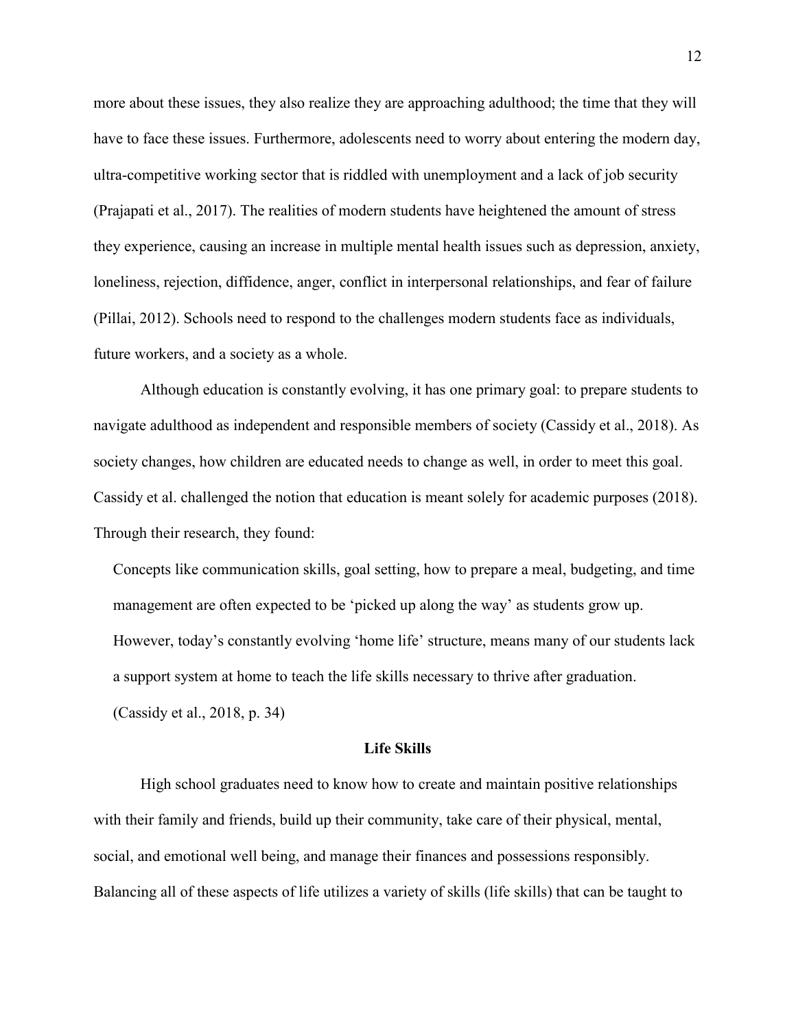more about these issues, they also realize they are approaching adulthood; the time that they will have to face these issues. Furthermore, adolescents need to worry about entering the modern day, ultra-competitive working sector that is riddled with unemployment and a lack of job security (Prajapati et al., 2017). The realities of modern students have heightened the amount of stress they experience, causing an increase in multiple mental health issues such as depression, anxiety, loneliness, rejection, diffidence, anger, conflict in interpersonal relationships, and fear of failure (Pillai, 2012). Schools need to respond to the challenges modern students face as individuals, future workers, and a society as a whole.

Although education is constantly evolving, it has one primary goal: to prepare students to navigate adulthood as independent and responsible members of society (Cassidy et al., 2018). As society changes, how children are educated needs to change as well, in order to meet this goal. Cassidy et al. challenged the notion that education is meant solely for academic purposes (2018). Through their research, they found:

> Concepts like communication skills, goal setting, how to prepare a meal, budgeting, and time management are often expected to be 'picked up along the way' as students grow up. However, today's constantly evolving 'home life' structure, means many of our students lack a support system at home to teach the life skills necessary to thrive after graduation. (Cassidy et al., 2018, p. 34)

## Life Skills

High school graduates need to know how to create and maintain positive relationships with their family and friends, build up their community, take care of their physical, mental, social, and emotional well being, and manage their finances and possessions responsibly. Balancing all of these aspects of life utilizes a variety of skills (life skills) that can be taught to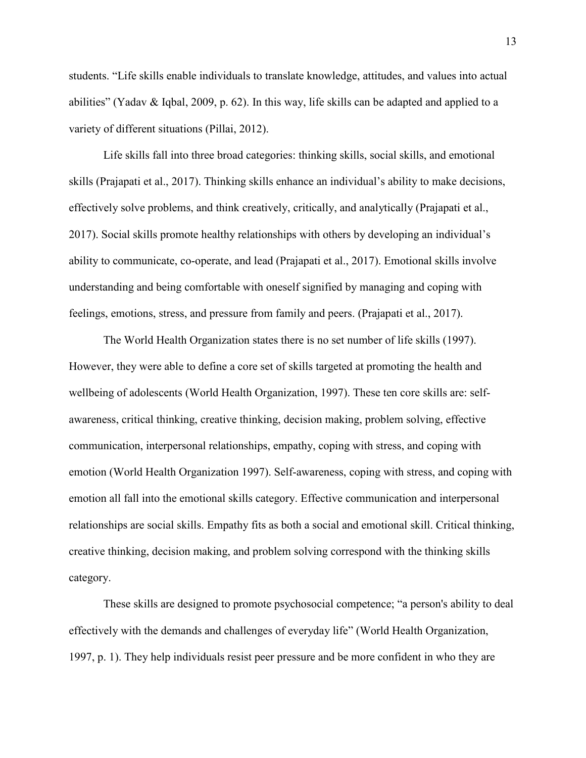students. "Life skills enable individuals to translate knowledge, attitudes, and values into actual abilities" (Yadav & Iqbal, 2009, p. 62). In this way, life skills can be adapted and applied to a variety of different situations (Pillai, 2012).

Life skills fall into three broad categories: thinking skills, social skills, and emotional skills (Prajapati et al., 2017). Thinking skills enhance an individual's ability to make decisions, effectively solve problems, and think creatively, critically, and analytically (Prajapati et al., 2017). Social skills promote healthy relationships with others by developing an individual's ability to communicate, co-operate, and lead (Prajapati et al., 2017). Emotional skills involve understanding and being comfortable with oneself signified by managing and coping with feelings, emotions, stress, and pressure from family and peers. (Prajapati et al., 2017).

The World Health Organization states there is no set number of life skills (1997). However, they were able to define a core set of skills targeted at promoting the health and wellbeing of adolescents (World Health Organization, 1997). These ten core skills are: self-awareness, critical thinking, creative thinking, decision making, problem solving, effective communication, interpersonal relationships, empathy, coping with stress, and coping with emotion (World Health Organization 1997). Self-awareness, coping with stress, and coping with emotion all fall into the emotional skills category. Effective communication and interpersonal relationships are social skills. Empathy fits as both a social and emotional skill. Critical thinking, creative thinking, decision making, and problem solving correspond with the thinking skills category.

These skills are designed to promote psychosocial competence; "a person's ability to deal effectively with the demands and challenges of everyday life" (World Health Organization, 1997, p. 1). They help individuals resist peer pressure and be more confident in who they are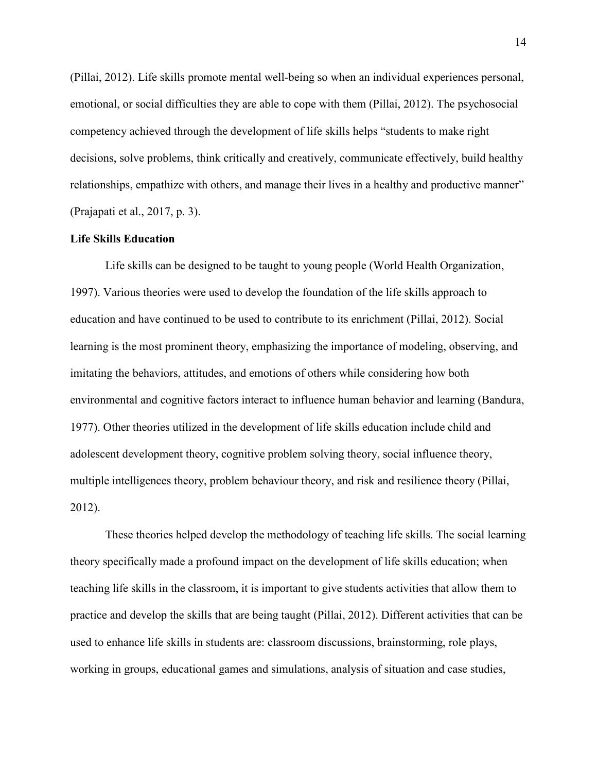(Pillai, 2012). Life skills promote mental well-being so when an individual experiences personal, emotional, or social difficulties they are able to cope with them (Pillai, 2012). The psychosocial competency achieved through the development of life skills helps "students to make right decisions, solve problems, think critically and creatively, communicate effectively, build healthy relationships, empathize with others, and manage their lives in a healthy and productive manner" (Prajapati et al., 2017, p. 3).

**Life Skills Education**

Life skills can be designed to be taught to young people (World Health Organization, 1997). Various theories were used to develop the foundation of the life skills approach to education and have continued to be used to contribute to its enrichment (Pillai, 2012). Social learning is the most prominent theory, emphasizing the importance of modeling, observing, and imitating the behaviors, attitudes, and emotions of others while considering how both environmental and cognitive factors interact to influence human behavior and learning (Bandura, 1977). Other theories utilized in the development of life skills education include child and adolescent development theory, cognitive problem solving theory, social influence theory, multiple intelligences theory, problem behaviour theory, and risk and resilience theory (Pillai, 2012).

These theories helped develop the methodology of teaching life skills. The social learning theory specifically made a profound impact on the development of life skills education; when teaching life skills in the classroom, it is important to give students activities that allow them to practice and develop the skills that are being taught (Pillai, 2012). Different activities that can be used to enhance life skills in students are: classroom discussions, brainstorming, role plays, working in groups, educational games and simulations, analysis of situation and case studies,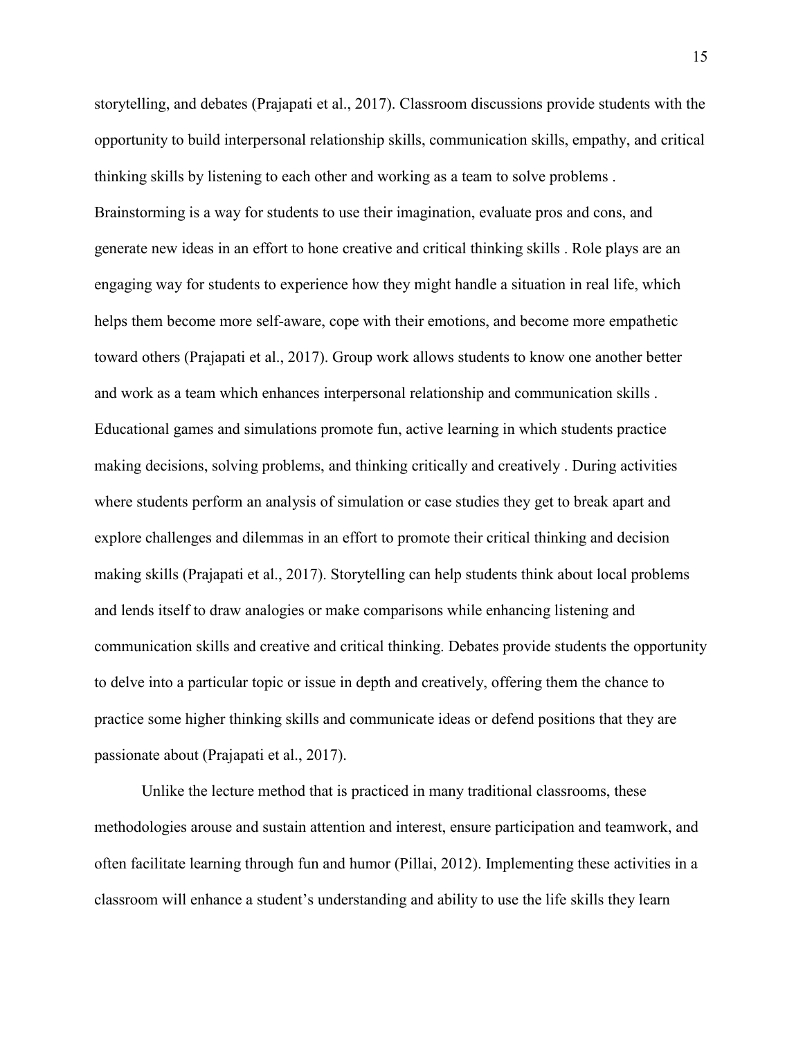storytelling, and debates (Prajapati et al., 2017). Classroom discussions provide students with the opportunity to build interpersonal relationship skills, communication skills, empathy, and critical thinking skills by listening to each other and working as a team to solve problems . Brainstorming is a way for students to use their imagination, evaluate pros and cons, and generate new ideas in an effort to hone creative and critical thinking skills . Role plays are an engaging way for students to experience how they might handle a situation in real life, which helps them become more self-aware, cope with their emotions, and become more empathetic toward others (Prajapati et al., 2017). Group work allows students to know one another better and work as a team which enhances interpersonal relationship and communication skills . Educational games and simulations promote fun, active learning in which students practice making decisions, solving problems, and thinking critically and creatively . During activities where students perform an analysis of simulation or case studies they get to break apart and explore challenges and dilemmas in an effort to promote their critical thinking and decision making skills (Prajapati et al., 2017). Storytelling can help students think about local problems and lends itself to draw analogies or make comparisons while enhancing listening and communication skills and creative and critical thinking. Debates provide students the opportunity to delve into a particular topic or issue in depth and creatively, offering them the chance to practice some higher thinking skills and communicate ideas or defend positions that they are passionate about (Prajapati et al., 2017).

Unlike the lecture method that is practiced in many traditional classrooms, these methodologies arouse and sustain attention and interest, ensure participation and teamwork, and often facilitate learning through fun and humor (Pillai, 2012). Implementing these activities in a classroom will enhance a student's understanding and ability to use the life skills they learn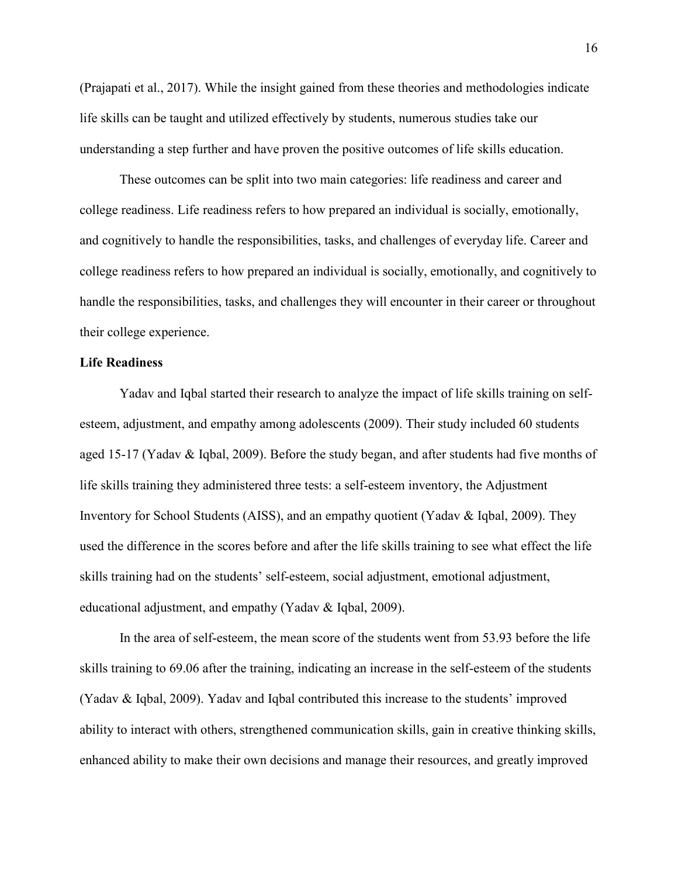(Prajapati et al., 2017). While the insight gained from these theories and methodologies indicate life skills can be taught and utilized effectively by students, numerous studies take our understanding a step further and have proven the positive outcomes of life skills education.

These outcomes can be split into two main categories: life readiness and career and college readiness. Life readiness refers to how prepared an individual is socially, emotionally, and cognitively to handle the responsibilities, tasks, and challenges of everyday life. Career and college readiness refers to how prepared an individual is socially, emotionally, and cognitively to handle the responsibilities, tasks, and challenges they will encounter in their career or throughout their college experience.

**Life Readiness**

Yadav and Iqbal started their research to analyze the impact of life skills training on self-esteem, adjustment, and empathy among adolescents (2009). Their study included 60 students aged 15-17 (Yadav & Iqbal, 2009). Before the study began, and after students had five months of life skills training they administered three tests: a self-esteem inventory, the Adjustment Inventory for School Students (AISS), and an empathy quotient (Yadav & Iqbal, 2009). They used the difference in the scores before and after the life skills training to see what effect the life skills training had on the students' self-esteem, social adjustment, emotional adjustment, educational adjustment, and empathy (Yadav & Iqbal, 2009).

In the area of self-esteem, the mean score of the students went from 53.93 before the life skills training to 69.06 after the training, indicating an increase in the self-esteem of the students (Yadav & Iqbal, 2009). Yadav and Iqbal contributed this increase to the students' improved ability to interact with others, strengthened communication skills, gain in creative thinking skills, enhanced ability to make their own decisions and manage their resources, and greatly improved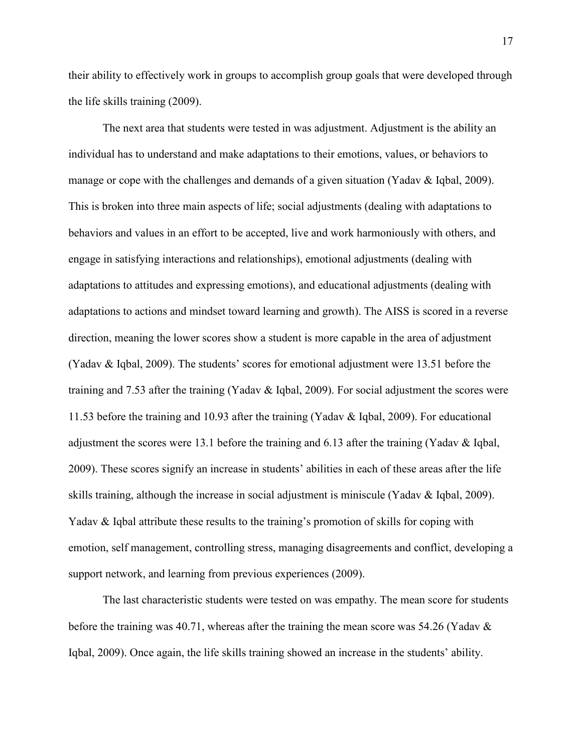their ability to effectively work in groups to accomplish group goals that were developed through the life skills training (2009).

The next area that students were tested in was adjustment. Adjustment is the ability an individual has to understand and make adaptations to their emotions, values, or behaviors to manage or cope with the challenges and demands of a given situation (Yadav & Iqbal, 2009). This is broken into three main aspects of life; social adjustments (dealing with adaptations to behaviors and values in an effort to be accepted, live and work harmoniously with others, and engage in satisfying interactions and relationships), emotional adjustments (dealing with adaptations to attitudes and expressing emotions), and educational adjustments (dealing with adaptations to actions and mindset toward learning and growth). The AISS is scored in a reverse direction, meaning the lower scores show a student is more capable in the area of adjustment (Yadav & Iqbal, 2009). The students' scores for emotional adjustment were 13.51 before the training and 7.53 after the training (Yadav & Iqbal, 2009). For social adjustment the scores were 11.53 before the training and 10.93 after the training (Yadav & Iqbal, 2009). For educational adjustment the scores were 13.1 before the training and 6.13 after the training (Yadav & Iqbal, 2009). These scores signify an increase in students' abilities in each of these areas after the life skills training, although the increase in social adjustment is miniscule (Yadav & Iqbal, 2009). Yadav & Iqbal attribute these results to the training's promotion of skills for coping with emotion, self management, controlling stress, managing disagreements and conflict, developing a support network, and learning from previous experiences (2009).

The last characteristic students were tested on was empathy. The mean score for students before the training was 40.71, whereas after the training the mean score was 54.26 (Yadav & Iqbal, 2009). Once again, the life skills training showed an increase in the students' ability.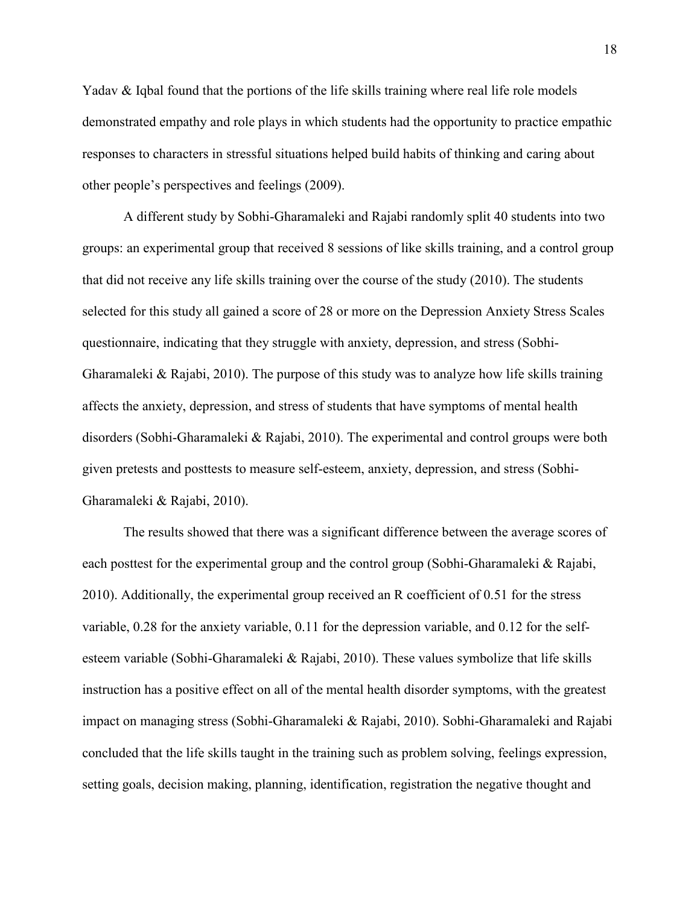Yadav & Iqbal found that the portions of the life skills training where real life role models demonstrated empathy and role plays in which students had the opportunity to practice empathic responses to characters in stressful situations helped build habits of thinking and caring about other people's perspectives and feelings (2009).

A different study by Sobhi-Gharamaleki and Rajabi randomly split 40 students into two groups: an experimental group that received 8 sessions of like skills training, and a control group that did not receive any life skills training over the course of the study (2010). The students selected for this study all gained a score of 28 or more on the Depression Anxiety Stress Scales questionnaire, indicating that they struggle with anxiety, depression, and stress (Sobhi-Gharamaleki & Rajabi, 2010). The purpose of this study was to analyze how life skills training affects the anxiety, depression, and stress of students that have symptoms of mental health disorders (Sobhi-Gharamaleki & Rajabi, 2010). The experimental and control groups were both given pretests and posttests to measure self-esteem, anxiety, depression, and stress (Sobhi-Gharamaleki & Rajabi, 2010).

The results showed that there was a significant difference between the average scores of each posttest for the experimental group and the control group (Sobhi-Gharamaleki & Rajabi, 2010). Additionally, the experimental group received an R coefficient of 0.51 for the stress variable, 0.28 for the anxiety variable, 0.11 for the depression variable, and 0.12 for the self-esteem variable (Sobhi-Gharamaleki & Rajabi, 2010). These values symbolize that life skills instruction has a positive effect on all of the mental health disorder symptoms, with the greatest impact on managing stress (Sobhi-Gharamaleki & Rajabi, 2010). Sobhi-Gharamaleki and Rajabi concluded that the life skills taught in the training such as problem solving, feelings expression, setting goals, decision making, planning, identification, registration the negative thought and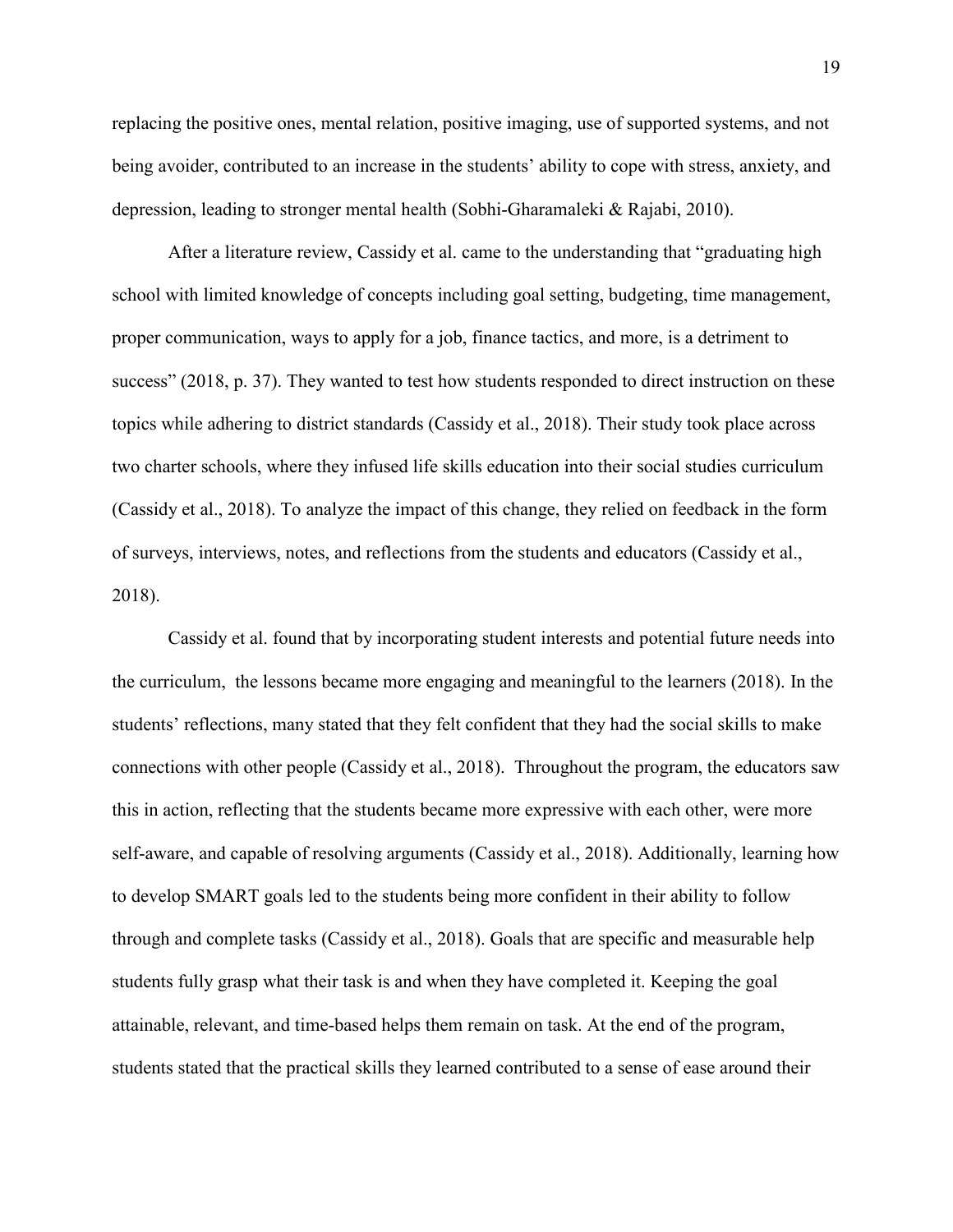replacing the positive ones, mental relation, positive imaging, use of supported systems, and not being avoider, contributed to an increase in the students' ability to cope with stress, anxiety, and depression, leading to stronger mental health (Sobhi-Gharamaleki & Rajabi, 2010).

After a literature review, Cassidy et al. came to the understanding that "graduating high school with limited knowledge of concepts including goal setting, budgeting, time management, proper communication, ways to apply for a job, finance tactics, and more, is a detriment to success" (2018, p. 37). They wanted to test how students responded to direct instruction on these topics while adhering to district standards (Cassidy et al., 2018). Their study took place across two charter schools, where they infused life skills education into their social studies curriculum (Cassidy et al., 2018). To analyze the impact of this change, they relied on feedback in the form of surveys, interviews, notes, and reflections from the students and educators (Cassidy et al., 2018).

Cassidy et al. found that by incorporating student interests and potential future needs into the curriculum, the lessons became more engaging and meaningful to the learners (2018). In the students' reflections, many stated that they felt confident that they had the social skills to make connections with other people (Cassidy et al., 2018). Throughout the program, the educators saw this in action, reflecting that the students became more expressive with each other, were more self-aware, and capable of resolving arguments (Cassidy et al., 2018). Additionally, learning how to develop SMART goals led to the students being more confident in their ability to follow through and complete tasks (Cassidy et al., 2018). Goals that are specific and measurable help students fully grasp what their task is and when they have completed it. Keeping the goal attainable, relevant, and time-based helps them remain on task. At the end of the program, students stated that the practical skills they learned contributed to a sense of ease around their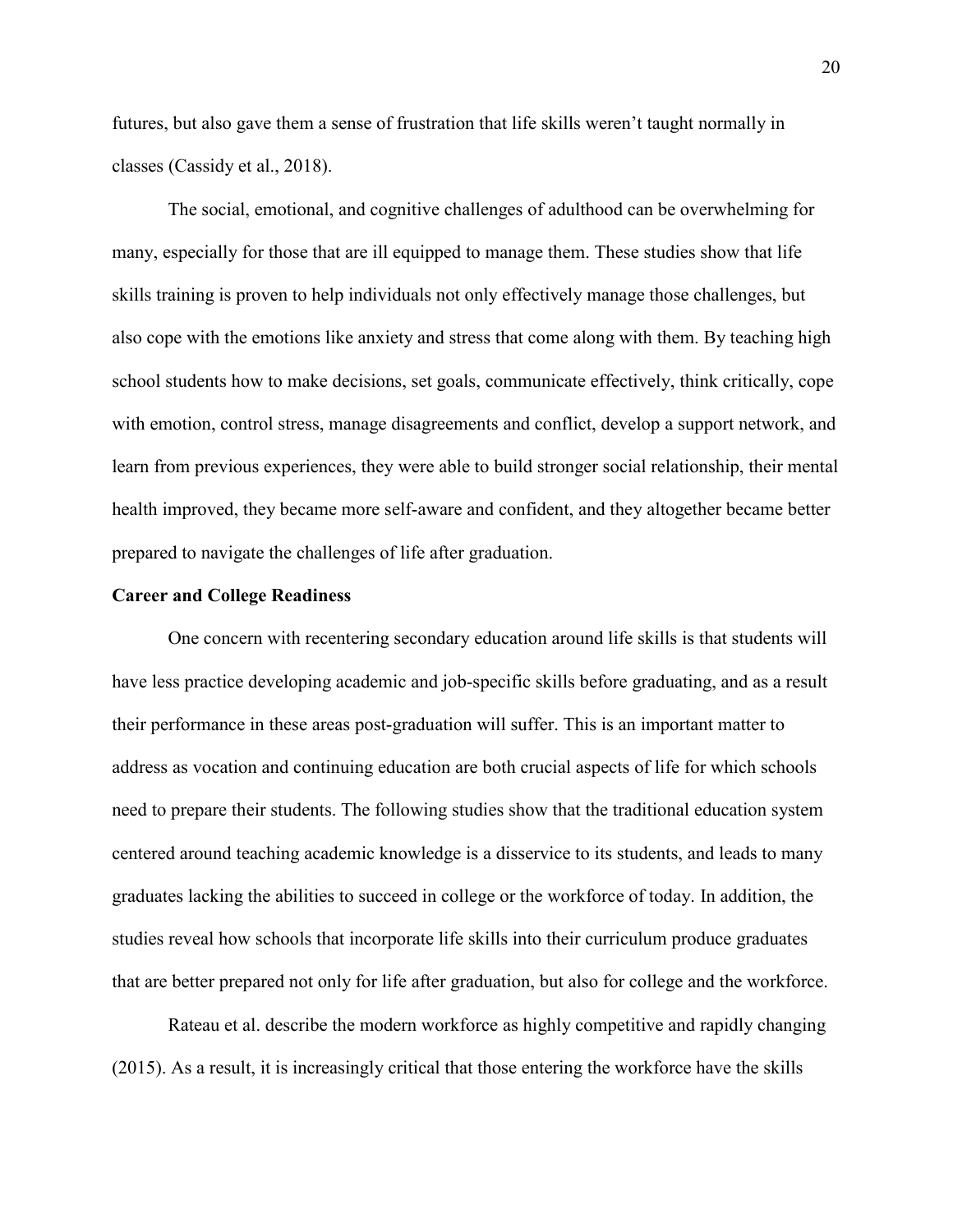futures, but also gave them a sense of frustration that life skills weren't taught normally in classes (Cassidy et al., 2018).

The social, emotional, and cognitive challenges of adulthood can be overwhelming for many, especially for those that are ill equipped to manage them. These studies show that life skills training is proven to help individuals not only effectively manage those challenges, but also cope with the emotions like anxiety and stress that come along with them. By teaching high school students how to make decisions, set goals, communicate effectively, think critically, cope with emotion, control stress, manage disagreements and conflict, develop a support network, and learn from previous experiences, they were able to build stronger social relationship, their mental health improved, they became more self-aware and confident, and they altogether became better prepared to navigate the challenges of life after graduation.

**Career and College Readiness**

One concern with recentering secondary education around life skills is that students will have less practice developing academic and job-specific skills before graduating, and as a result their performance in these areas post-graduation will suffer. This is an important matter to address as vocation and continuing education are both crucial aspects of life for which schools need to prepare their students. The following studies show that the traditional education system centered around teaching academic knowledge is a disservice to its students, and leads to many graduates lacking the abilities to succeed in college or the workforce of today. In addition, the studies reveal how schools that incorporate life skills into their curriculum produce graduates that are better prepared not only for life after graduation, but also for college and the workforce.

Rateau et al. describe the modern workforce as highly competitive and rapidly changing (2015). As a result, it is increasingly critical that those entering the workforce have the skills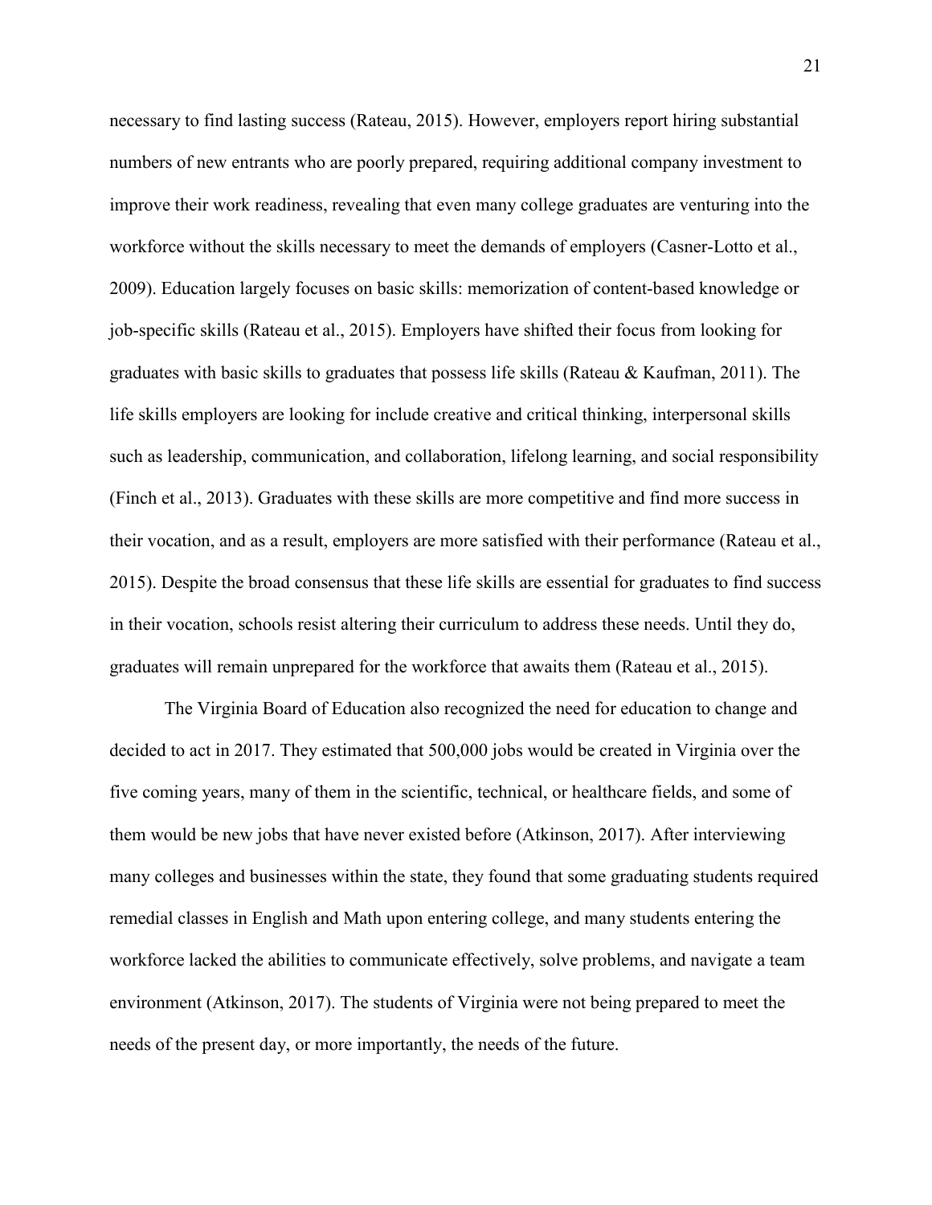necessary to find lasting success (Rateau, 2015). However, employers report hiring substantial numbers of new entrants who are poorly prepared, requiring additional company investment to improve their work readiness, revealing that even many college graduates are venturing into the workforce without the skills necessary to meet the demands of employers (Casner-Lotto et al., 2009). Education largely focuses on basic skills: memorization of content-based knowledge or job-specific skills (Rateau et al., 2015). Employers have shifted their focus from looking for graduates with basic skills to graduates that possess life skills (Rateau & Kaufman, 2011). The life skills employers are looking for include creative and critical thinking, interpersonal skills such as leadership, communication, and collaboration, lifelong learning, and social responsibility (Finch et al., 2013). Graduates with these skills are more competitive and find more success in their vocation, and as a result, employers are more satisfied with their performance (Rateau et al., 2015). Despite the broad consensus that these life skills are essential for graduates to find success in their vocation, schools resist altering their curriculum to address these needs. Until they do, graduates will remain unprepared for the workforce that awaits them (Rateau et al., 2015).

The Virginia Board of Education also recognized the need for education to change and decided to act in 2017. They estimated that 500,000 jobs would be created in Virginia over the five coming years, many of them in the scientific, technical, or healthcare fields, and some of them would be new jobs that have never existed before (Atkinson, 2017). After interviewing many colleges and businesses within the state, they found that some graduating students required remedial classes in English and Math upon entering college, and many students entering the workforce lacked the abilities to communicate effectively, solve problems, and navigate a team environment (Atkinson, 2017). The students of Virginia were not being prepared to meet the needs of the present day, or more importantly, the needs of the future.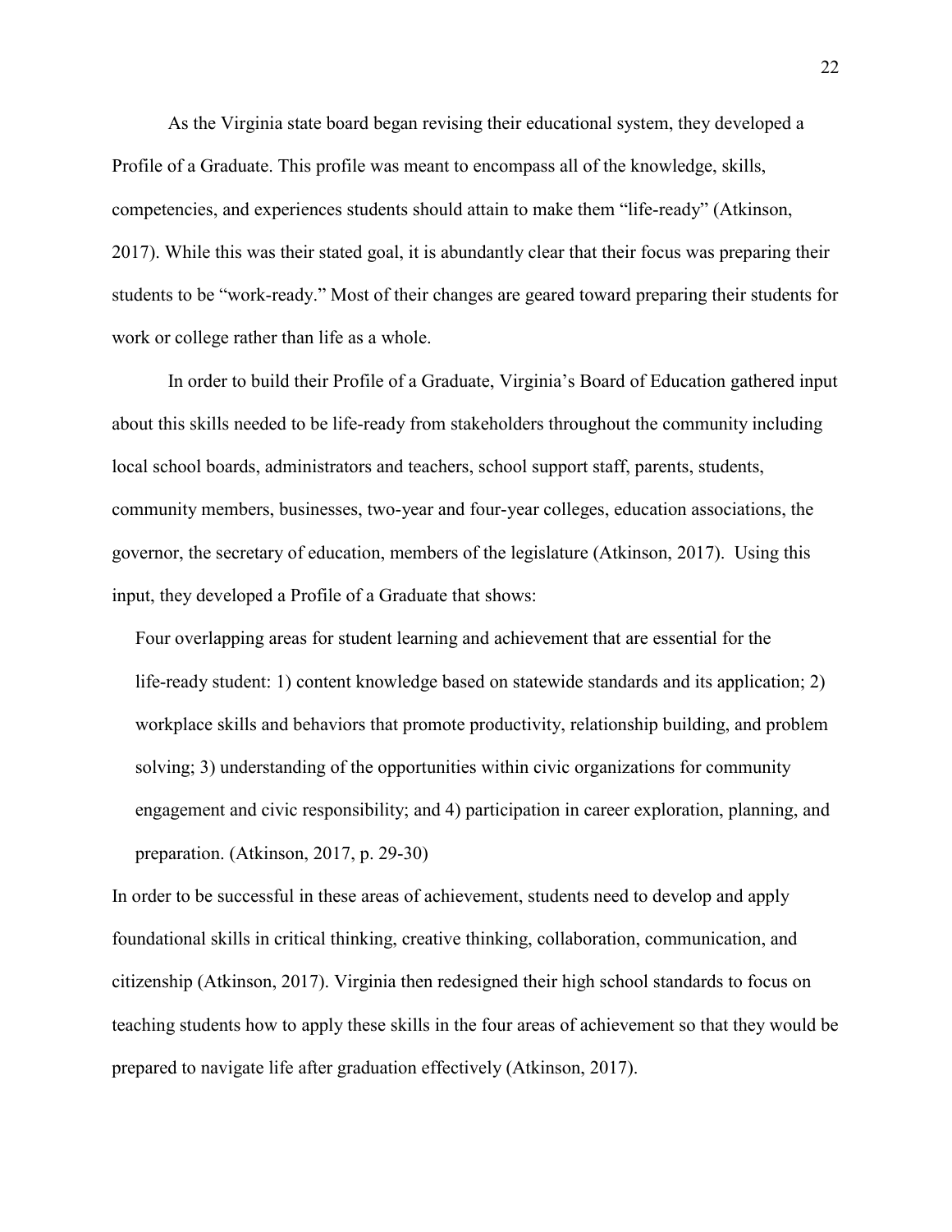As the Virginia state board began revising their educational system, they developed a Profile of a Graduate. This profile was meant to encompass all of the knowledge, skills, competencies, and experiences students should attain to make them "life-ready" (Atkinson, 2017). While this was their stated goal, it is abundantly clear that their focus was preparing their students to be "work-ready." Most of their changes are geared toward preparing their students for work or college rather than life as a whole.

In order to build their Profile of a Graduate, Virginia's Board of Education gathered input about this skills needed to be life-ready from stakeholders throughout the community including local school boards, administrators and teachers, school support staff, parents, students, community members, businesses, two-year and four-year colleges, education associations, the governor, the secretary of education, members of the legislature (Atkinson, 2017). Using this input, they developed a Profile of a Graduate that shows:

> Four overlapping areas for student learning and achievement that are essential for the life-ready student: 1) content knowledge based on statewide standards and its application; 2) workplace skills and behaviors that promote productivity, relationship building, and problem solving; 3) understanding of the opportunities within civic organizations for community engagement and civic responsibility; and 4) participation in career exploration, planning, and preparation. (Atkinson, 2017, p. 29-30)

In order to be successful in these areas of achievement, students need to develop and apply foundational skills in critical thinking, creative thinking, collaboration, communication, and citizenship (Atkinson, 2017). Virginia then redesigned their high school standards to focus on teaching students how to apply these skills in the four areas of achievement so that they would be prepared to navigate life after graduation effectively (Atkinson, 2017).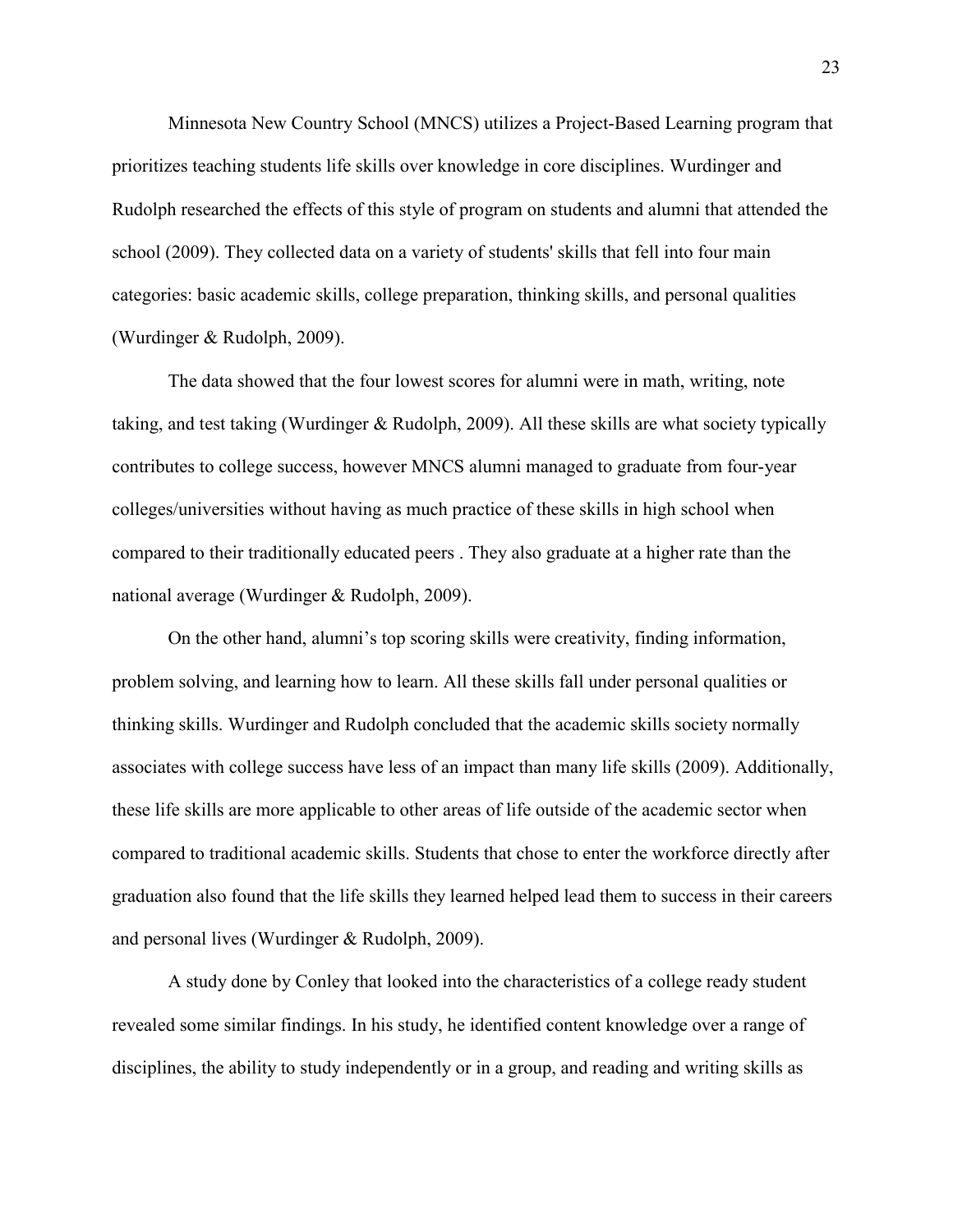Minnesota New Country School (MNCS) utilizes a Project-Based Learning program that prioritizes teaching students life skills over knowledge in core disciplines. Wurdinger and Rudolph researched the effects of this style of program on students and alumni that attended the school (2009). They collected data on a variety of students' skills that fell into four main categories: basic academic skills, college preparation, thinking skills, and personal qualities (Wurdinger & Rudolph, 2009).

The data showed that the four lowest scores for alumni were in math, writing, note taking, and test taking (Wurdinger & Rudolph, 2009). All these skills are what society typically contributes to college success, however MNCS alumni managed to graduate from four-year colleges/universities without having as much practice of these skills in high school when compared to their traditionally educated peers . They also graduate at a higher rate than the national average (Wurdinger & Rudolph, 2009).

On the other hand, alumni's top scoring skills were creativity, finding information, problem solving, and learning how to learn. All these skills fall under personal qualities or thinking skills. Wurdinger and Rudolph concluded that the academic skills society normally associates with college success have less of an impact than many life skills (2009). Additionally, these life skills are more applicable to other areas of life outside of the academic sector when compared to traditional academic skills. Students that chose to enter the workforce directly after graduation also found that the life skills they learned helped lead them to success in their careers and personal lives (Wurdinger & Rudolph, 2009).

A study done by Conley that looked into the characteristics of a college ready student revealed some similar findings. In his study, he identified content knowledge over a range of disciplines, the ability to study independently or in a group, and reading and writing skills as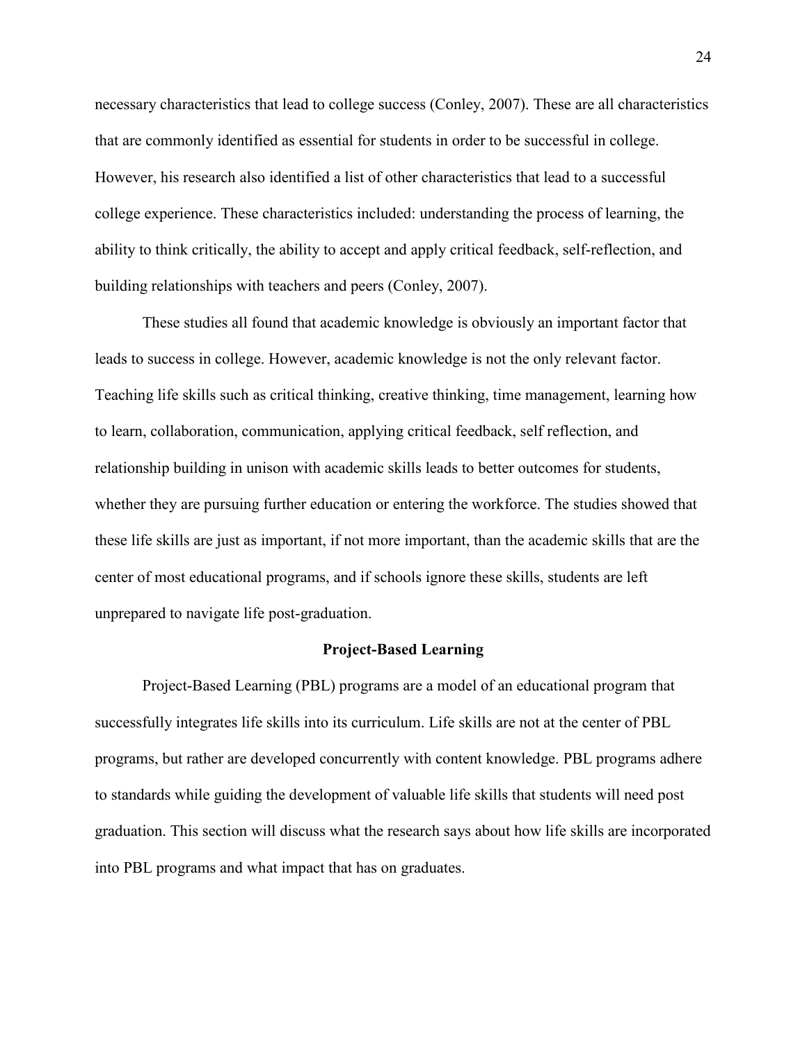necessary characteristics that lead to college success (Conley, 2007). These are all characteristics that are commonly identified as essential for students in order to be successful in college. However, his research also identified a list of other characteristics that lead to a successful college experience. These characteristics included: understanding the process of learning, the ability to think critically, the ability to accept and apply critical feedback, self-reflection, and building relationships with teachers and peers (Conley, 2007).

These studies all found that academic knowledge is obviously an important factor that leads to success in college. However, academic knowledge is not the only relevant factor. Teaching life skills such as critical thinking, creative thinking, time management, learning how to learn, collaboration, communication, applying critical feedback, self reflection, and relationship building in unison with academic skills leads to better outcomes for students, whether they are pursuing further education or entering the workforce. The studies showed that these life skills are just as important, if not more important, than the academic skills that are the center of most educational programs, and if schools ignore these skills, students are left unprepared to navigate life post-graduation.

## Project-Based Learning

Project-Based Learning (PBL) programs are a model of an educational program that successfully integrates life skills into its curriculum. Life skills are not at the center of PBL programs, but rather are developed concurrently with content knowledge. PBL programs adhere to standards while guiding the development of valuable life skills that students will need post graduation. This section will discuss what the research says about how life skills are incorporated into PBL programs and what impact that has on graduates.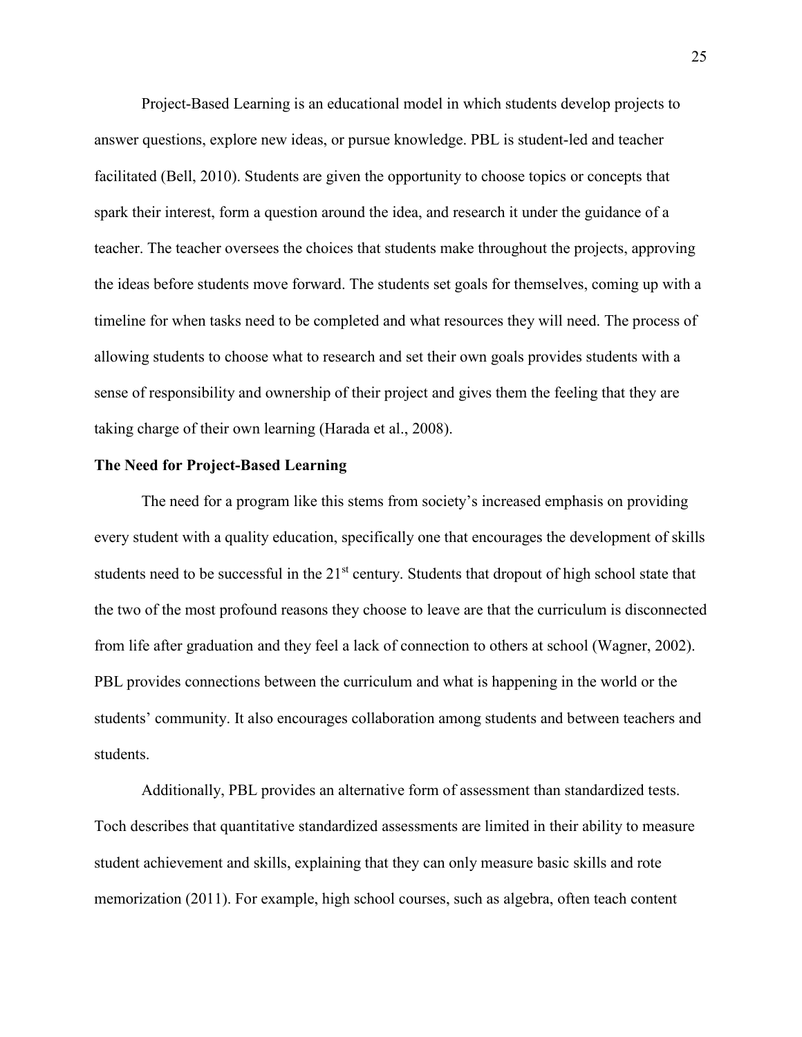Project-Based Learning is an educational model in which students develop projects to answer questions, explore new ideas, or pursue knowledge. PBL is student-led and teacher facilitated (Bell, 2010). Students are given the opportunity to choose topics or concepts that spark their interest, form a question around the idea, and research it under the guidance of a teacher. The teacher oversees the choices that students make throughout the projects, approving the ideas before students move forward. The students set goals for themselves, coming up with a timeline for when tasks need to be completed and what resources they will need. The process of allowing students to choose what to research and set their own goals provides students with a sense of responsibility and ownership of their project and gives them the feeling that they are taking charge of their own learning (Harada et al., 2008).

**The Need for Project-Based Learning**

The need for a program like this stems from society's increased emphasis on providing every student with a quality education, specifically one that encourages the development of skills students need to be successful in the 21st century. Students that dropout of high school state that the two of the most profound reasons they choose to leave are that the curriculum is disconnected from life after graduation and they feel a lack of connection to others at school (Wagner, 2002). PBL provides connections between the curriculum and what is happening in the world or the students' community. It also encourages collaboration among students and between teachers and students.

Additionally, PBL provides an alternative form of assessment than standardized tests. Toch describes that quantitative standardized assessments are limited in their ability to measure student achievement and skills, explaining that they can only measure basic skills and rote memorization (2011). For example, high school courses, such as algebra, often teach content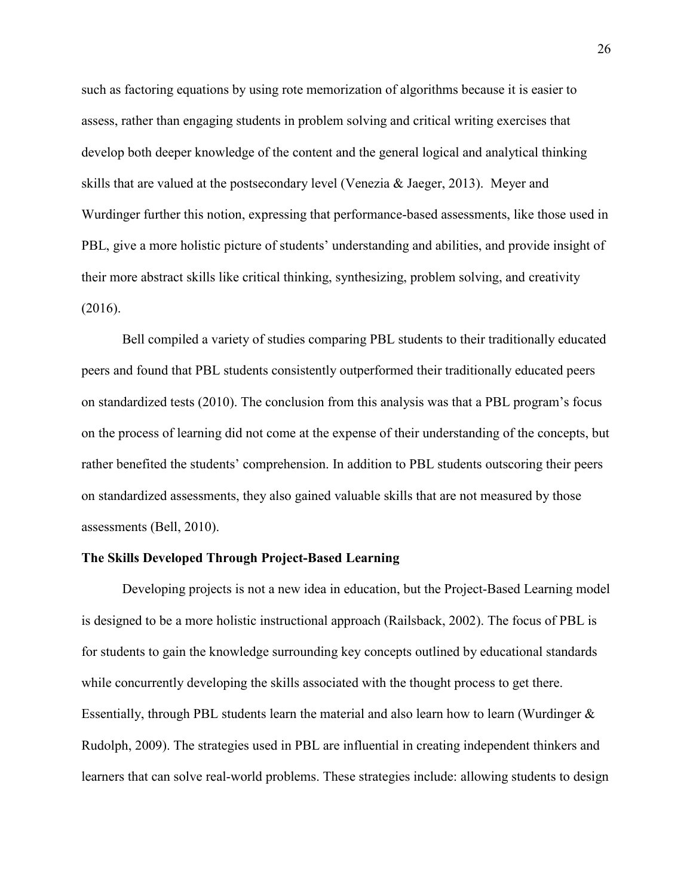such as factoring equations by using rote memorization of algorithms because it is easier to assess, rather than engaging students in problem solving and critical writing exercises that develop both deeper knowledge of the content and the general logical and analytical thinking skills that are valued at the postsecondary level (Venezia & Jaeger, 2013). Meyer and Wurdinger further this notion, expressing that performance-based assessments, like those used in PBL, give a more holistic picture of students' understanding and abilities, and provide insight of their more abstract skills like critical thinking, synthesizing, problem solving, and creativity (2016).

Bell compiled a variety of studies comparing PBL students to their traditionally educated peers and found that PBL students consistently outperformed their traditionally educated peers on standardized tests (2010). The conclusion from this analysis was that a PBL program's focus on the process of learning did not come at the expense of their understanding of the concepts, but rather benefited the students' comprehension. In addition to PBL students outscoring their peers on standardized assessments, they also gained valuable skills that are not measured by those assessments (Bell, 2010).

**The Skills Developed Through Project-Based Learning**

Developing projects is not a new idea in education, but the Project-Based Learning model is designed to be a more holistic instructional approach (Railsback, 2002). The focus of PBL is for students to gain the knowledge surrounding key concepts outlined by educational standards while concurrently developing the skills associated with the thought process to get there. Essentially, through PBL students learn the material and also learn how to learn (Wurdinger & Rudolph, 2009). The strategies used in PBL are influential in creating independent thinkers and learners that can solve real-world problems. These strategies include: allowing students to design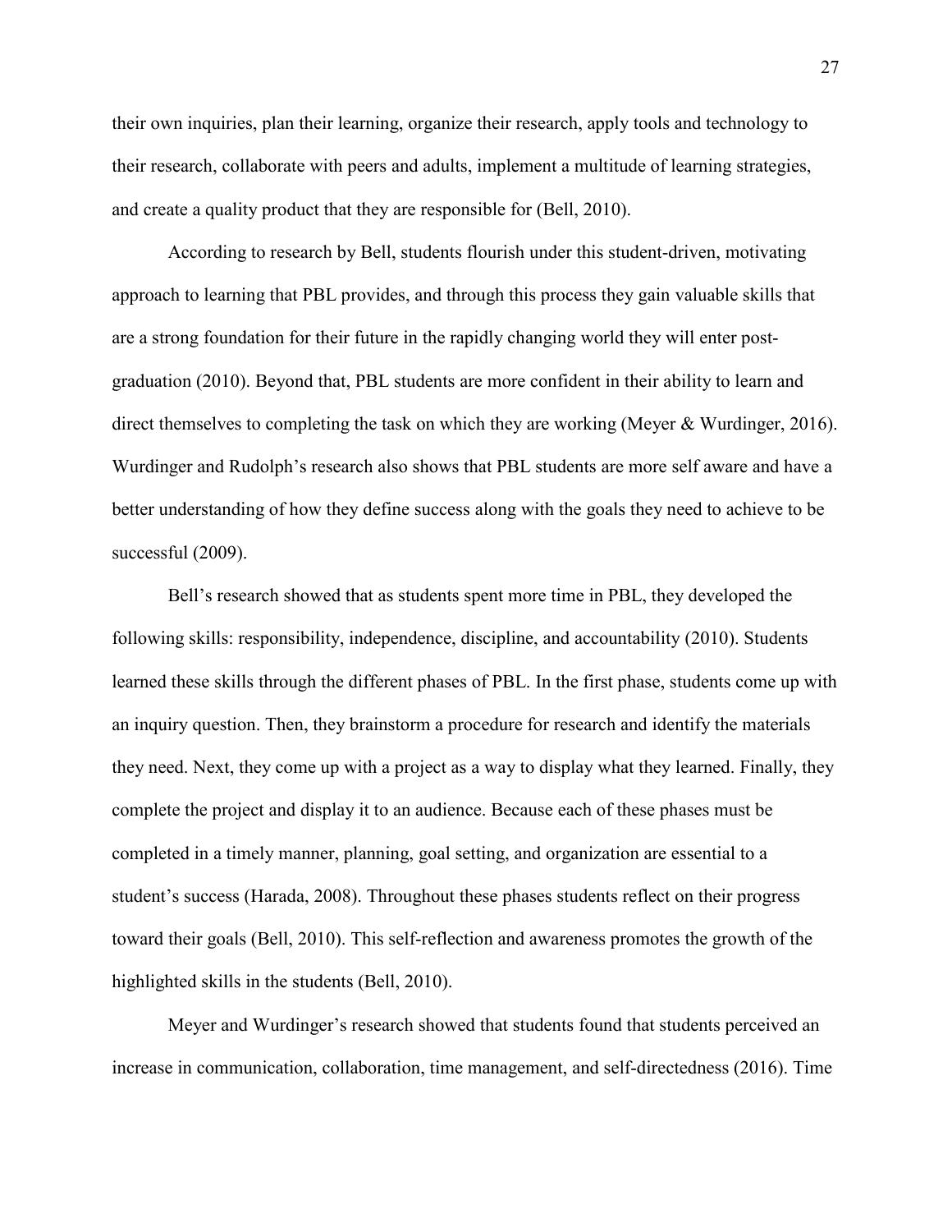their own inquiries, plan their learning, organize their research, apply tools and technology to their research, collaborate with peers and adults, implement a multitude of learning strategies, and create a quality product that they are responsible for (Bell, 2010).

According to research by Bell, students flourish under this student-driven, motivating approach to learning that PBL provides, and through this process they gain valuable skills that are a strong foundation for their future in the rapidly changing world they will enter post-graduation (2010). Beyond that, PBL students are more confident in their ability to learn and direct themselves to completing the task on which they are working (Meyer & Wurdinger, 2016). Wurdinger and Rudolph's research also shows that PBL students are more self aware and have a better understanding of how they define success along with the goals they need to achieve to be successful (2009).

Bell's research showed that as students spent more time in PBL, they developed the following skills: responsibility, independence, discipline, and accountability (2010). Students learned these skills through the different phases of PBL. In the first phase, students come up with an inquiry question. Then, they brainstorm a procedure for research and identify the materials they need. Next, they come up with a project as a way to display what they learned. Finally, they complete the project and display it to an audience. Because each of these phases must be completed in a timely manner, planning, goal setting, and organization are essential to a student's success (Harada, 2008). Throughout these phases students reflect on their progress toward their goals (Bell, 2010). This self-reflection and awareness promotes the growth of the highlighted skills in the students (Bell, 2010).

Meyer and Wurdinger's research showed that students found that students perceived an increase in communication, collaboration, time management, and self-directedness (2016). Time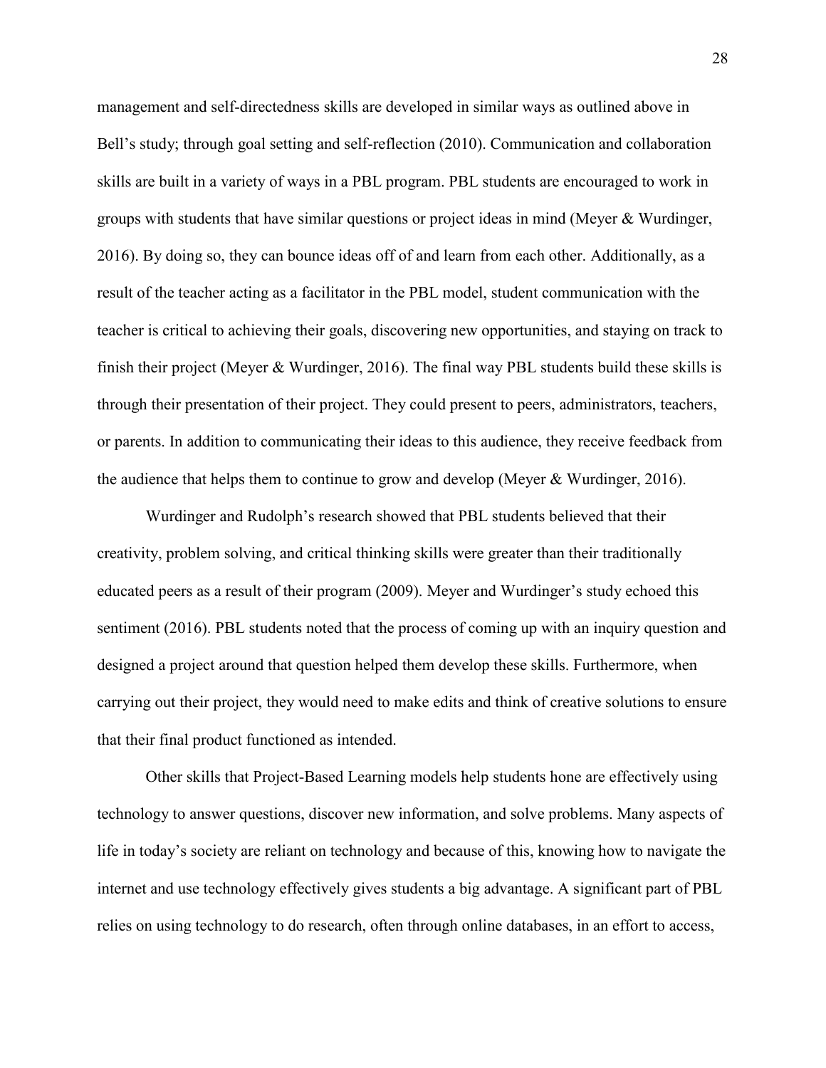management and self-directedness skills are developed in similar ways as outlined above in Bell's study; through goal setting and self-reflection (2010). Communication and collaboration skills are built in a variety of ways in a PBL program. PBL students are encouraged to work in groups with students that have similar questions or project ideas in mind (Meyer & Wurdinger, 2016). By doing so, they can bounce ideas off of and learn from each other. Additionally, as a result of the teacher acting as a facilitator in the PBL model, student communication with the teacher is critical to achieving their goals, discovering new opportunities, and staying on track to finish their project (Meyer & Wurdinger, 2016). The final way PBL students build these skills is through their presentation of their project. They could present to peers, administrators, teachers, or parents. In addition to communicating their ideas to this audience, they receive feedback from the audience that helps them to continue to grow and develop (Meyer & Wurdinger, 2016).

Wurdinger and Rudolph's research showed that PBL students believed that their creativity, problem solving, and critical thinking skills were greater than their traditionally educated peers as a result of their program (2009). Meyer and Wurdinger's study echoed this sentiment (2016). PBL students noted that the process of coming up with an inquiry question and designed a project around that question helped them develop these skills. Furthermore, when carrying out their project, they would need to make edits and think of creative solutions to ensure that their final product functioned as intended.

Other skills that Project-Based Learning models help students hone are effectively using technology to answer questions, discover new information, and solve problems. Many aspects of life in today's society are reliant on technology and because of this, knowing how to navigate the internet and use technology effectively gives students a big advantage. A significant part of PBL relies on using technology to do research, often through online databases, in an effort to access,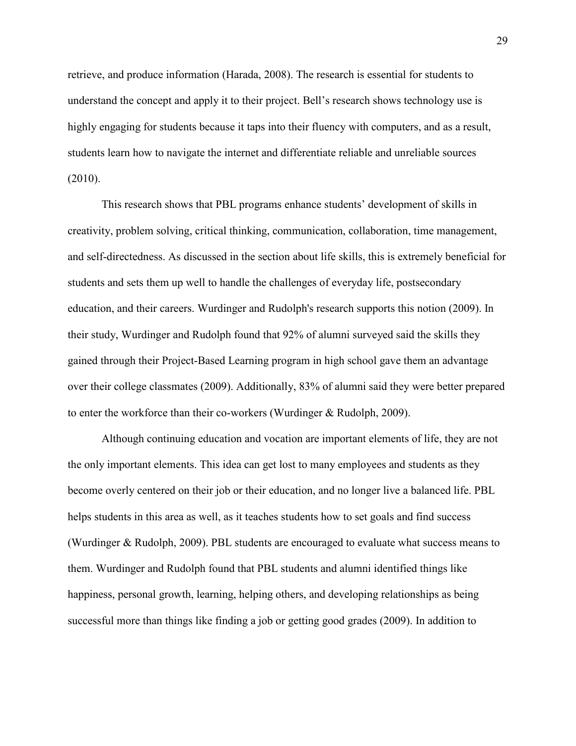retrieve, and produce information (Harada, 2008). The research is essential for students to understand the concept and apply it to their project. Bell's research shows technology use is highly engaging for students because it taps into their fluency with computers, and as a result, students learn how to navigate the internet and differentiate reliable and unreliable sources (2010).

This research shows that PBL programs enhance students' development of skills in creativity, problem solving, critical thinking, communication, collaboration, time management, and self-directedness. As discussed in the section about life skills, this is extremely beneficial for students and sets them up well to handle the challenges of everyday life, postsecondary education, and their careers. Wurdinger and Rudolph's research supports this notion (2009). In their study, Wurdinger and Rudolph found that 92% of alumni surveyed said the skills they gained through their Project-Based Learning program in high school gave them an advantage over their college classmates (2009). Additionally, 83% of alumni said they were better prepared to enter the workforce than their co-workers (Wurdinger & Rudolph, 2009).

Although continuing education and vocation are important elements of life, they are not the only important elements. This idea can get lost to many employees and students as they become overly centered on their job or their education, and no longer live a balanced life. PBL helps students in this area as well, as it teaches students how to set goals and find success (Wurdinger & Rudolph, 2009). PBL students are encouraged to evaluate what success means to them. Wurdinger and Rudolph found that PBL students and alumni identified things like happiness, personal growth, learning, helping others, and developing relationships as being successful more than things like finding a job or getting good grades (2009). In addition to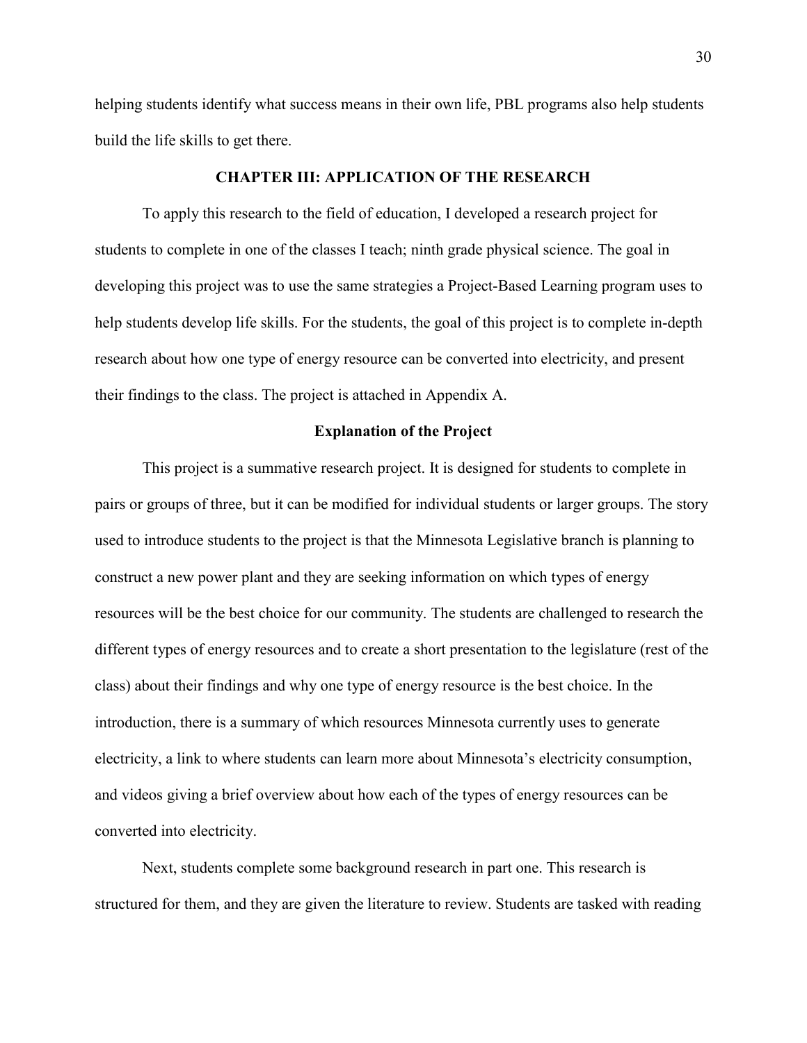helping students identify what success means in their own life, PBL programs also help students build the life skills to get there.

## CHAPTER III: APPLICATION OF THE RESEARCH

To apply this research to the field of education, I developed a research project for students to complete in one of the classes I teach; ninth grade physical science. The goal in developing this project was to use the same strategies a Project-Based Learning program uses to help students develop life skills. For the students, the goal of this project is to complete in-depth research about how one type of energy resource can be converted into electricity, and present their findings to the class. The project is attached in Appendix A.

### Explanation of the Project

This project is a summative research project. It is designed for students to complete in pairs or groups of three, but it can be modified for individual students or larger groups. The story used to introduce students to the project is that the Minnesota Legislative branch is planning to construct a new power plant and they are seeking information on which types of energy resources will be the best choice for our community. The students are challenged to research the different types of energy resources and to create a short presentation to the legislature (rest of the class) about their findings and why one type of energy resource is the best choice. In the introduction, there is a summary of which resources Minnesota currently uses to generate electricity, a link to where students can learn more about Minnesota's electricity consumption, and videos giving a brief overview about how each of the types of energy resources can be converted into electricity.

Next, students complete some background research in part one. This research is structured for them, and they are given the literature to review. Students are tasked with reading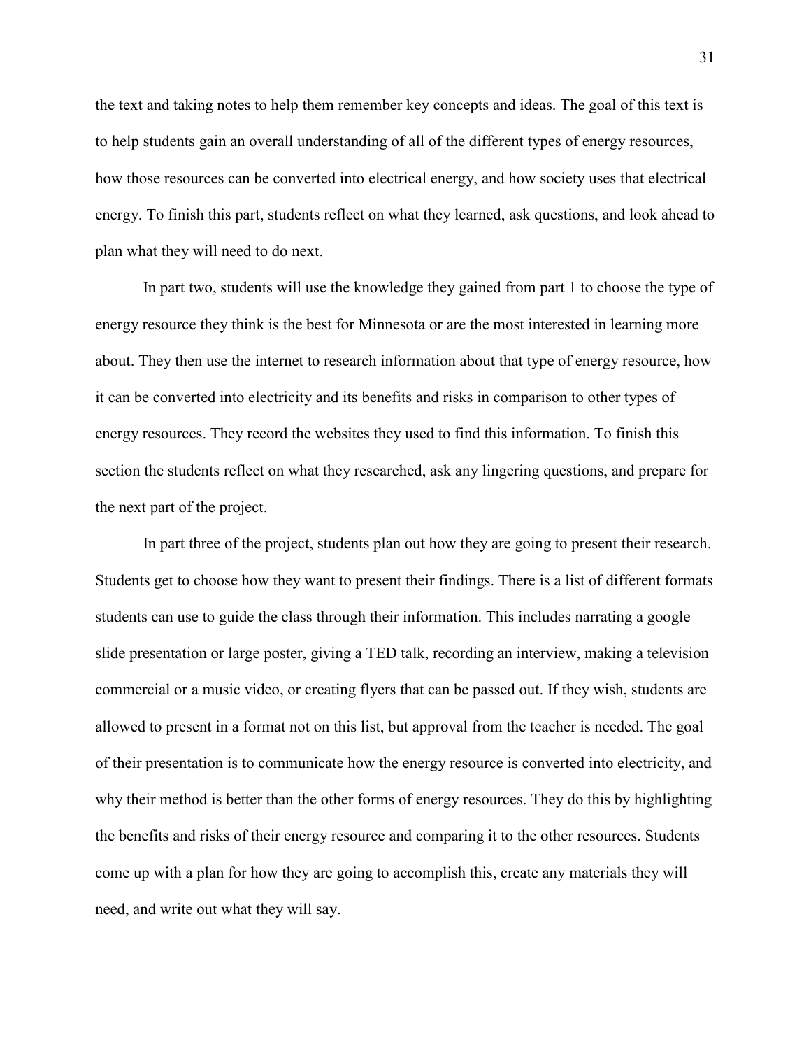the text and taking notes to help them remember key concepts and ideas. The goal of this text is to help students gain an overall understanding of all of the different types of energy resources, how those resources can be converted into electrical energy, and how society uses that electrical energy. To finish this part, students reflect on what they learned, ask questions, and look ahead to plan what they will need to do next.

In part two, students will use the knowledge they gained from part 1 to choose the type of energy resource they think is the best for Minnesota or are the most interested in learning more about. They then use the internet to research information about that type of energy resource, how it can be converted into electricity and its benefits and risks in comparison to other types of energy resources. They record the websites they used to find this information. To finish this section the students reflect on what they researched, ask any lingering questions, and prepare for the next part of the project.

In part three of the project, students plan out how they are going to present their research. Students get to choose how they want to present their findings. There is a list of different formats students can use to guide the class through their information. This includes narrating a google slide presentation or large poster, giving a TED talk, recording an interview, making a television commercial or a music video, or creating flyers that can be passed out. If they wish, students are allowed to present in a format not on this list, but approval from the teacher is needed. The goal of their presentation is to communicate how the energy resource is converted into electricity, and why their method is better than the other forms of energy resources. They do this by highlighting the benefits and risks of their energy resource and comparing it to the other resources. Students come up with a plan for how they are going to accomplish this, create any materials they will need, and write out what they will say.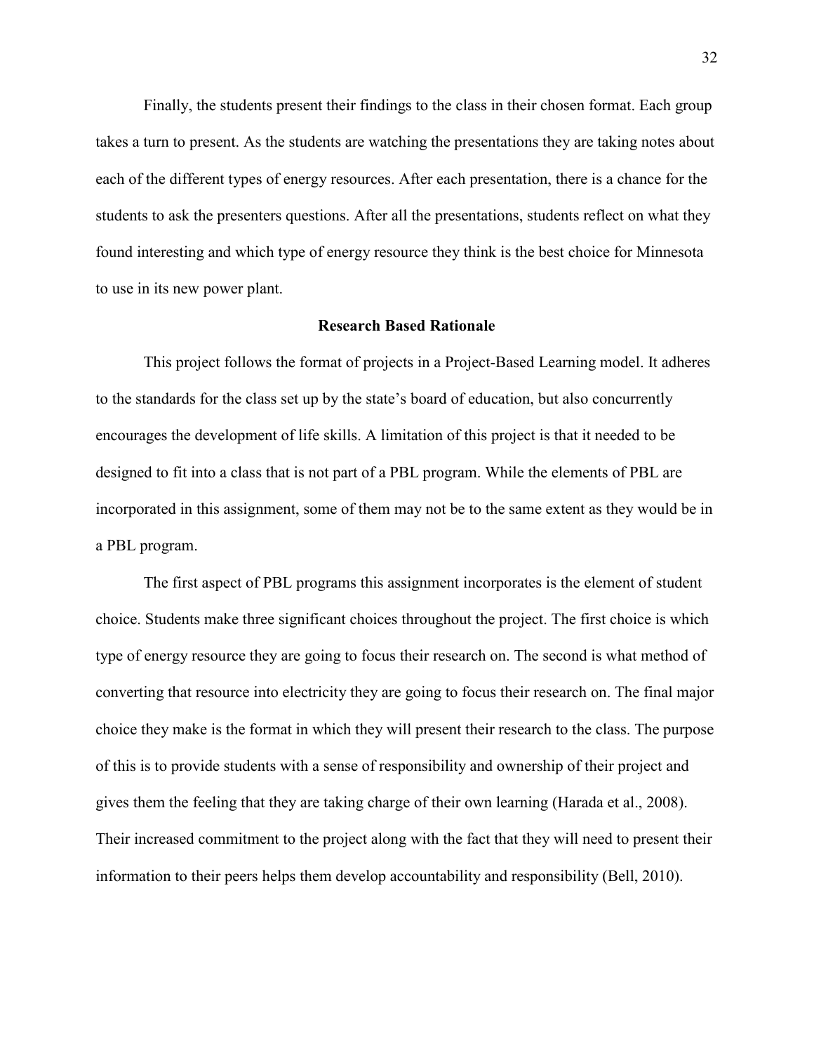Finally, the students present their findings to the class in their chosen format. Each group takes a turn to present. As the students are watching the presentations they are taking notes about each of the different types of energy resources. After each presentation, there is a chance for the students to ask the presenters questions. After all the presentations, students reflect on what they found interesting and which type of energy resource they think is the best choice for Minnesota to use in its new power plant.

## Research Based Rationale

This project follows the format of projects in a Project-Based Learning model. It adheres to the standards for the class set up by the state's board of education, but also concurrently encourages the development of life skills. A limitation of this project is that it needed to be designed to fit into a class that is not part of a PBL program. While the elements of PBL are incorporated in this assignment, some of them may not be to the same extent as they would be in a PBL program.

The first aspect of PBL programs this assignment incorporates is the element of student choice. Students make three significant choices throughout the project. The first choice is which type of energy resource they are going to focus their research on. The second is what method of converting that resource into electricity they are going to focus their research on. The final major choice they make is the format in which they will present their research to the class. The purpose of this is to provide students with a sense of responsibility and ownership of their project and gives them the feeling that they are taking charge of their own learning (Harada et al., 2008). Their increased commitment to the project along with the fact that they will need to present their information to their peers helps them develop accountability and responsibility (Bell, 2010).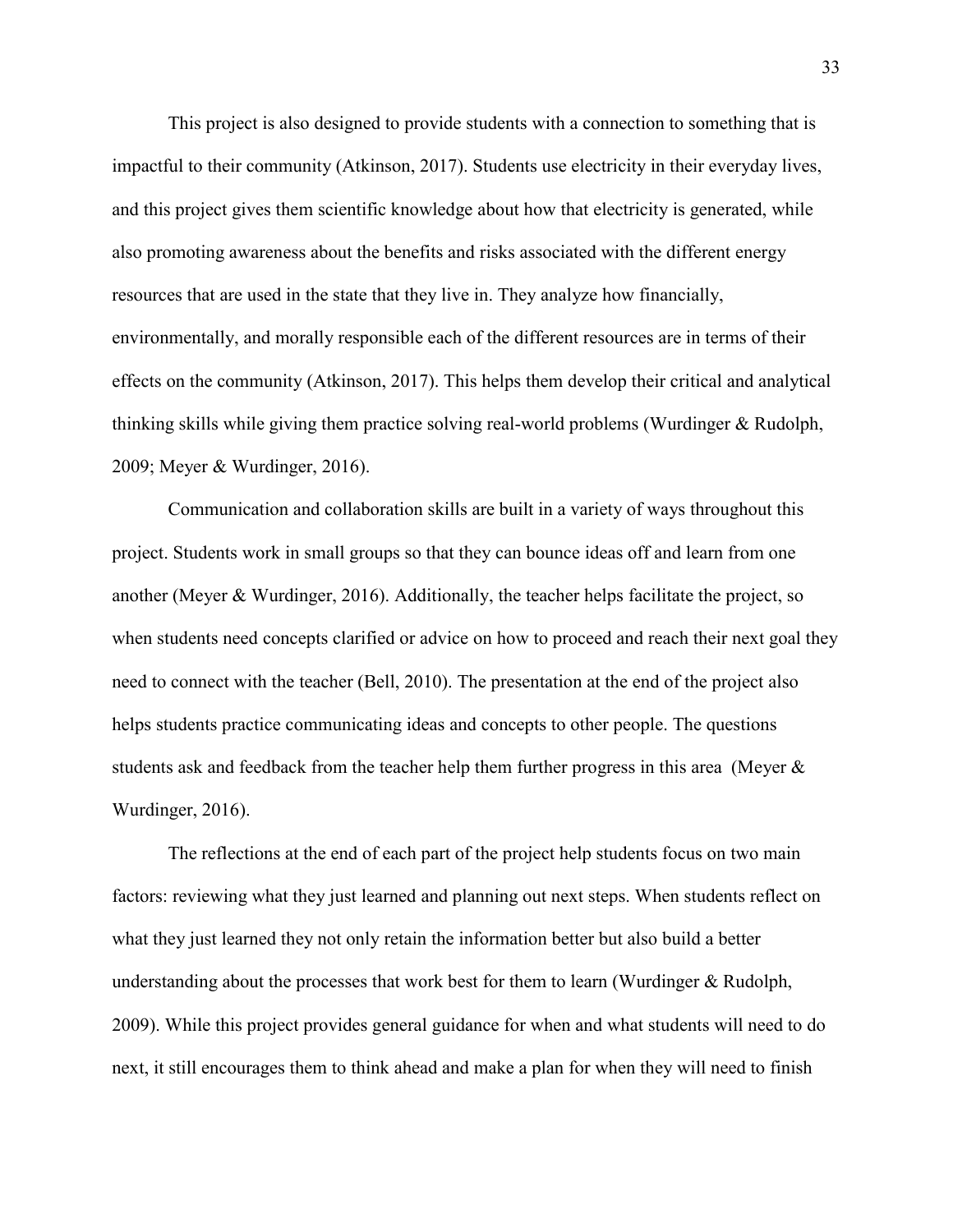This project is also designed to provide students with a connection to something that is impactful to their community (Atkinson, 2017). Students use electricity in their everyday lives, and this project gives them scientific knowledge about how that electricity is generated, while also promoting awareness about the benefits and risks associated with the different energy resources that are used in the state that they live in. They analyze how financially, environmentally, and morally responsible each of the different resources are in terms of their effects on the community (Atkinson, 2017). This helps them develop their critical and analytical thinking skills while giving them practice solving real-world problems (Wurdinger & Rudolph, 2009; Meyer & Wurdinger, 2016).

Communication and collaboration skills are built in a variety of ways throughout this project. Students work in small groups so that they can bounce ideas off and learn from one another (Meyer & Wurdinger, 2016). Additionally, the teacher helps facilitate the project, so when students need concepts clarified or advice on how to proceed and reach their next goal they need to connect with the teacher (Bell, 2010). The presentation at the end of the project also helps students practice communicating ideas and concepts to other people. The questions students ask and feedback from the teacher help them further progress in this area (Meyer & Wurdinger, 2016).

The reflections at the end of each part of the project help students focus on two main factors: reviewing what they just learned and planning out next steps. When students reflect on what they just learned they not only retain the information better but also build a better understanding about the processes that work best for them to learn (Wurdinger & Rudolph, 2009). While this project provides general guidance for when and what students will need to do next, it still encourages them to think ahead and make a plan for when they will need to finish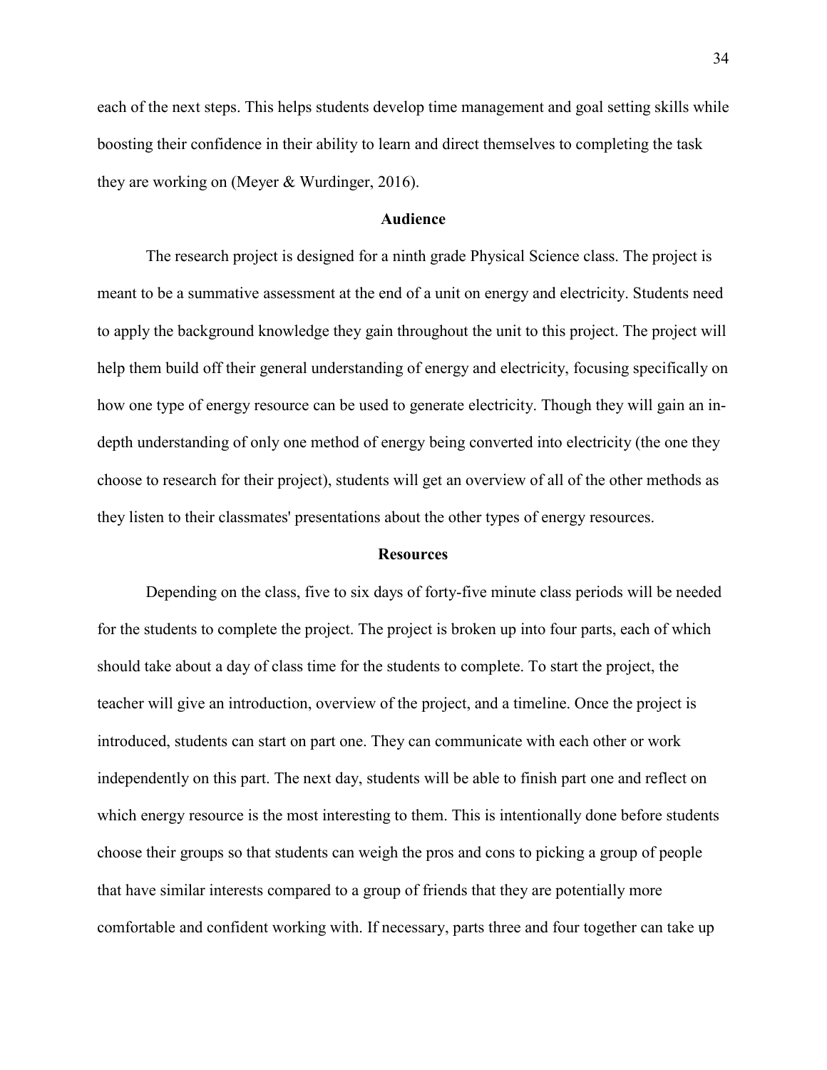each of the next steps. This helps students develop time management and goal setting skills while boosting their confidence in their ability to learn and direct themselves to completing the task they are working on (Meyer & Wurdinger, 2016).

## Audience

The research project is designed for a ninth grade Physical Science class. The project is meant to be a summative assessment at the end of a unit on energy and electricity. Students need to apply the background knowledge they gain throughout the unit to this project. The project will help them build off their general understanding of energy and electricity, focusing specifically on how one type of energy resource can be used to generate electricity. Though they will gain an in-depth understanding of only one method of energy being converted into electricity (the one they choose to research for their project), students will get an overview of all of the other methods as they listen to their classmates' presentations about the other types of energy resources.

## Resources

Depending on the class, five to six days of forty-five minute class periods will be needed for the students to complete the project. The project is broken up into four parts, each of which should take about a day of class time for the students to complete. To start the project, the teacher will give an introduction, overview of the project, and a timeline. Once the project is introduced, students can start on part one. They can communicate with each other or work independently on this part. The next day, students will be able to finish part one and reflect on which energy resource is the most interesting to them. This is intentionally done before students choose their groups so that students can weigh the pros and cons to picking a group of people that have similar interests compared to a group of friends that they are potentially more comfortable and confident working with. If necessary, parts three and four together can take up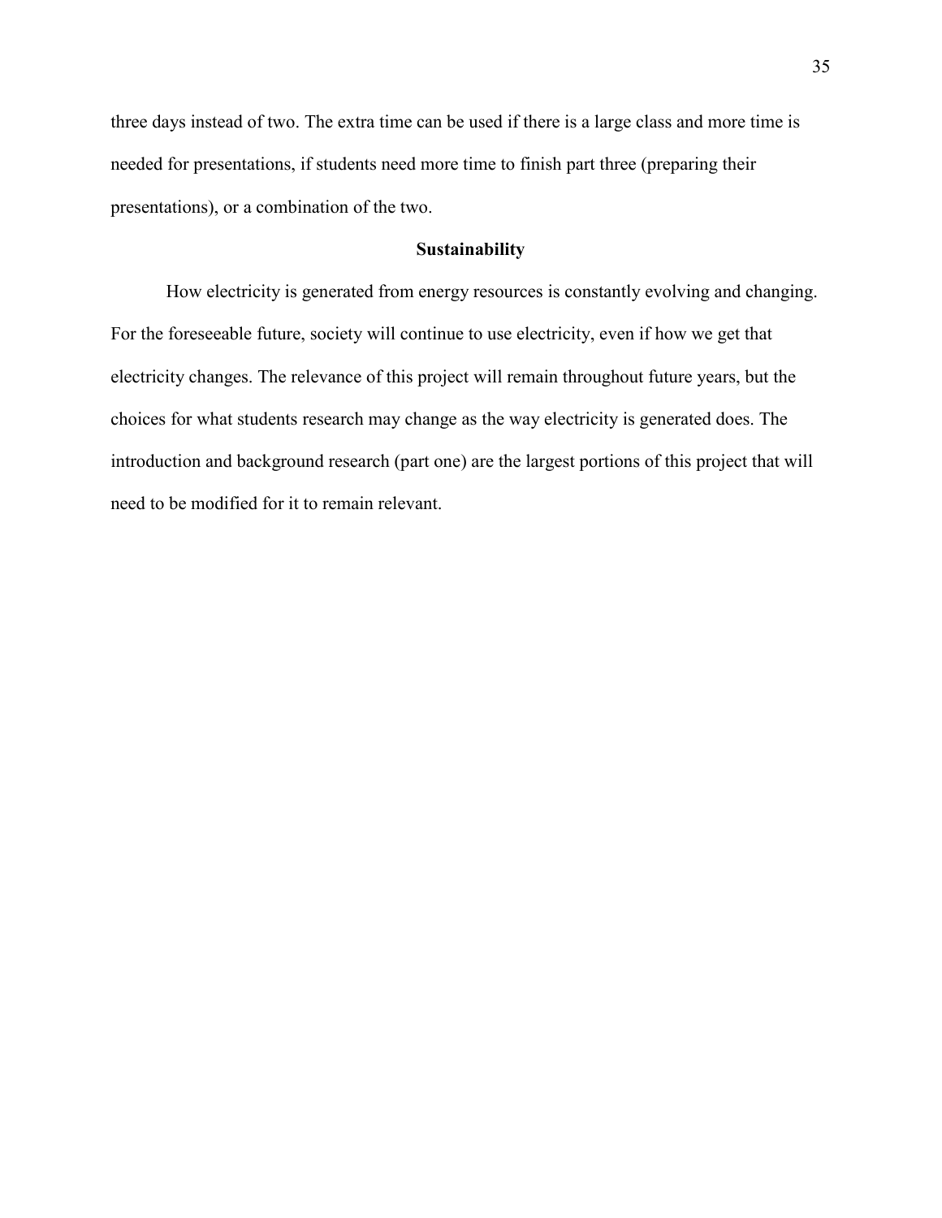three days instead of two. The extra time can be used if there is a large class and more time is needed for presentations, if students need more time to finish part three (preparing their presentations), or a combination of the two.

## Sustainability

How electricity is generated from energy resources is constantly evolving and changing. For the foreseeable future, society will continue to use electricity, even if how we get that electricity changes. The relevance of this project will remain throughout future years, but the choices for what students research may change as the way electricity is generated does. The introduction and background research (part one) are the largest portions of this project that will need to be modified for it to remain relevant.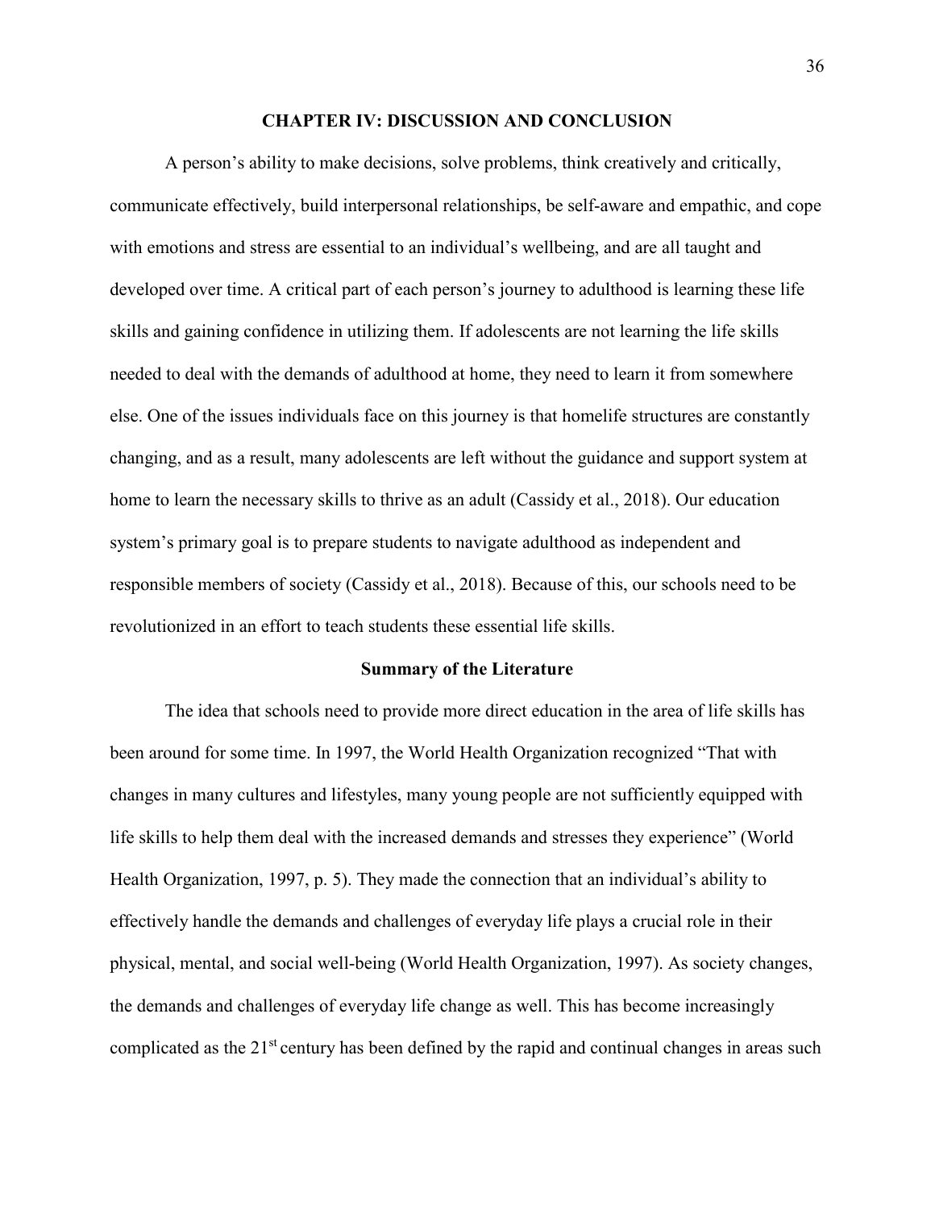# CHAPTER IV: DISCUSSION AND CONCLUSION

A person's ability to make decisions, solve problems, think creatively and critically, communicate effectively, build interpersonal relationships, be self-aware and empathic, and cope with emotions and stress are essential to an individual's wellbeing, and are all taught and developed over time. A critical part of each person's journey to adulthood is learning these life skills and gaining confidence in utilizing them. If adolescents are not learning the life skills needed to deal with the demands of adulthood at home, they need to learn it from somewhere else. One of the issues individuals face on this journey is that homelife structures are constantly changing, and as a result, many adolescents are left without the guidance and support system at home to learn the necessary skills to thrive as an adult (Cassidy et al., 2018). Our education system's primary goal is to prepare students to navigate adulthood as independent and responsible members of society (Cassidy et al., 2018). Because of this, our schools need to be revolutionized in an effort to teach students these essential life skills.

## Summary of the Literature

The idea that schools need to provide more direct education in the area of life skills has been around for some time. In 1997, the World Health Organization recognized "That with changes in many cultures and lifestyles, many young people are not sufficiently equipped with life skills to help them deal with the increased demands and stresses they experience" (World Health Organization, 1997, p. 5). They made the connection that an individual's ability to effectively handle the demands and challenges of everyday life plays a crucial role in their physical, mental, and social well-being (World Health Organization, 1997). As society changes, the demands and challenges of everyday life change as well. This has become increasingly complicated as the 21st century has been defined by the rapid and continual changes in areas such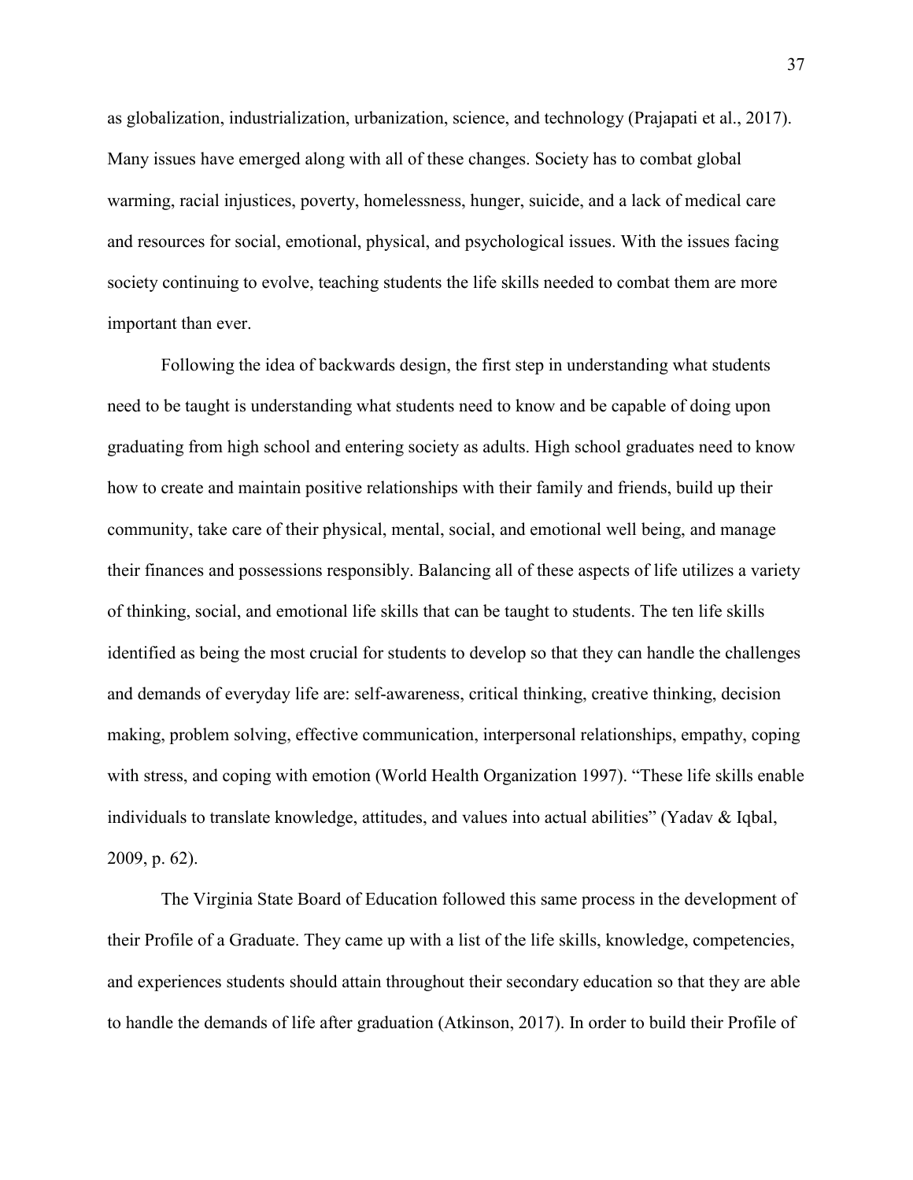as globalization, industrialization, urbanization, science, and technology (Prajapati et al., 2017). Many issues have emerged along with all of these changes. Society has to combat global warming, racial injustices, poverty, homelessness, hunger, suicide, and a lack of medical care and resources for social, emotional, physical, and psychological issues. With the issues facing society continuing to evolve, teaching students the life skills needed to combat them are more important than ever.

Following the idea of backwards design, the first step in understanding what students need to be taught is understanding what students need to know and be capable of doing upon graduating from high school and entering society as adults. High school graduates need to know how to create and maintain positive relationships with their family and friends, build up their community, take care of their physical, mental, social, and emotional well being, and manage their finances and possessions responsibly. Balancing all of these aspects of life utilizes a variety of thinking, social, and emotional life skills that can be taught to students. The ten life skills identified as being the most crucial for students to develop so that they can handle the challenges and demands of everyday life are: self-awareness, critical thinking, creative thinking, decision making, problem solving, effective communication, interpersonal relationships, empathy, coping with stress, and coping with emotion (World Health Organization 1997). "These life skills enable individuals to translate knowledge, attitudes, and values into actual abilities" (Yadav & Iqbal, 2009, p. 62).

The Virginia State Board of Education followed this same process in the development of their Profile of a Graduate. They came up with a list of the life skills, knowledge, competencies, and experiences students should attain throughout their secondary education so that they are able to handle the demands of life after graduation (Atkinson, 2017). In order to build their Profile of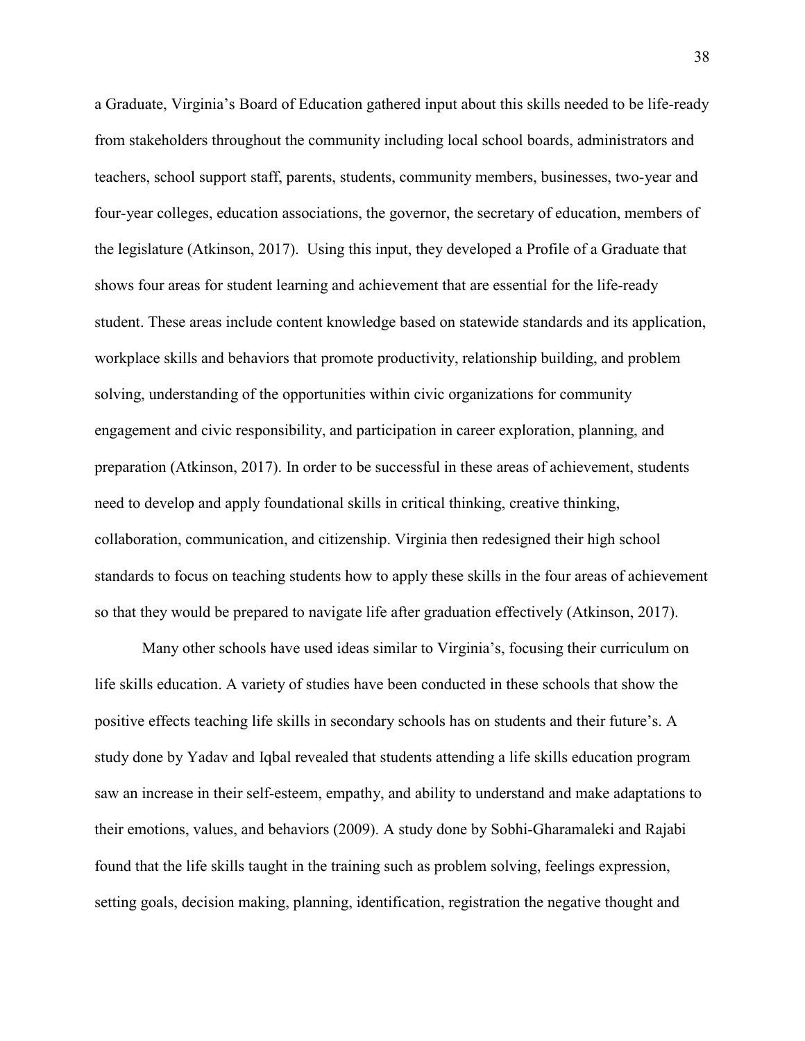a Graduate, Virginia's Board of Education gathered input about this skills needed to be life-ready from stakeholders throughout the community including local school boards, administrators and teachers, school support staff, parents, students, community members, businesses, two-year and four-year colleges, education associations, the governor, the secretary of education, members of the legislature (Atkinson, 2017). Using this input, they developed a Profile of a Graduate that shows four areas for student learning and achievement that are essential for the life-ready student. These areas include content knowledge based on statewide standards and its application, workplace skills and behaviors that promote productivity, relationship building, and problem solving, understanding of the opportunities within civic organizations for community engagement and civic responsibility, and participation in career exploration, planning, and preparation (Atkinson, 2017). In order to be successful in these areas of achievement, students need to develop and apply foundational skills in critical thinking, creative thinking, collaboration, communication, and citizenship. Virginia then redesigned their high school standards to focus on teaching students how to apply these skills in the four areas of achievement so that they would be prepared to navigate life after graduation effectively (Atkinson, 2017).

Many other schools have used ideas similar to Virginia's, focusing their curriculum on life skills education. A variety of studies have been conducted in these schools that show the positive effects teaching life skills in secondary schools has on students and their future's. A study done by Yadav and Iqbal revealed that students attending a life skills education program saw an increase in their self-esteem, empathy, and ability to understand and make adaptations to their emotions, values, and behaviors (2009). A study done by Sobhi-Gharamaleki and Rajabi found that the life skills taught in the training such as problem solving, feelings expression, setting goals, decision making, planning, identification, registration the negative thought and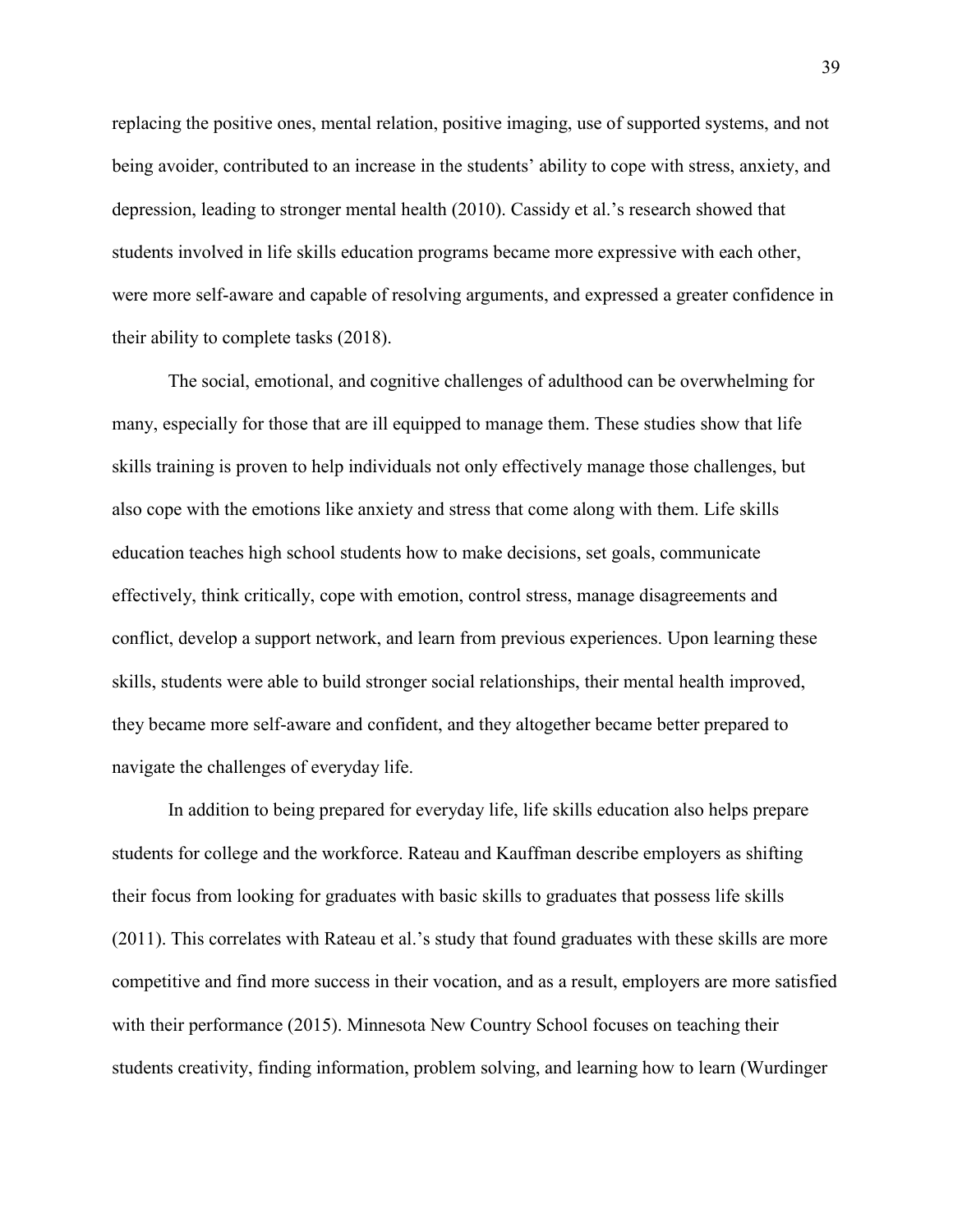replacing the positive ones, mental relation, positive imaging, use of supported systems, and not being avoider, contributed to an increase in the students' ability to cope with stress, anxiety, and depression, leading to stronger mental health (2010). Cassidy et al.'s research showed that students involved in life skills education programs became more expressive with each other, were more self-aware and capable of resolving arguments, and expressed a greater confidence in their ability to complete tasks (2018).

The social, emotional, and cognitive challenges of adulthood can be overwhelming for many, especially for those that are ill equipped to manage them. These studies show that life skills training is proven to help individuals not only effectively manage those challenges, but also cope with the emotions like anxiety and stress that come along with them. Life skills education teaches high school students how to make decisions, set goals, communicate effectively, think critically, cope with emotion, control stress, manage disagreements and conflict, develop a support network, and learn from previous experiences. Upon learning these skills, students were able to build stronger social relationships, their mental health improved, they became more self-aware and confident, and they altogether became better prepared to navigate the challenges of everyday life.

In addition to being prepared for everyday life, life skills education also helps prepare students for college and the workforce. Rateau and Kauffman describe employers as shifting their focus from looking for graduates with basic skills to graduates that possess life skills (2011). This correlates with Rateau et al.'s study that found graduates with these skills are more competitive and find more success in their vocation, and as a result, employers are more satisfied with their performance (2015). Minnesota New Country School focuses on teaching their students creativity, finding information, problem solving, and learning how to learn (Wurdinger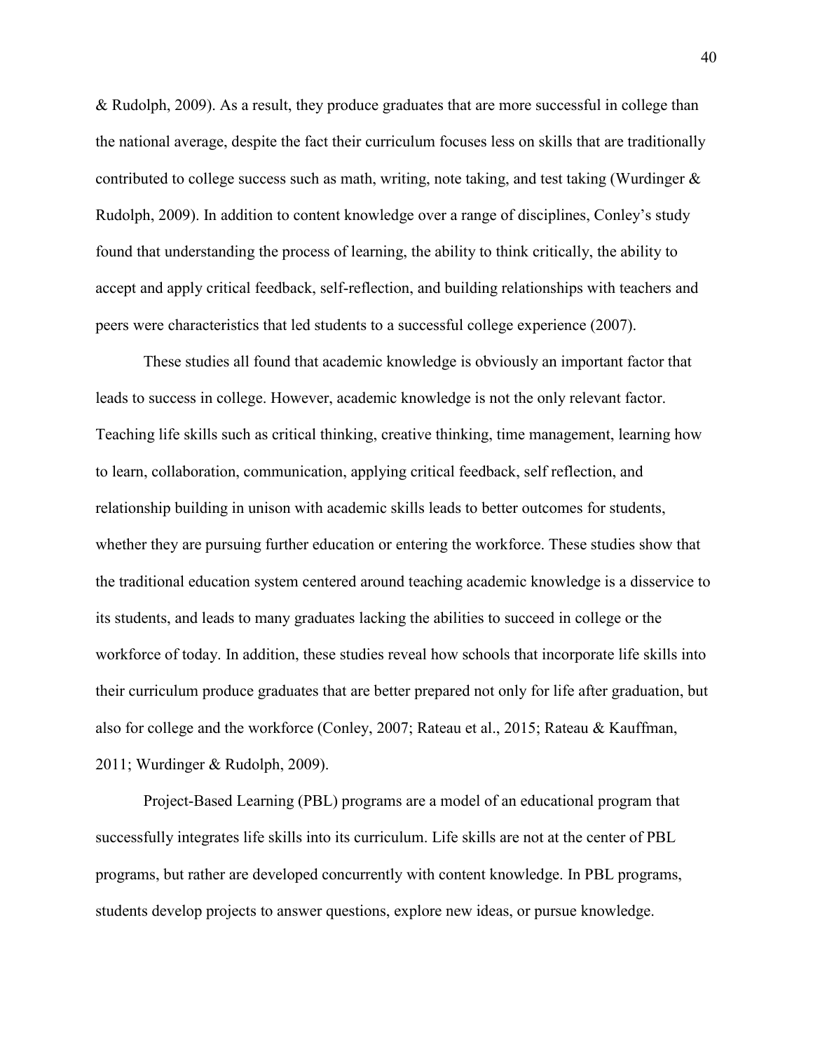& Rudolph, 2009). As a result, they produce graduates that are more successful in college than the national average, despite the fact their curriculum focuses less on skills that are traditionally contributed to college success such as math, writing, note taking, and test taking (Wurdinger & Rudolph, 2009). In addition to content knowledge over a range of disciplines, Conley's study found that understanding the process of learning, the ability to think critically, the ability to accept and apply critical feedback, self-reflection, and building relationships with teachers and peers were characteristics that led students to a successful college experience (2007).

These studies all found that academic knowledge is obviously an important factor that leads to success in college. However, academic knowledge is not the only relevant factor. Teaching life skills such as critical thinking, creative thinking, time management, learning how to learn, collaboration, communication, applying critical feedback, self reflection, and relationship building in unison with academic skills leads to better outcomes for students, whether they are pursuing further education or entering the workforce. These studies show that the traditional education system centered around teaching academic knowledge is a disservice to its students, and leads to many graduates lacking the abilities to succeed in college or the workforce of today. In addition, these studies reveal how schools that incorporate life skills into their curriculum produce graduates that are better prepared not only for life after graduation, but also for college and the workforce (Conley, 2007; Rateau et al., 2015; Rateau & Kauffman, 2011; Wurdinger & Rudolph, 2009).

Project-Based Learning (PBL) programs are a model of an educational program that successfully integrates life skills into its curriculum. Life skills are not at the center of PBL programs, but rather are developed concurrently with content knowledge. In PBL programs, students develop projects to answer questions, explore new ideas, or pursue knowledge.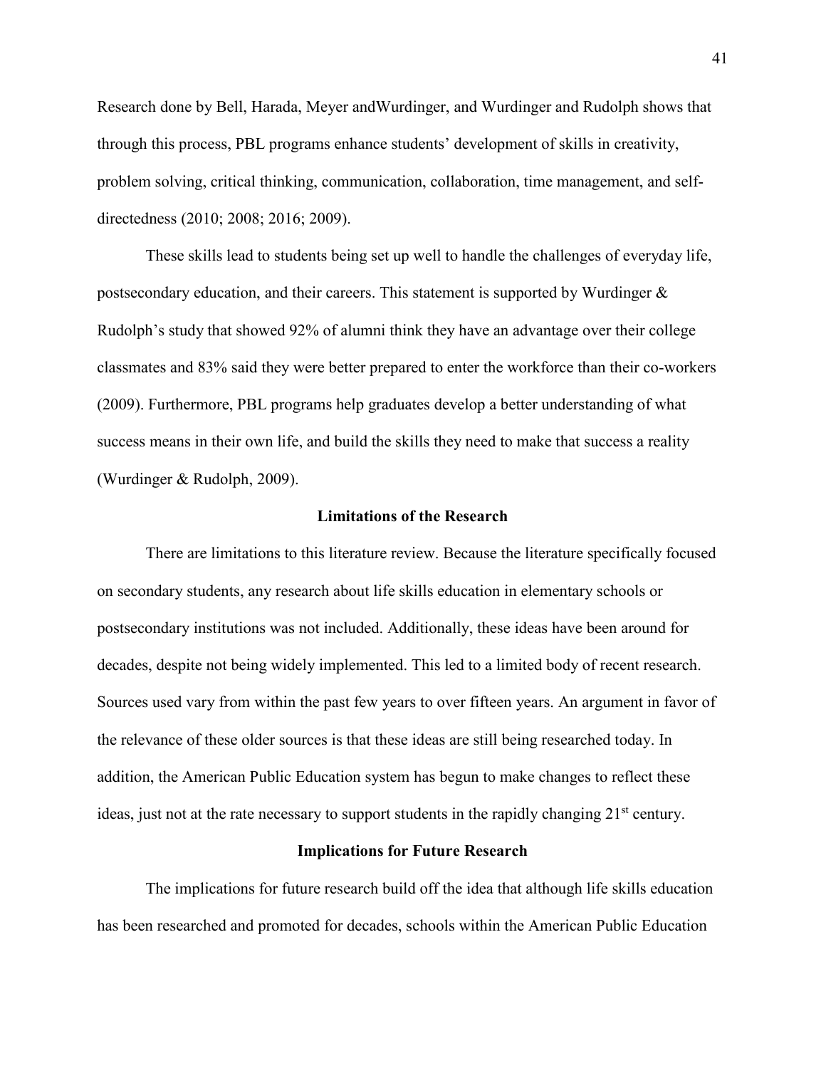Research done by Bell, Harada, Meyer andWurdinger, and Wurdinger and Rudolph shows that through this process, PBL programs enhance students' development of skills in creativity, problem solving, critical thinking, communication, collaboration, time management, and self-directedness (2010; 2008; 2016; 2009).

These skills lead to students being set up well to handle the challenges of everyday life, postsecondary education, and their careers. This statement is supported by Wurdinger & Rudolph's study that showed 92% of alumni think they have an advantage over their college classmates and 83% said they were better prepared to enter the workforce than their co-workers (2009). Furthermore, PBL programs help graduates develop a better understanding of what success means in their own life, and build the skills they need to make that success a reality (Wurdinger & Rudolph, 2009).

## Limitations of the Research

There are limitations to this literature review. Because the literature specifically focused on secondary students, any research about life skills education in elementary schools or postsecondary institutions was not included. Additionally, these ideas have been around for decades, despite not being widely implemented. This led to a limited body of recent research. Sources used vary from within the past few years to over fifteen years. An argument in favor of the relevance of these older sources is that these ideas are still being researched today. In addition, the American Public Education system has begun to make changes to reflect these ideas, just not at the rate necessary to support students in the rapidly changing 21st century.

## Implications for Future Research

The implications for future research build off the idea that although life skills education has been researched and promoted for decades, schools within the American Public Education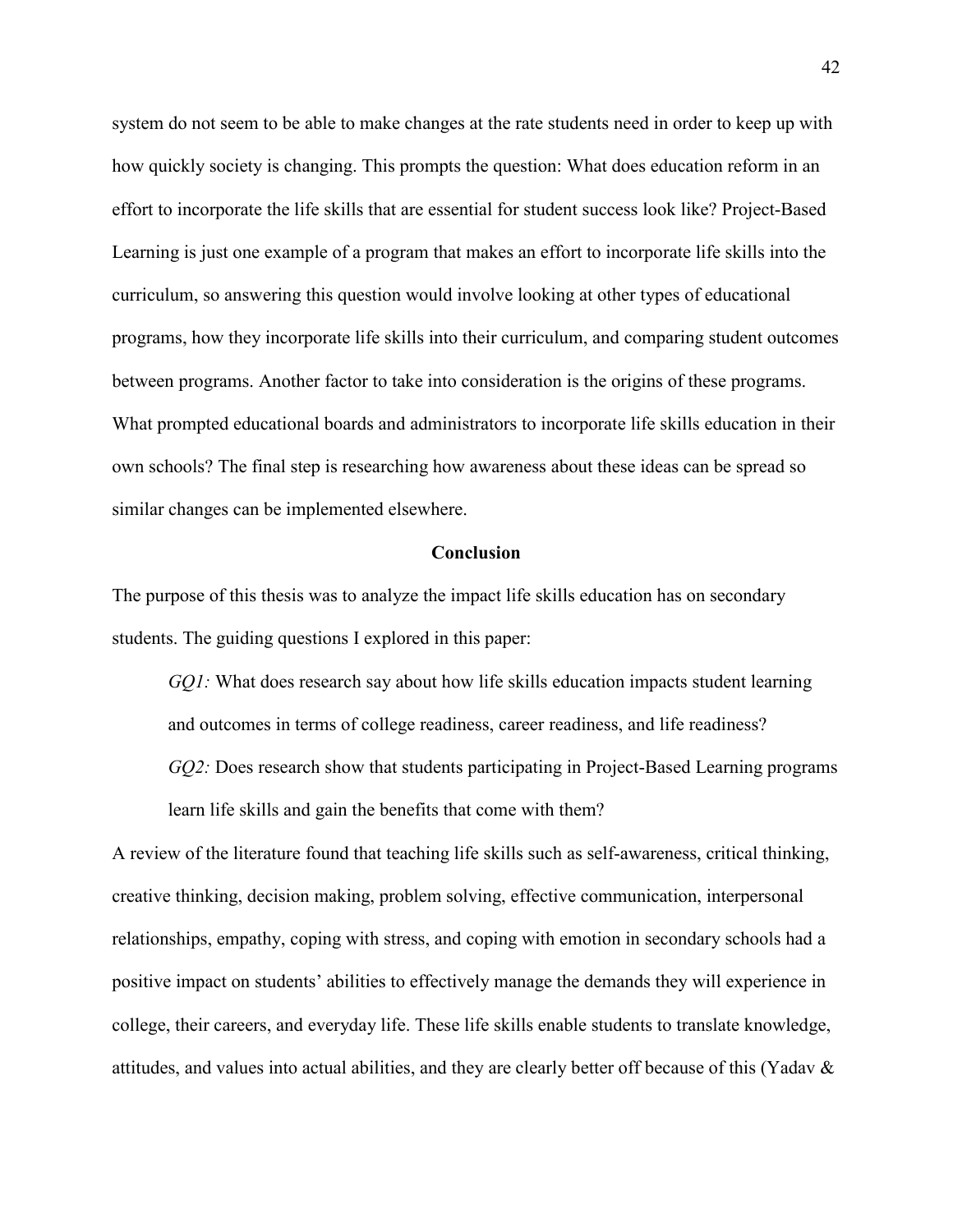system do not seem to be able to make changes at the rate students need in order to keep up with how quickly society is changing. This prompts the question: What does education reform in an effort to incorporate the life skills that are essential for student success look like? Project-Based Learning is just one example of a program that makes an effort to incorporate life skills into the curriculum, so answering this question would involve looking at other types of educational programs, how they incorporate life skills into their curriculum, and comparing student outcomes between programs. Another factor to take into consideration is the origins of these programs. What prompted educational boards and administrators to incorporate life skills education in their own schools? The final step is researching how awareness about these ideas can be spread so similar changes can be implemented elsewhere.

## Conclusion

The purpose of this thesis was to analyze the impact life skills education has on secondary students. The guiding questions I explored in this paper:

> *GQ1:* What does research say about how life skills education impacts student learning and outcomes in terms of college readiness, career readiness, and life readiness?
>
> *GQ2:* Does research show that students participating in Project-Based Learning programs learn life skills and gain the benefits that come with them?

A review of the literature found that teaching life skills such as self-awareness, critical thinking, creative thinking, decision making, problem solving, effective communication, interpersonal relationships, empathy, coping with stress, and coping with emotion in secondary schools had a positive impact on students' abilities to effectively manage the demands they will experience in college, their careers, and everyday life. These life skills enable students to translate knowledge, attitudes, and values into actual abilities, and they are clearly better off because of this (Yadav &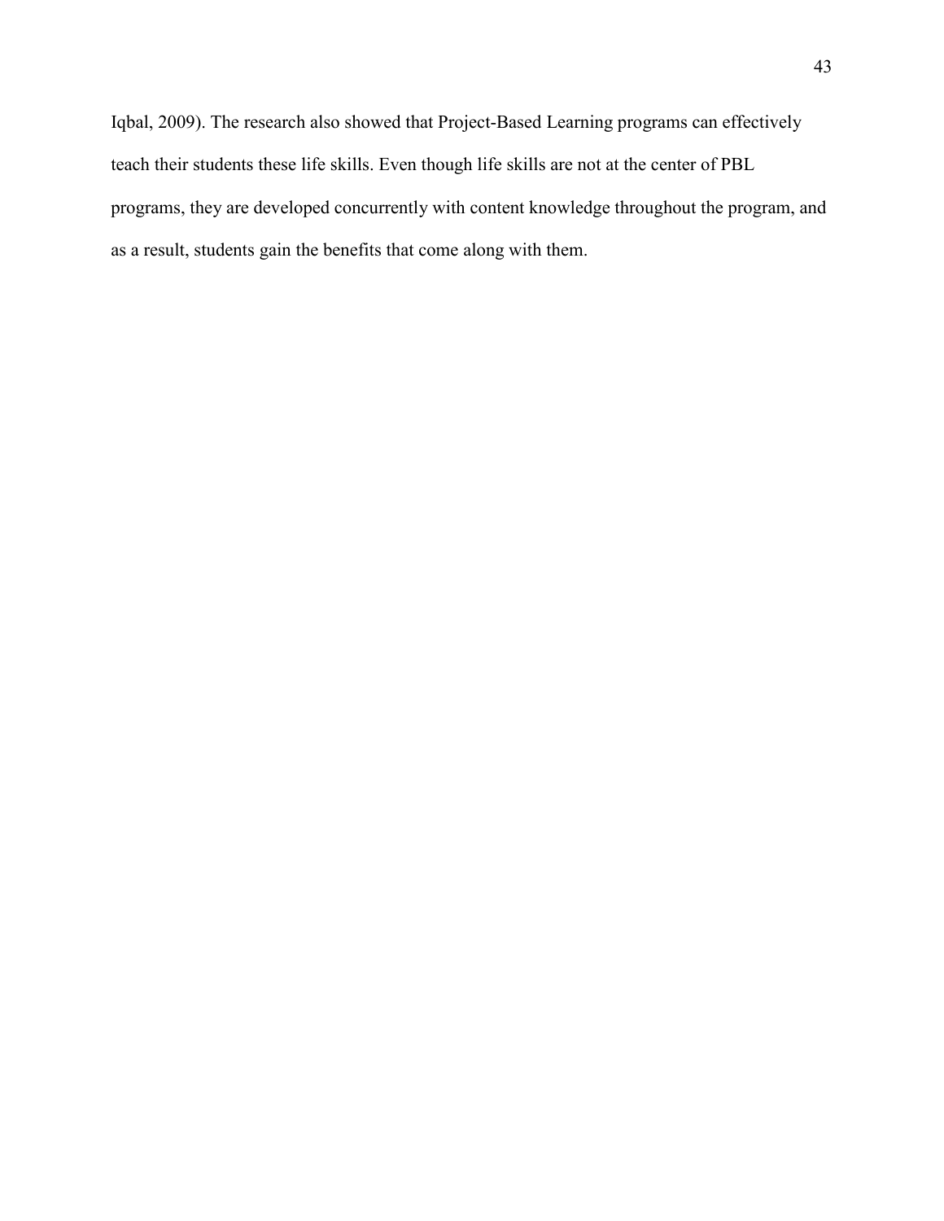Iqbal, 2009). The research also showed that Project-Based Learning programs can effectively teach their students these life skills. Even though life skills are not at the center of PBL programs, they are developed concurrently with content knowledge throughout the program, and as a result, students gain the benefits that come along with them.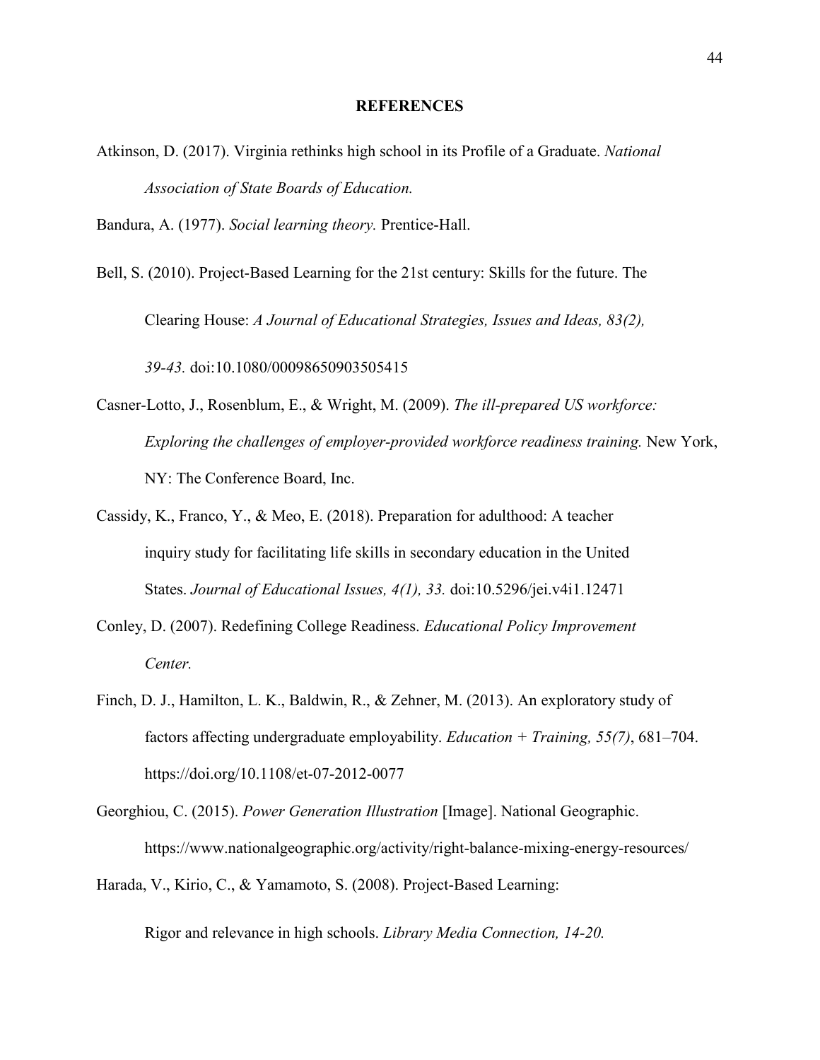# REFERENCES

Atkinson, D. (2017). Virginia rethinks high school in its Profile of a Graduate. *National Association of State Boards of Education.*

Bandura, A. (1977). *Social learning theory.* Prentice-Hall.

Bell, S. (2010). Project-Based Learning for the 21st century: Skills for the future. The Clearing House: *A Journal of Educational Strategies, Issues and Ideas, 83(2), 39-43.* doi:10.1080/00098650903505415

Casner-Lotto, J., Rosenblum, E., & Wright, M. (2009). *The ill-prepared US workforce: Exploring the challenges of employer-provided workforce readiness training.* New York, NY: The Conference Board, Inc.

Cassidy, K., Franco, Y., & Meo, E. (2018). Preparation for adulthood: A teacher inquiry study for facilitating life skills in secondary education in the United States. *Journal of Educational Issues, 4(1), 33.* doi:10.5296/jei.v4i1.12471

Conley, D. (2007). Redefining College Readiness. *Educational Policy Improvement Center.*

Finch, D. J., Hamilton, L. K., Baldwin, R., & Zehner, M. (2013). An exploratory study of factors affecting undergraduate employability. *Education + Training, 55(7)*, 681–704. https://doi.org/10.1108/et-07-2012-0077

Georghiou, C. (2015). *Power Generation Illustration* [Image]. National Geographic. https://www.nationalgeographic.org/activity/right-balance-mixing-energy-resources/

Harada, V., Kirio, C., & Yamamoto, S. (2008). Project-Based Learning: Rigor and relevance in high schools. *Library Media Connection, 14-20.*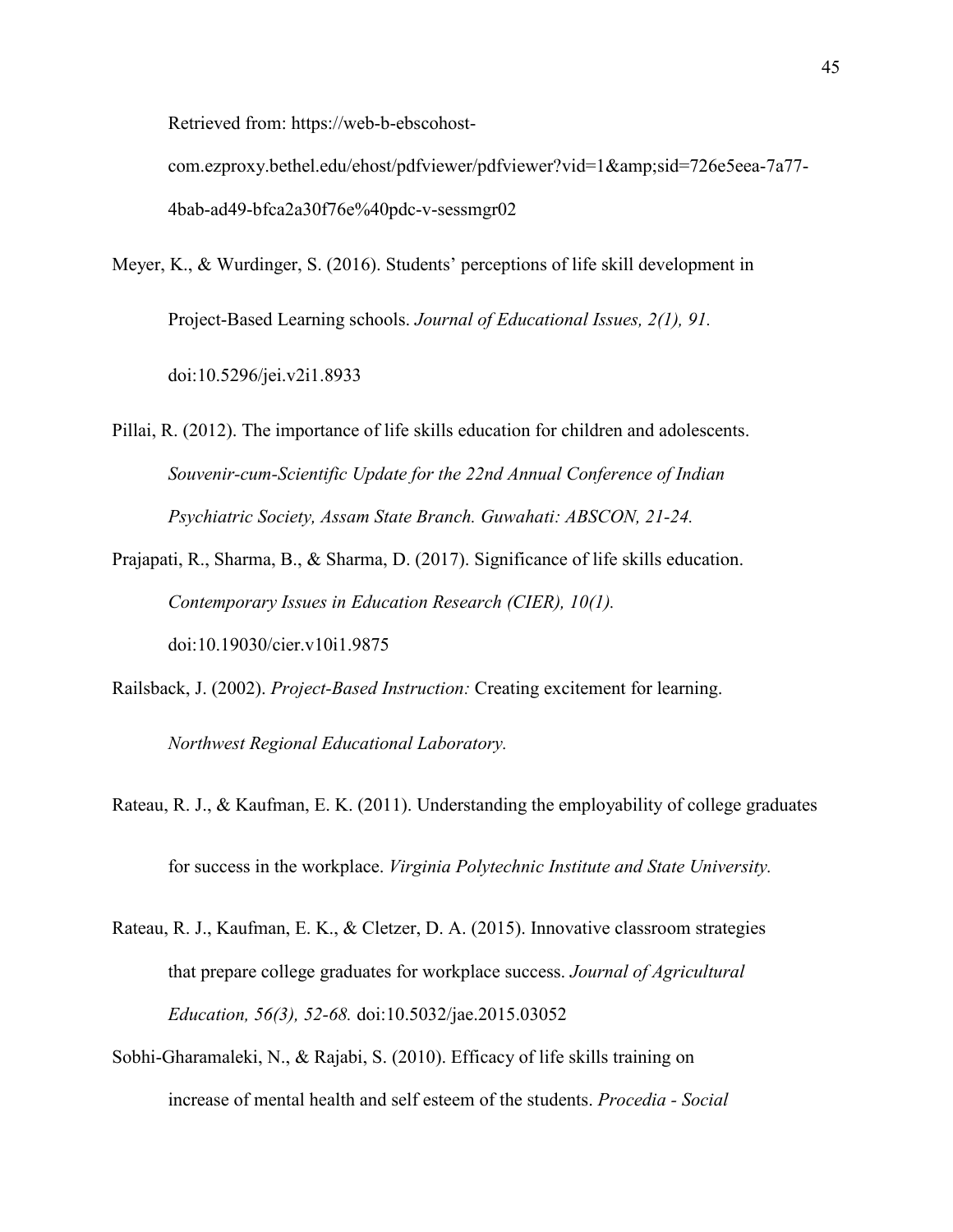Retrieved from: https://web-b-ebscohost-com.ezproxy.bethel.edu/ehost/pdfviewer/pdfviewer?vid=1&amp;sid=726e5eea-7a77-4bab-ad49-bfca2a30f76e%40pdc-v-sessmgr02

Meyer, K., & Wurdinger, S. (2016). Students' perceptions of life skill development in Project-Based Learning schools. *Journal of Educational Issues, 2(1), 91.* doi:10.5296/jei.v2i1.8933

Pillai, R. (2012). The importance of life skills education for children and adolescents. *Souvenir-cum-Scientific Update for the 22nd Annual Conference of Indian Psychiatric Society, Assam State Branch. Guwahati: ABSCON, 21-24.*

Prajapati, R., Sharma, B., & Sharma, D. (2017). Significance of life skills education. *Contemporary Issues in Education Research (CIER), 10(1).* doi:10.19030/cier.v10i1.9875

Railsback, J. (2002). *Project-Based Instruction:* Creating excitement for learning. *Northwest Regional Educational Laboratory.*

Rateau, R. J., & Kaufman, E. K. (2011). Understanding the employability of college graduates for success in the workplace. *Virginia Polytechnic Institute and State University.*

Rateau, R. J., Kaufman, E. K., & Cletzer, D. A. (2015). Innovative classroom strategies that prepare college graduates for workplace success. *Journal of Agricultural Education, 56(3), 52-68.* doi:10.5032/jae.2015.03052

Sobhi-Gharamaleki, N., & Rajabi, S. (2010). Efficacy of life skills training on increase of mental health and self esteem of the students. *Procedia - Social*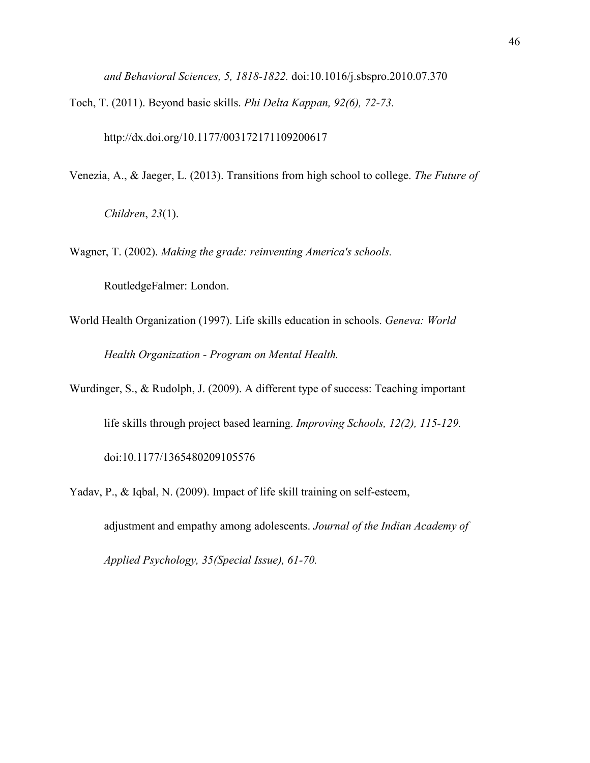*and Behavioral Sciences, 5, 1818-1822.* doi:10.1016/j.sbspro.2010.07.370

Toch, T. (2011). Beyond basic skills. *Phi Delta Kappan, 92(6), 72-73.* http://dx.doi.org/10.1177/003172171109200617

Venezia, A., & Jaeger, L. (2013). Transitions from high school to college. *The Future of Children*, *23*(1).

Wagner, T. (2002). *Making the grade: reinventing America's schools.* RoutledgeFalmer: London.

World Health Organization (1997). Life skills education in schools. *Geneva: World Health Organization - Program on Mental Health.*

Wurdinger, S., & Rudolph, J. (2009). A different type of success: Teaching important life skills through project based learning. *Improving Schools, 12(2), 115-129.* doi:10.1177/1365480209105576

Yadav, P., & Iqbal, N. (2009). Impact of life skill training on self-esteem, adjustment and empathy among adolescents. *Journal of the Indian Academy of Applied Psychology, 35(Special Issue), 61-70.*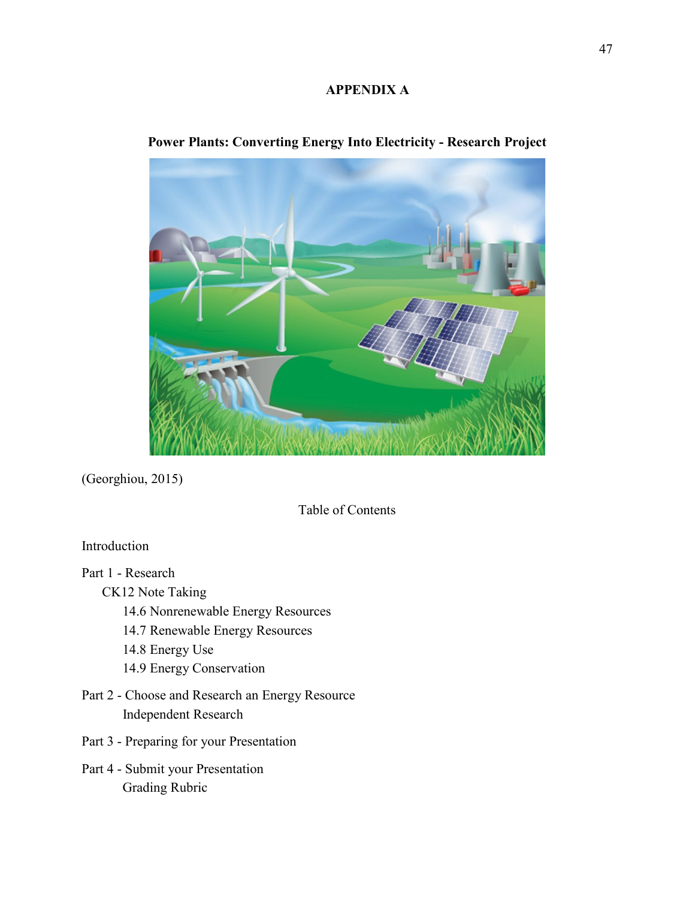# APPENDIX A

## Power Plants: Converting Energy Into Electricity - Research Project

(Georghiou, 2015)

Table of Contents

Introduction

Part 1 - Research
- CK12 Note Taking
  - 14.6 Nonrenewable Energy Resources
  - 14.7 Renewable Energy Resources
  - 14.8 Energy Use
  - 14.9 Energy Conservation

Part 2 - Choose and Research an Energy Resource
- Independent Research

Part 3 - Preparing for your Presentation

Part 4 - Submit your Presentation
- Grading Rubric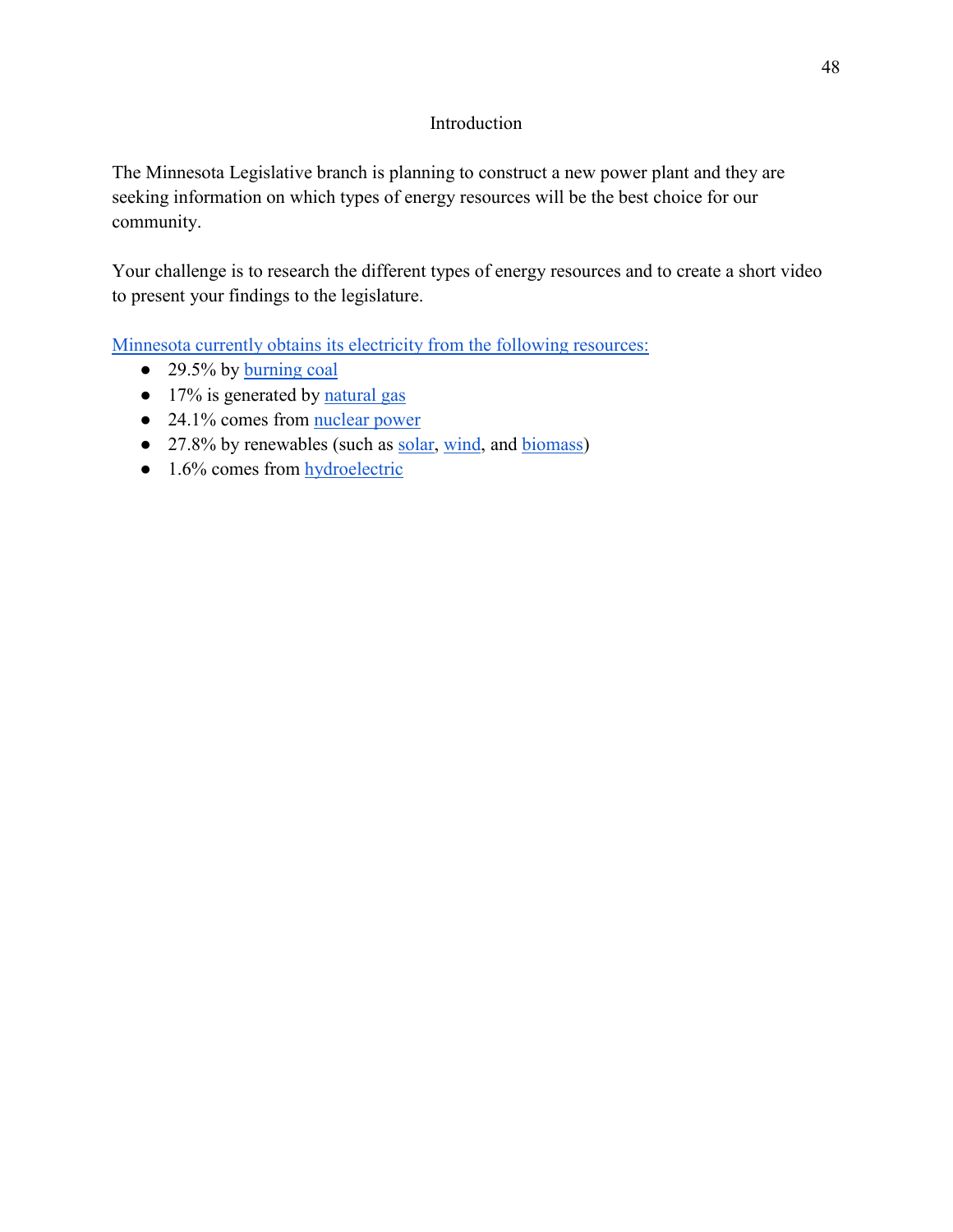# Introduction

The Minnesota Legislative branch is planning to construct a new power plant and they are seeking information on which types of energy resources will be the best choice for our community.

Your challenge is to research the different types of energy resources and to create a short video to present your findings to the legislature.

Minnesota currently obtains its electricity from the following resources:

- 29.5% by burning coal
- 17% is generated by natural gas
- 24.1% comes from nuclear power
- 27.8% by renewables (such as solar, wind, and biomass)
- 1.6% comes from hydroelectric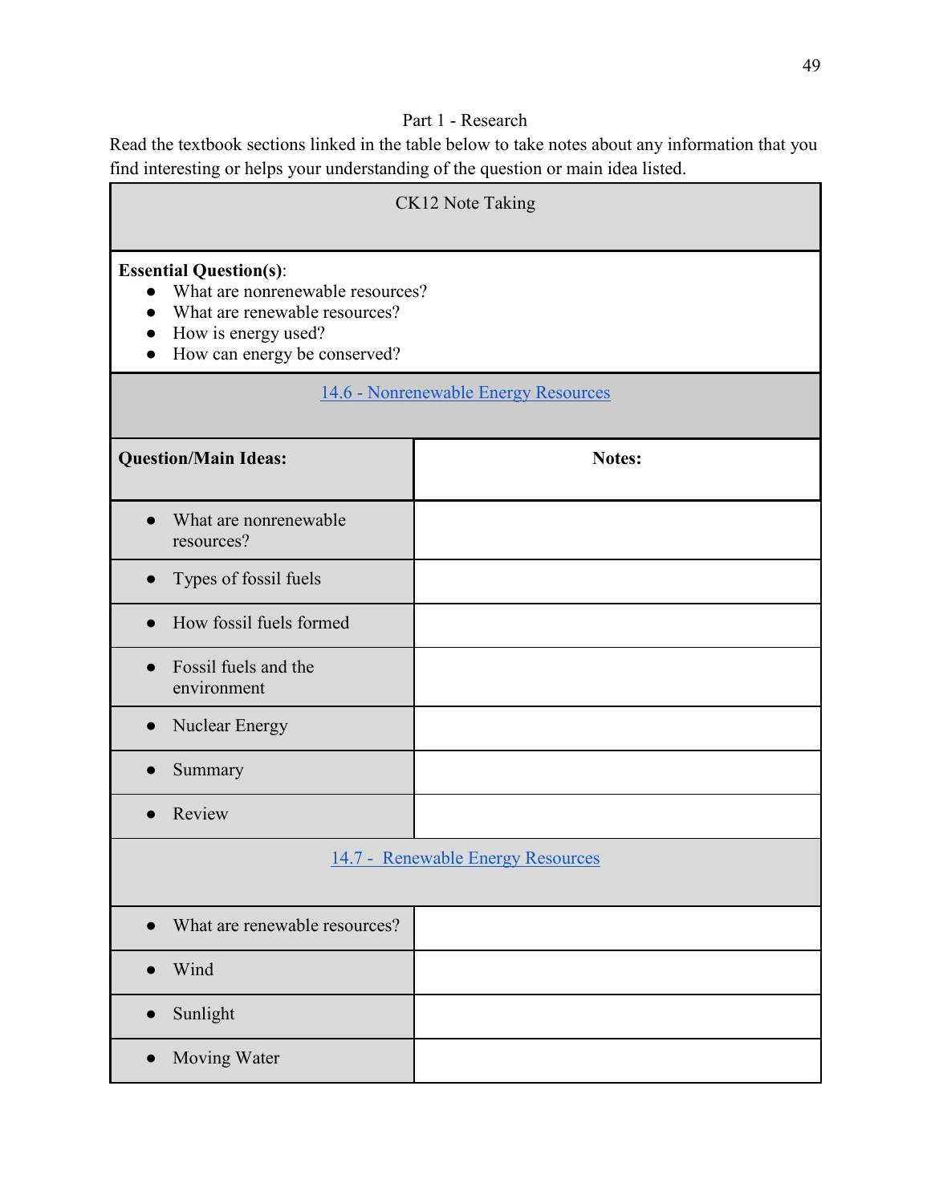Part 1 - Research

Read the textbook sections linked in the table below to take notes about any information that you find interesting or helps your understanding of the question or main idea listed.

| CK12 Note Taking | |
|---|---|
| **Essential Question(s)**:<br>● What are nonrenewable resources?<br>● What are renewable resources?<br>● How is energy used?<br>● How can energy be conserved? | |
| [14.6 - Nonrenewable Energy Resources]() | |
| **Question/Main Ideas:** | **Notes:** |
| ● What are nonrenewable resources? | |
| ● Types of fossil fuels | |
| ● How fossil fuels formed | |
| ● Fossil fuels and the environment | |
| ● Nuclear Energy | |
| ● Summary | |
| ● Review | |
| [14.7 - Renewable Energy Resources]() | |
| ● What are renewable resources? | |
| ● Wind | |
| ● Sunlight | |
| ● Moving Water | |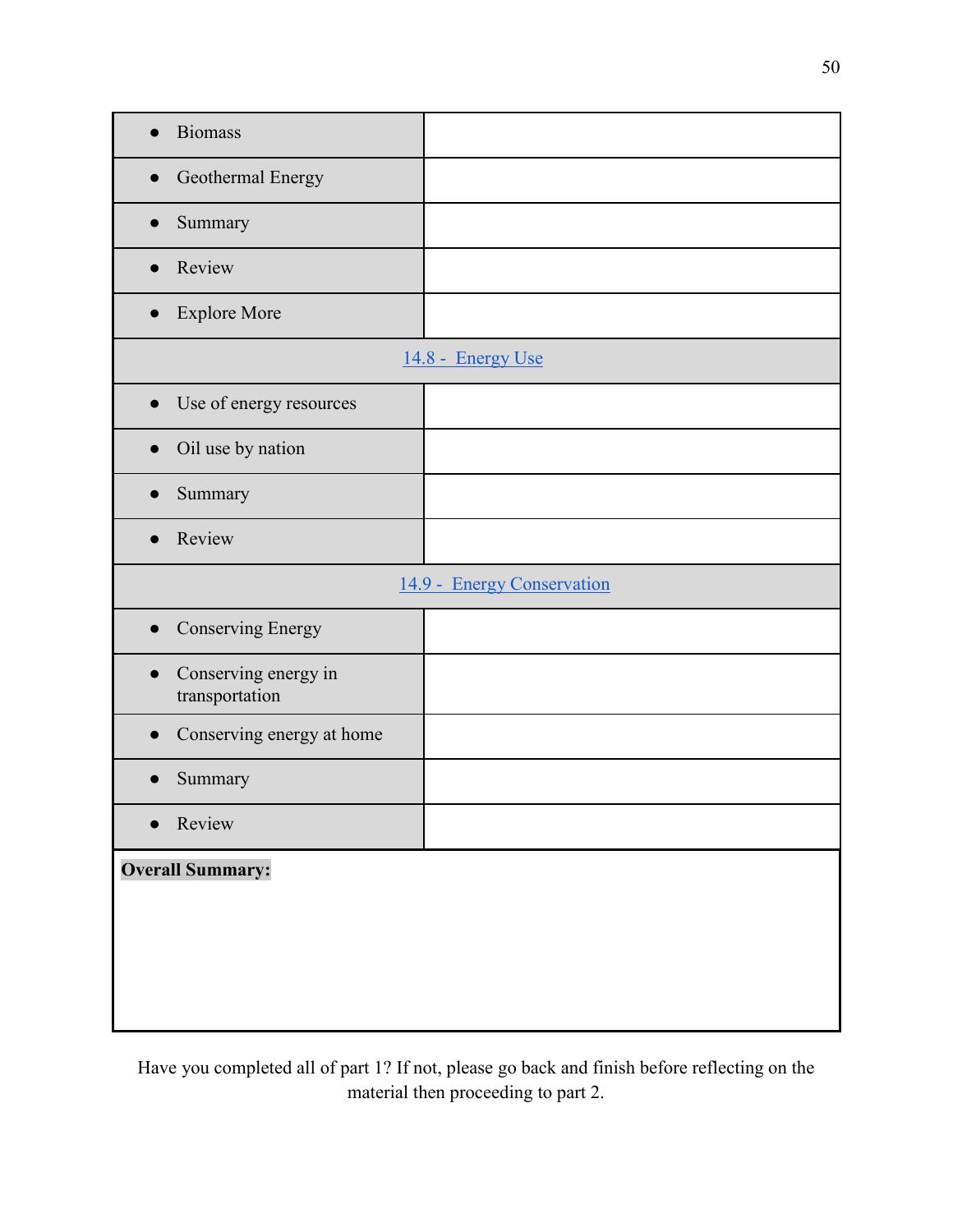| | |
|---|---|
| • Biomass | |
| • Geothermal Energy | |
| • Summary | |
| • Review | |
| • Explore More | |
| **14.8 - Energy Use** | |
| • Use of energy resources | |
| • Oil use by nation | |
| • Summary | |
| • Review | |
| **14.9 - Energy Conservation** | |
| • Conserving Energy | |
| • Conserving energy in transportation | |
| • Conserving energy at home | |
| • Summary | |
| • Review | |

**Overall Summary:**

Have you completed all of part 1? If not, please go back and finish before reflecting on the material then proceeding to part 2.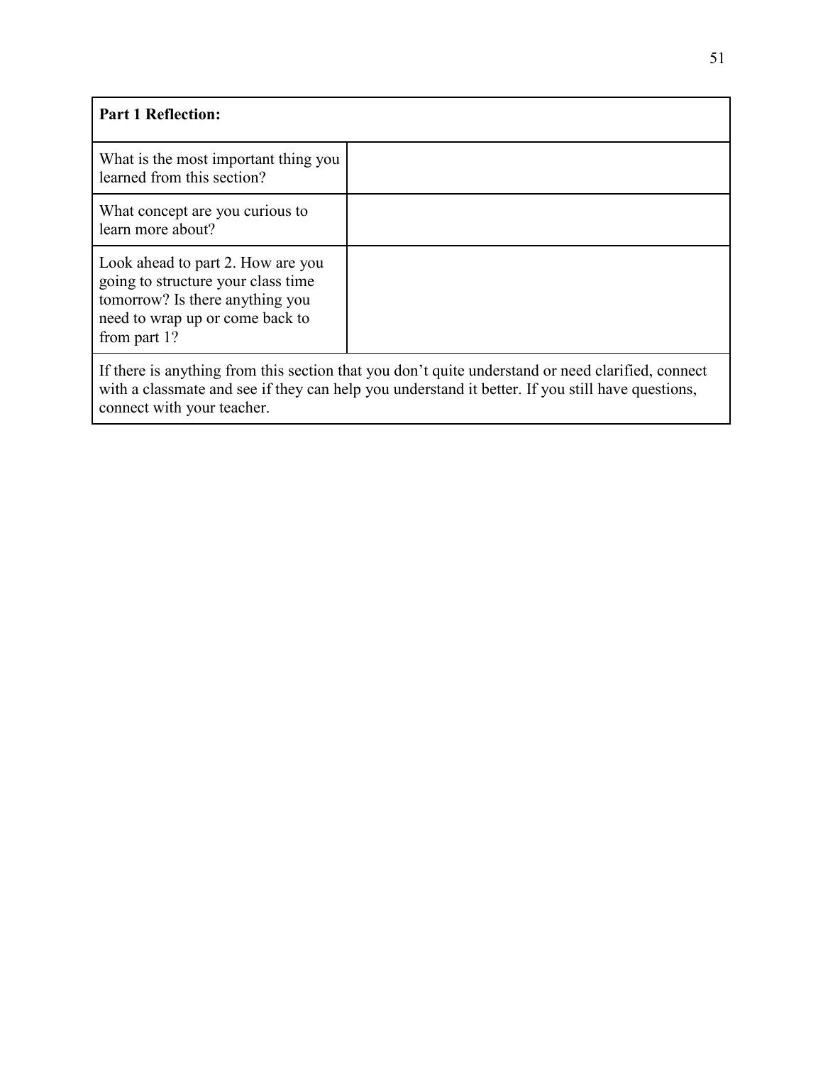| **Part 1 Reflection:** | |
|---|---|
| What is the most important thing you learned from this section? | |
| What concept are you curious to learn more about? | |
| Look ahead to part 2. How are you going to structure your class time tomorrow? Is there anything you need to wrap up or come back to from part 1? | |
| If there is anything from this section that you don't quite understand or need clarified, connect with a classmate and see if they can help you understand it better. If you still have questions, connect with your teacher. | |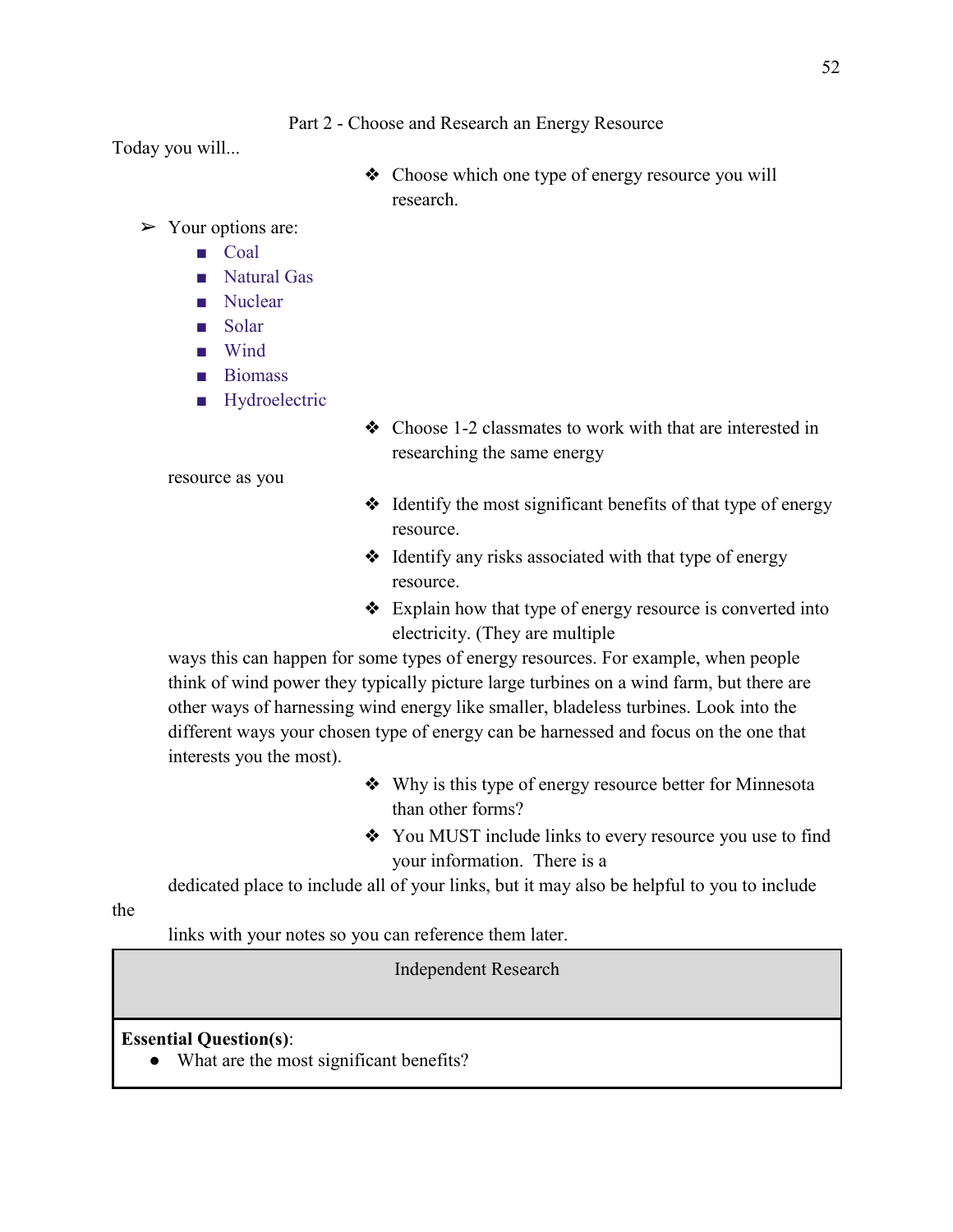Part 2 - Choose and Research an Energy Resource

Today you will...

- Choose which one type of energy resource you will research.
  - Your options are:
    - Coal
    - Natural Gas
    - Nuclear
    - Solar
    - Wind
    - Biomass
    - Hydroelectric
- Choose 1-2 classmates to work with that are interested in researching the same energy resource as you
- Identify the most significant benefits of that type of energy resource.
- Identify any risks associated with that type of energy resource.
- Explain how that type of energy resource is converted into electricity. (They are multiple ways this can happen for some types of energy resources. For example, when people think of wind power they typically picture large turbines on a wind farm, but there are other ways of harnessing wind energy like smaller, bladeless turbines. Look into the different ways your chosen type of energy can be harnessed and focus on the one that interests you the most).
- Why is this type of energy resource better for Minnesota than other forms?
- You MUST include links to every resource you use to find your information. There is a dedicated place to include all of your links, but it may also be helpful to you to include the links with your notes so you can reference them later.

| Independent Research |
|---|
| **Essential Question(s)**:<br>• What are the most significant benefits? |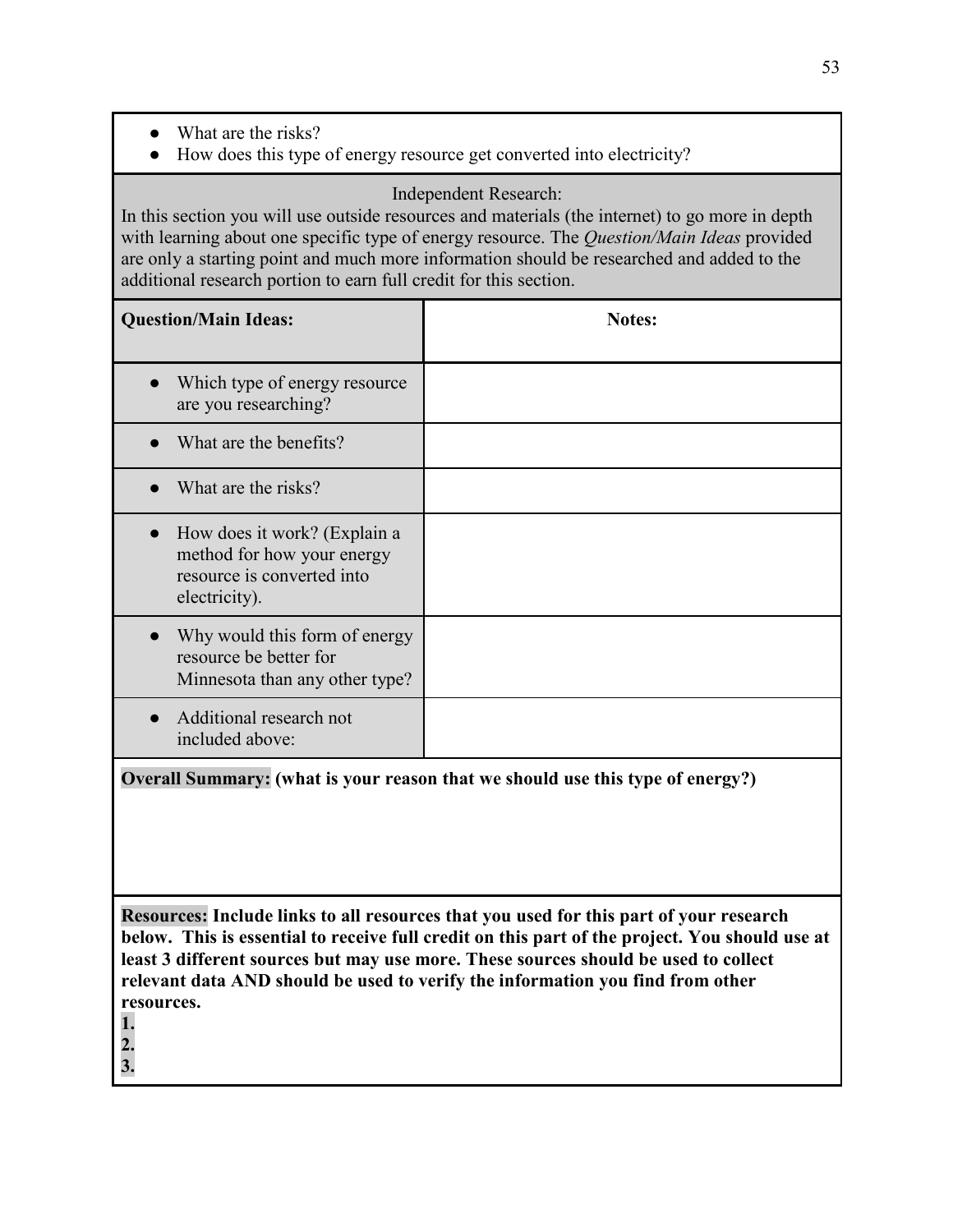- What are the risks?
- How does this type of energy resource get converted into electricity?

Independent Research:
In this section you will use outside resources and materials (the internet) to go more in depth with learning about one specific type of energy resource. The *Question/Main Ideas* provided are only a starting point and much more information should be researched and added to the additional research portion to earn full credit for this section.

| **Question/Main Ideas:** | **Notes:** |
| --- | --- |
| • Which type of energy resource are you researching? | |
| • What are the benefits? | |
| • What are the risks? | |
| • How does it work? (Explain a method for how your energy resource is converted into electricity). | |
| • Why would this form of energy resource be better for Minnesota than any other type? | |
| • Additional research not included above: | |

**Overall Summary: (what is your reason that we should use this type of energy?)**

**Resources: Include links to all resources that you used for this part of your research below. This is essential to receive full credit on this part of the project. You should use at least 3 different sources but may use more. These sources should be used to collect relevant data AND should be used to verify the information you find from other resources.**

**1.**
**2.**
**3.**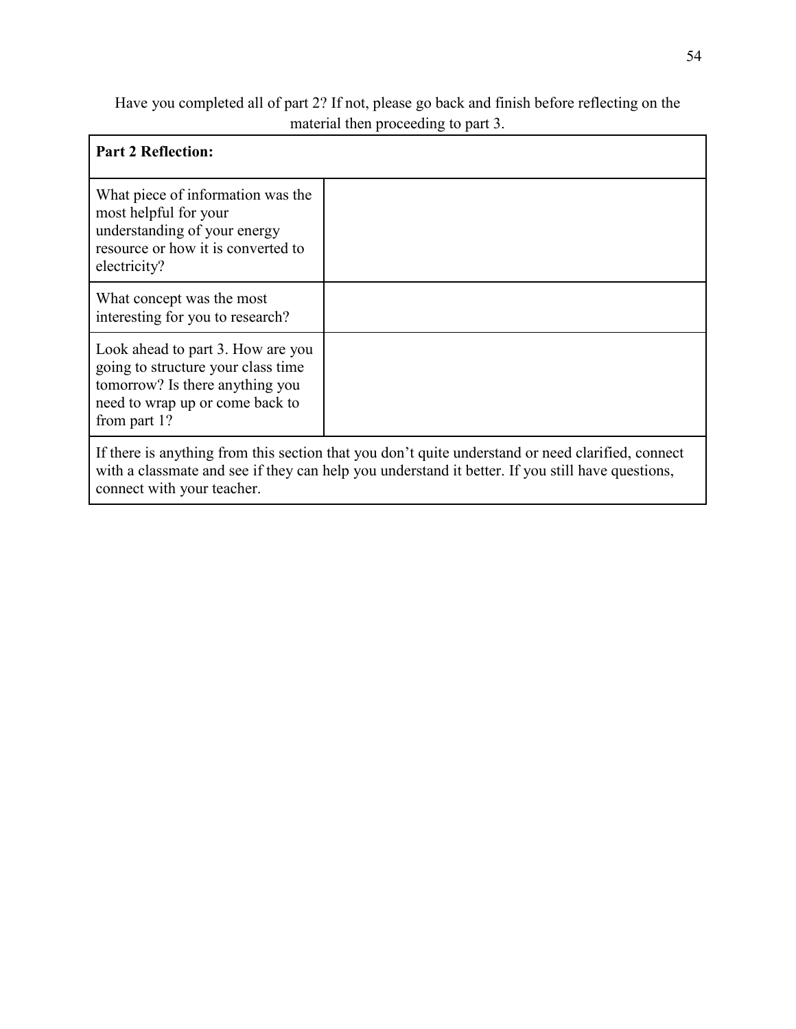Have you completed all of part 2? If not, please go back and finish before reflecting on the material then proceeding to part 3.

| **Part 2 Reflection:** | |
|---|---|
| What piece of information was the most helpful for your understanding of your energy resource or how it is converted to electricity? | |
| What concept was the most interesting for you to research? | |
| Look ahead to part 3. How are you going to structure your class time tomorrow? Is there anything you need to wrap up or come back to from part 1? | |
| If there is anything from this section that you don't quite understand or need clarified, connect with a classmate and see if they can help you understand it better. If you still have questions, connect with your teacher. | |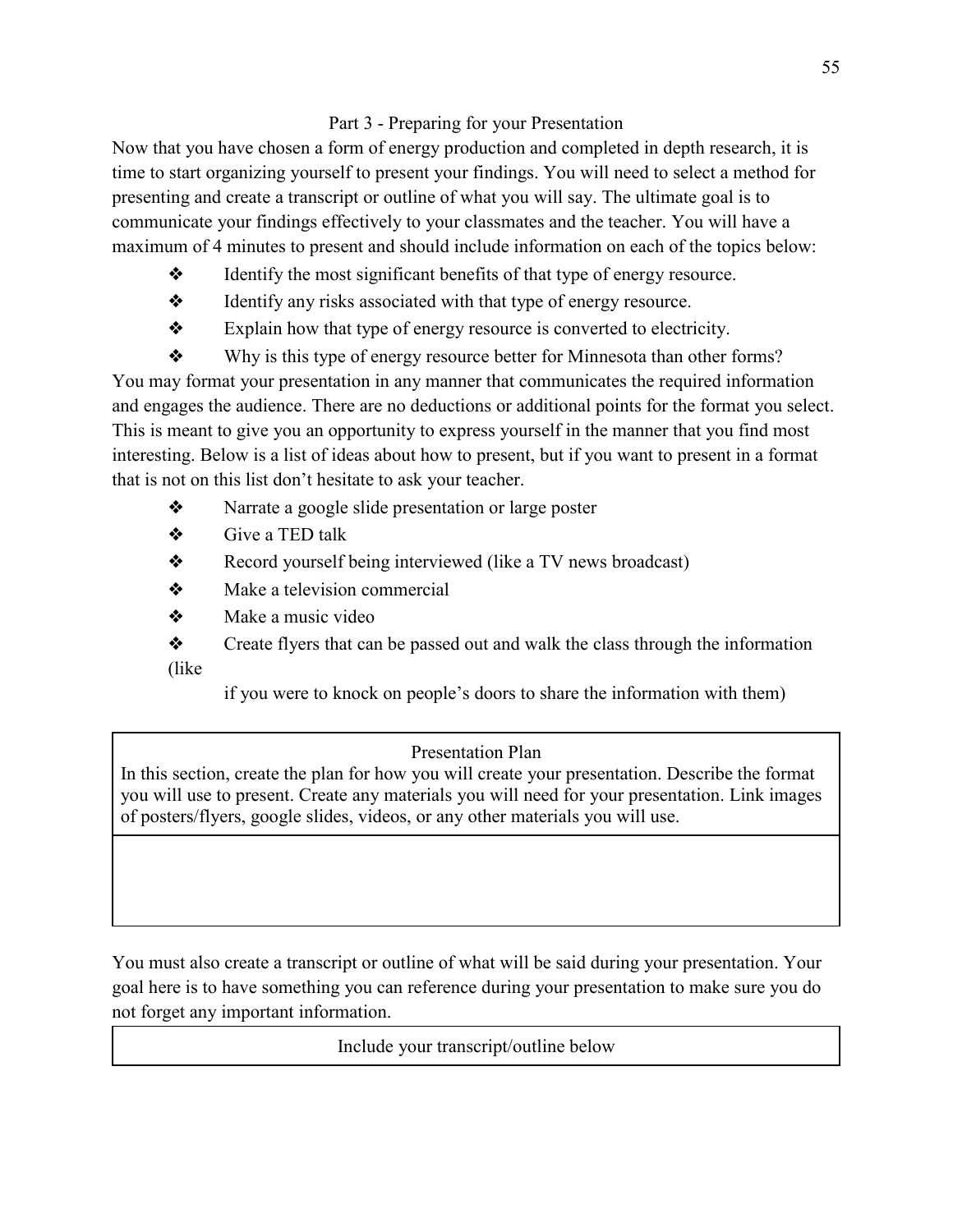## Part 3 - Preparing for your Presentation

Now that you have chosen a form of energy production and completed in depth research, it is time to start organizing yourself to present your findings. You will need to select a method for presenting and create a transcript or outline of what you will say. The ultimate goal is to communicate your findings effectively to your classmates and the teacher. You will have a maximum of 4 minutes to present and should include information on each of the topics below:

- ❖ Identify the most significant benefits of that type of energy resource.
- ❖ Identify any risks associated with that type of energy resource.
- ❖ Explain how that type of energy resource is converted to electricity.
- ❖ Why is this type of energy resource better for Minnesota than other forms?

You may format your presentation in any manner that communicates the required information and engages the audience. There are no deductions or additional points for the format you select. This is meant to give you an opportunity to express yourself in the manner that you find most interesting. Below is a list of ideas about how to present, but if you want to present in a format that is not on this list don't hesitate to ask your teacher.

- ❖ Narrate a google slide presentation or large poster
- ❖ Give a TED talk
- ❖ Record yourself being interviewed (like a TV news broadcast)
- ❖ Make a television commercial
- ❖ Make a music video
- ❖ Create flyers that can be passed out and walk the class through the information (like if you were to knock on people's doors to share the information with them)

| Presentation Plan<br>In this section, create the plan for how you will create your presentation. Describe the format you will use to present. Create any materials you will need for your presentation. Link images of posters/flyers, google slides, videos, or any other materials you will use. |
|---|
| |

You must also create a transcript or outline of what will be said during your presentation. Your goal here is to have something you can reference during your presentation to make sure you do not forget any important information.

| Include your transcript/outline below |
|---|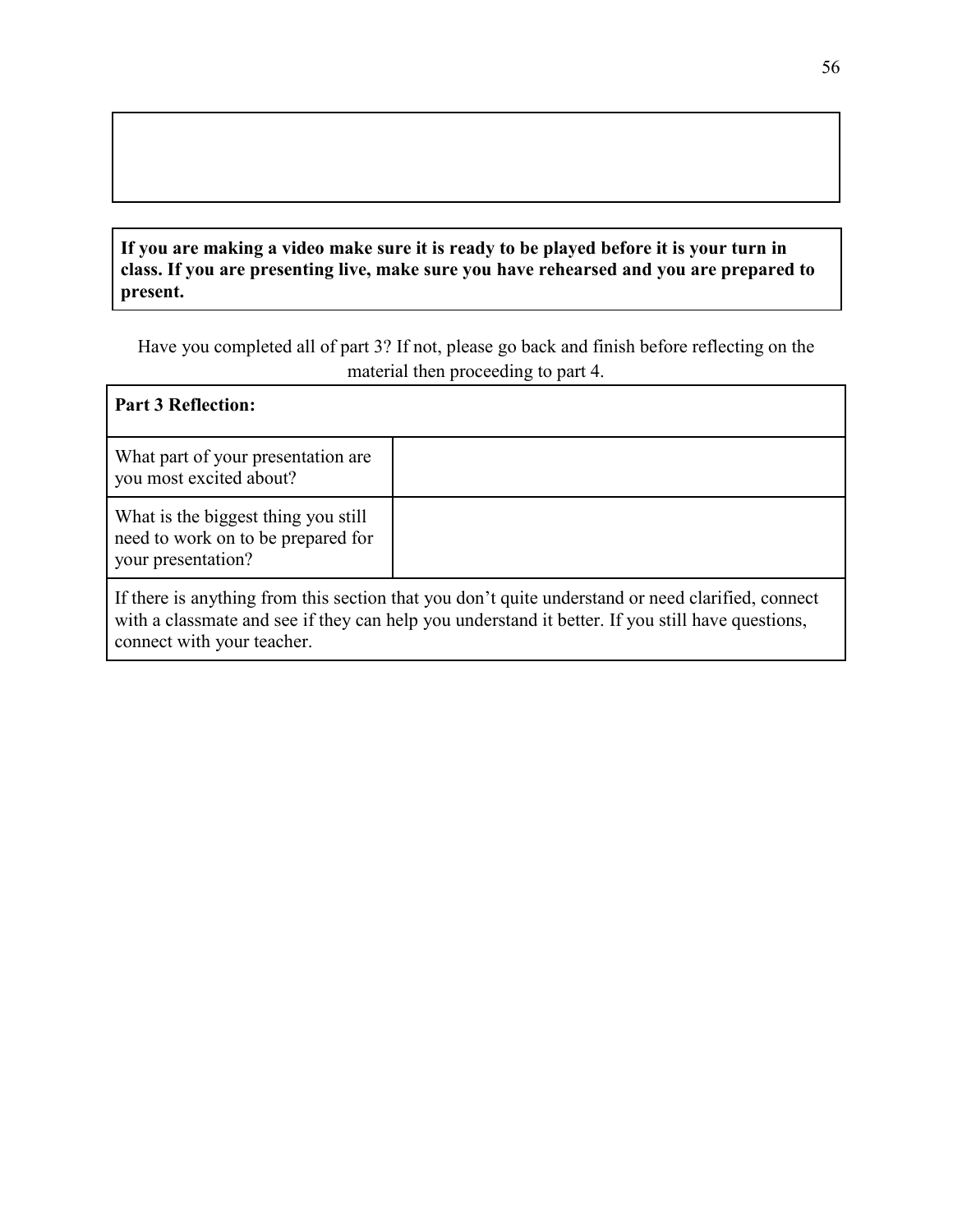**If you are making a video make sure it is ready to be played before it is your turn in class. If you are presenting live, make sure you have rehearsed and you are prepared to present.**

Have you completed all of part 3? If not, please go back and finish before reflecting on the material then proceeding to part 4.

| **Part 3 Reflection:** | |
|---|---|
| What part of your presentation are you most excited about? | |
| What is the biggest thing you still need to work on to be prepared for your presentation? | |
| If there is anything from this section that you don't quite understand or need clarified, connect with a classmate and see if they can help you understand it better. If you still have questions, connect with your teacher. | |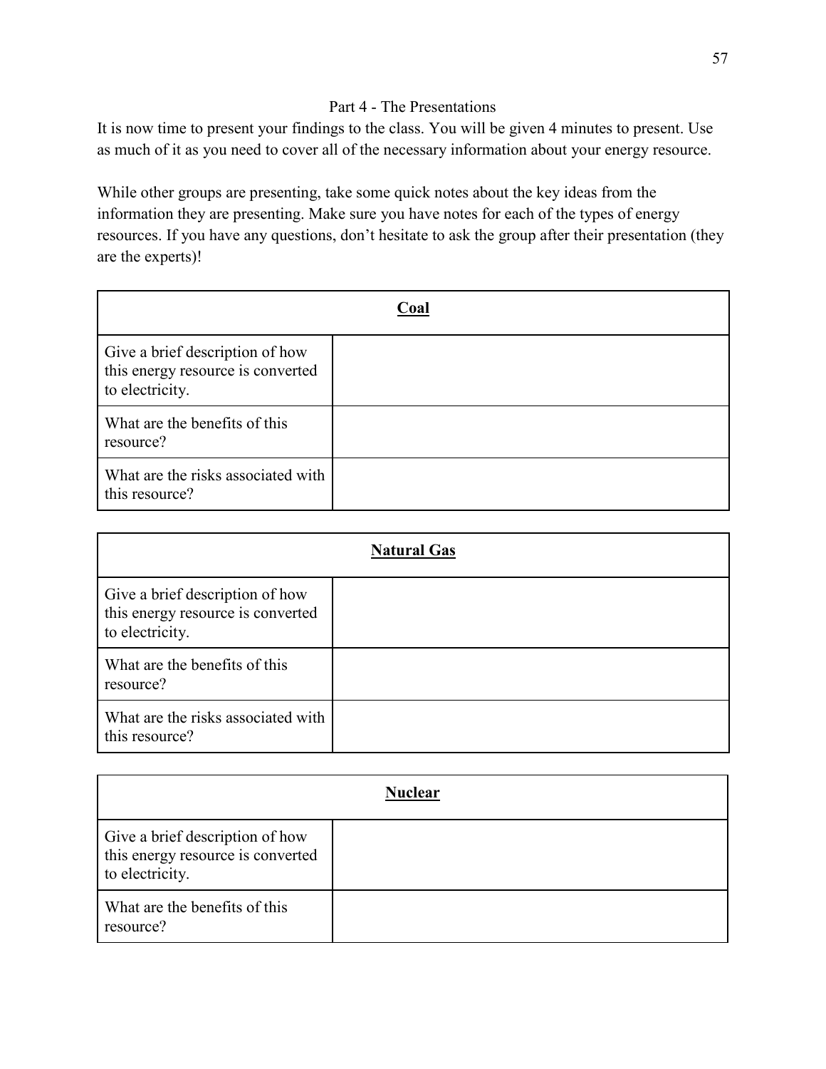## Part 4 - The Presentations

It is now time to present your findings to the class. You will be given 4 minutes to present. Use as much of it as you need to cover all of the necessary information about your energy resource.

While other groups are presenting, take some quick notes about the key ideas from the information they are presenting. Make sure you have notes for each of the types of energy resources. If you have any questions, don't hesitate to ask the group after their presentation (they are the experts)!

| **Coal** | |
|---|---|
| Give a brief description of how this energy resource is converted to electricity. | |
| What are the benefits of this resource? | |
| What are the risks associated with this resource? | |

| **Natural Gas** | |
|---|---|
| Give a brief description of how this energy resource is converted to electricity. | |
| What are the benefits of this resource? | |
| What are the risks associated with this resource? | |

| **Nuclear** | |
|---|---|
| Give a brief description of how this energy resource is converted to electricity. | |
| What are the benefits of this resource? | |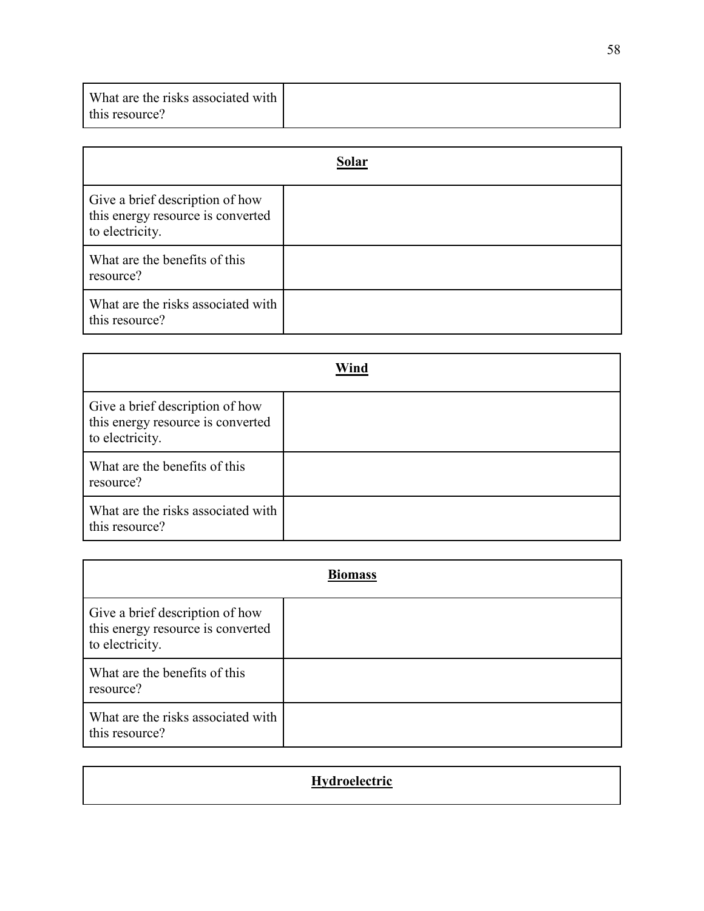| What are the risks associated with this resource? | |
|---|---|

| **Solar** | |
|---|---|
| Give a brief description of how this energy resource is converted to electricity. | |
| What are the benefits of this resource? | |
| What are the risks associated with this resource? | |

| **Wind** | |
|---|---|
| Give a brief description of how this energy resource is converted to electricity. | |
| What are the benefits of this resource? | |
| What are the risks associated with this resource? | |

| **Biomass** | |
|---|---|
| Give a brief description of how this energy resource is converted to electricity. | |
| What are the benefits of this resource? | |
| What are the risks associated with this resource? | |

| **Hydroelectric** |
|---|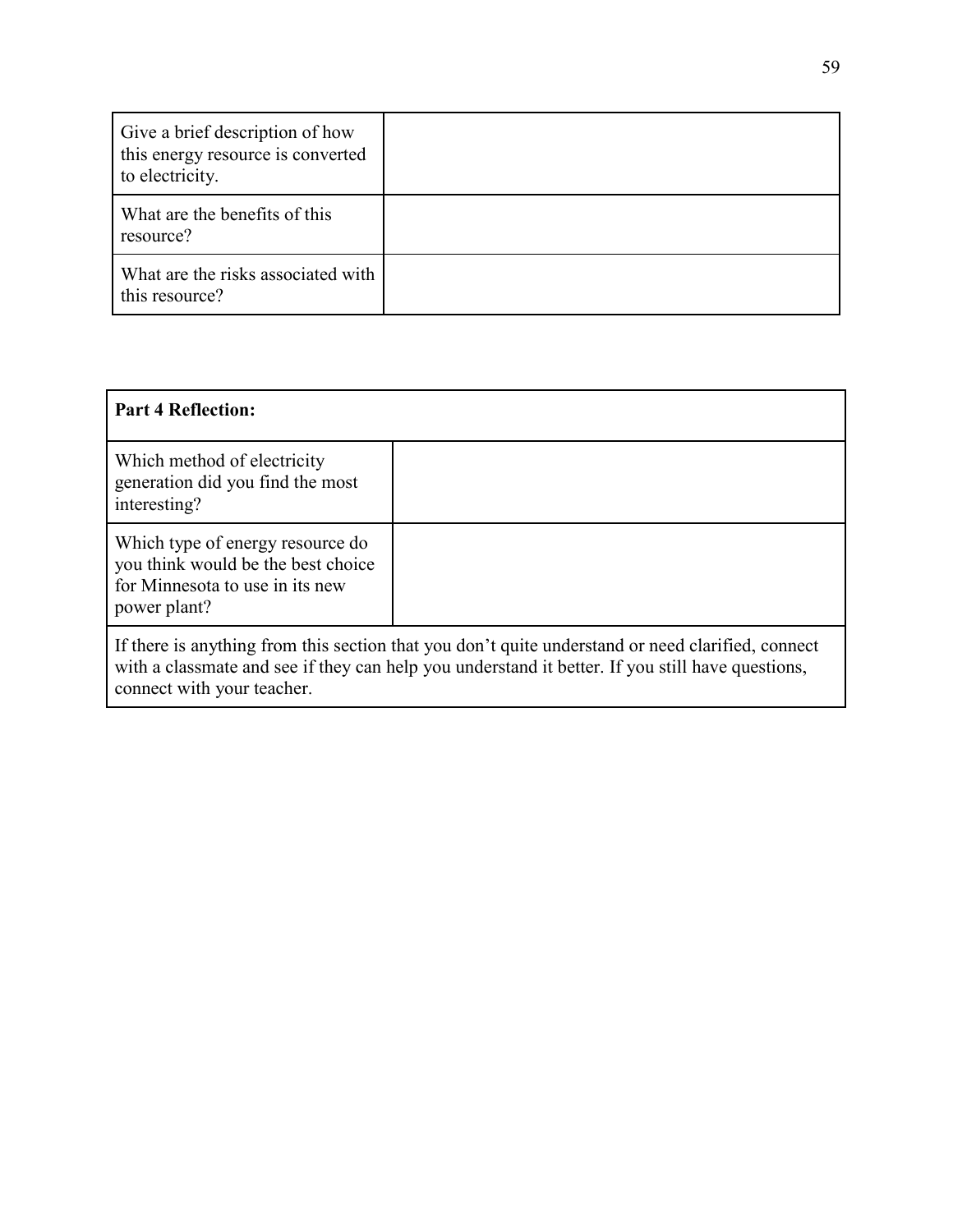| | |
|---|---|
| Give a brief description of how this energy resource is converted to electricity. | |
| What are the benefits of this resource? | |
| What are the risks associated with this resource? | |

| **Part 4 Reflection:** | |
|---|---|
| Which method of electricity generation did you find the most interesting? | |
| Which type of energy resource do you think would be the best choice for Minnesota to use in its new power plant? | |
| If there is anything from this section that you don't quite understand or need clarified, connect with a classmate and see if they can help you understand it better. If you still have questions, connect with your teacher. | |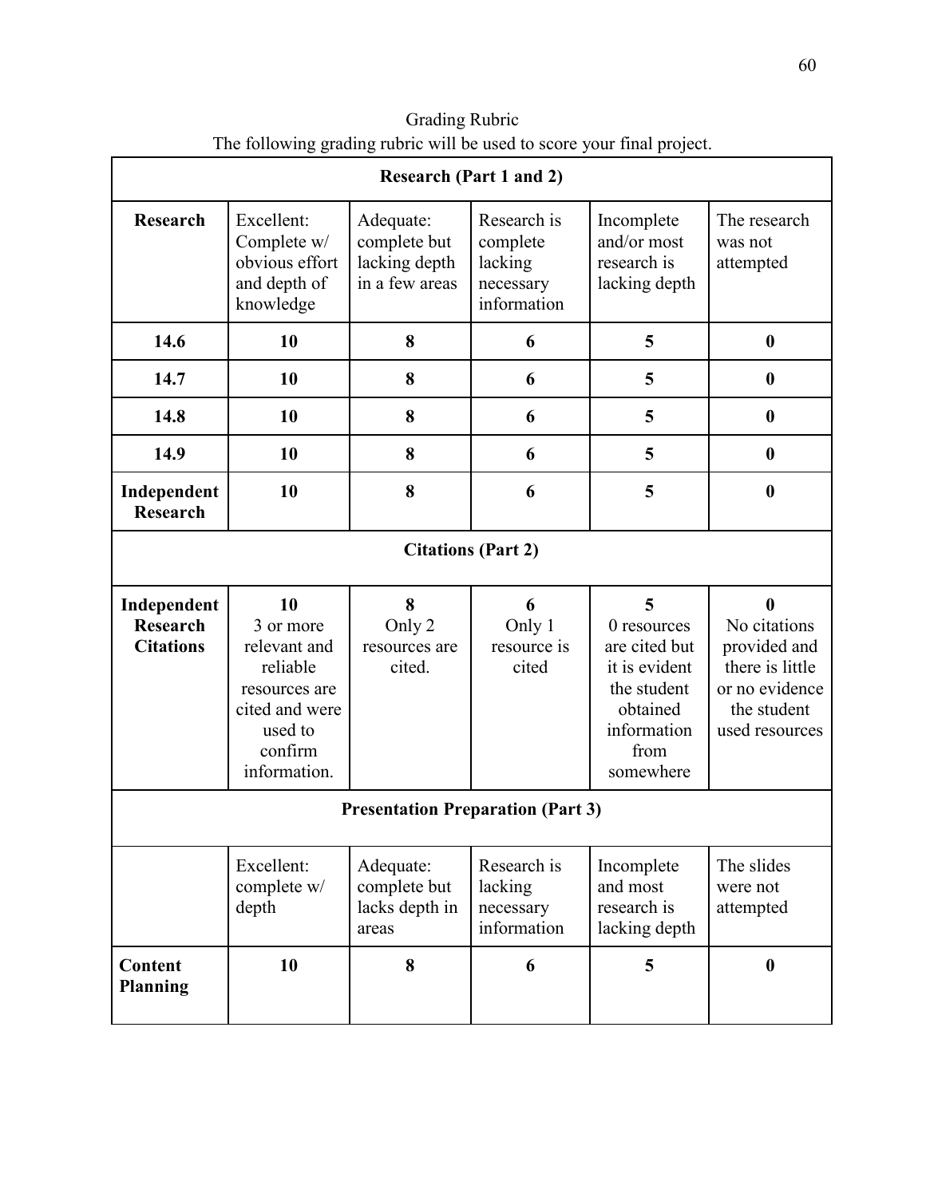Grading Rubric

The following grading rubric will be used to score your final project.

| Research (Part 1 and 2) | | | | | |
|---|---|---|---|---|---|
| **Research** | Excellent: Complete w/ obvious effort and depth of knowledge | Adequate: complete but lacking depth in a few areas | Research is complete lacking necessary information | Incomplete and/or most research is lacking depth | The research was not attempted |
| **14.6** | **10** | **8** | **6** | **5** | **0** |
| **14.7** | **10** | **8** | **6** | **5** | **0** |
| **14.8** | **10** | **8** | **6** | **5** | **0** |
| **14.9** | **10** | **8** | **6** | **5** | **0** |
| **Independent Research** | **10** | **8** | **6** | **5** | **0** |
| **Citations (Part 2)** | | | | | |
| **Independent Research Citations** | **10** 3 or more relevant and reliable resources are cited and were used to confirm information. | **8** Only 2 resources are cited. | **6** Only 1 resource is cited | **5** 0 resources are cited but it is evident the student obtained information from somewhere | **0** No citations provided and there is little or no evidence the student used resources |
| **Presentation Preparation (Part 3)** | | | | | |
| | Excellent: complete w/ depth | Adequate: complete but lacks depth in areas | Research is lacking necessary information | Incomplete and most research is lacking depth | The slides were not attempted |
| **Content Planning** | **10** | **8** | **6** | **5** | **0** |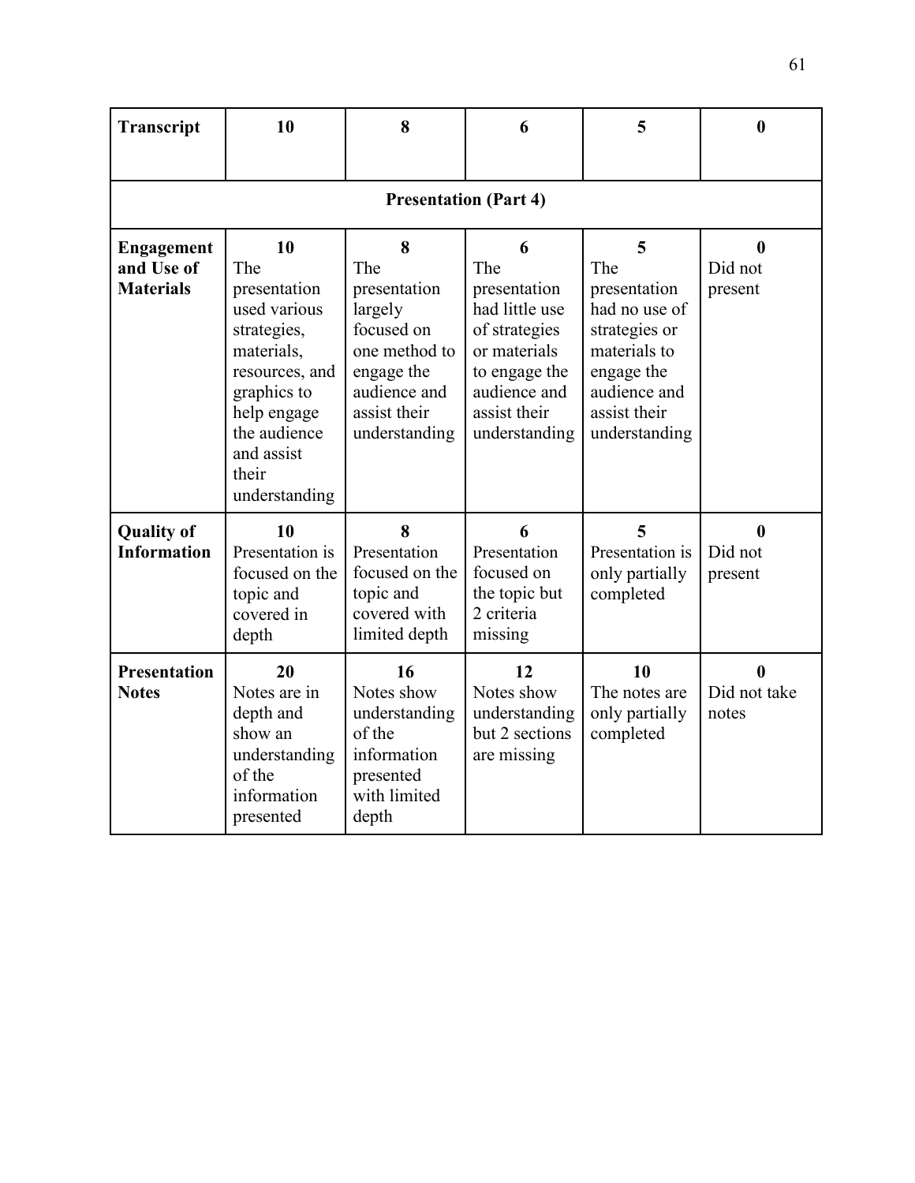| | | | | | |
|---|---|---|---|---|---|
| **Transcript** | **10** | **8** | **6** | **5** | **0** |
| **Presentation (Part 4)** | | | | | |
| **Engagement and Use of Materials** | **10** The presentation used various strategies, materials, resources, and graphics to help engage the audience and assist their understanding | **8** The presentation largely focused on one method to engage the audience and assist their understanding | **6** The presentation had little use of strategies or materials to engage the audience and assist their understanding | **5** The presentation had no use of strategies or materials to engage the audience and assist their understanding | **0** Did not present |
| **Quality of Information** | **10** Presentation is focused on the topic and covered in depth | **8** Presentation focused on the topic and covered with limited depth | **6** Presentation focused on the topic but 2 criteria missing | **5** Presentation is only partially completed | **0** Did not present |
| **Presentation Notes** | **20** Notes are in depth and show an understanding of the information presented | **16** Notes show understanding of the information presented with limited depth | **12** Notes show understanding but 2 sections are missing | **10** The notes are only partially completed | **0** Did not take notes |